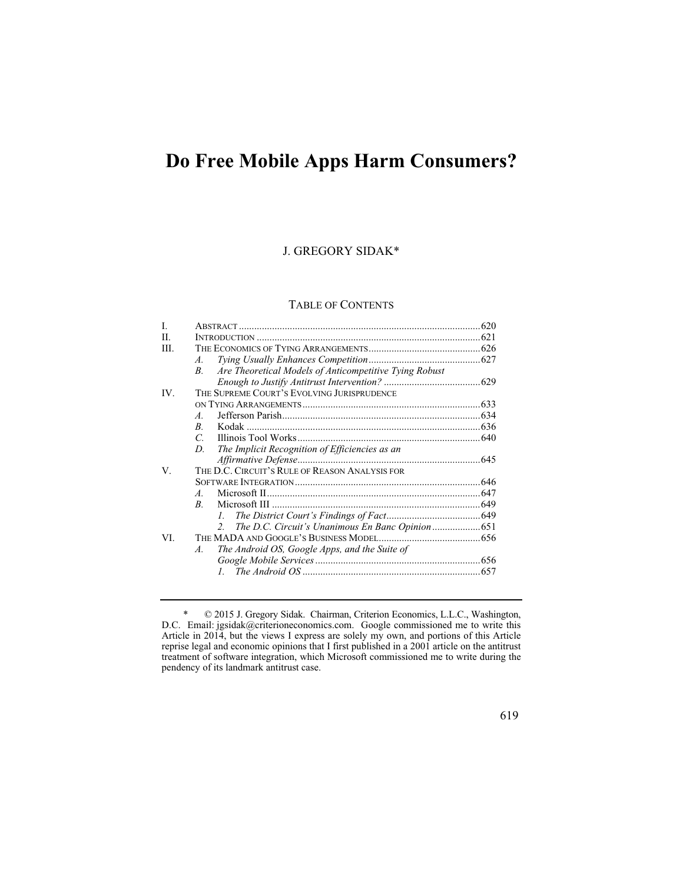# Do Free Mobile Apps Harm Consumers?

J. GREGORY SIDAK*

TABLE OF CONTENTS

| | | |
|---|---|---|
| I. | ABSTRACT | 620 |
| II. | INTRODUCTION | 621 |
| III. | THE ECONOMICS OF TYING ARRANGEMENTS | 626 |
| | *A. Tying Usually Enhances Competition* | 627 |
| | *B. Are Theoretical Models of Anticompetitive Tying Robust Enough to Justify Antitrust Intervention?* | 629 |
| IV. | THE SUPREME COURT'S EVOLVING JURISPRUDENCE ON TYING ARRANGEMENTS | 633 |
| | *A.* Jefferson Parish | 634 |
| | *B.* Kodak | 636 |
| | *C.* Illinois Tool Works | 640 |
| | *D. The Implicit Recognition of Efficiencies as an Affirmative Defense* | 645 |
| V. | THE D.C. CIRCUIT'S RULE OF REASON ANALYSIS FOR SOFTWARE INTEGRATION | 646 |
| | *A.* Microsoft II | 647 |
| | *B.* Microsoft III | 649 |
| | *1. The District Court's Findings of Fact* | 649 |
| | *2. The D.C. Circuit's Unanimous En Banc Opinion* | 651 |
| VI. | THE MADA AND GOOGLE'S BUSINESS MODEL | 656 |
| | *A. The Android OS, Google Apps, and the Suite of Google Mobile Services* | 656 |
| | *1. The Android OS* | 657 |

\* © 2015 J. Gregory Sidak. Chairman, Criterion Economics, L.L.C., Washington, D.C. Email: jgsidak@criterioneconomics.com. Google commissioned me to write this Article in 2014, but the views I express are solely my own, and portions of this Article reprise legal and economic opinions that I first published in a 2001 article on the antitrust treatment of software integration, which Microsoft commissioned me to write during the pendency of its landmark antitrust case.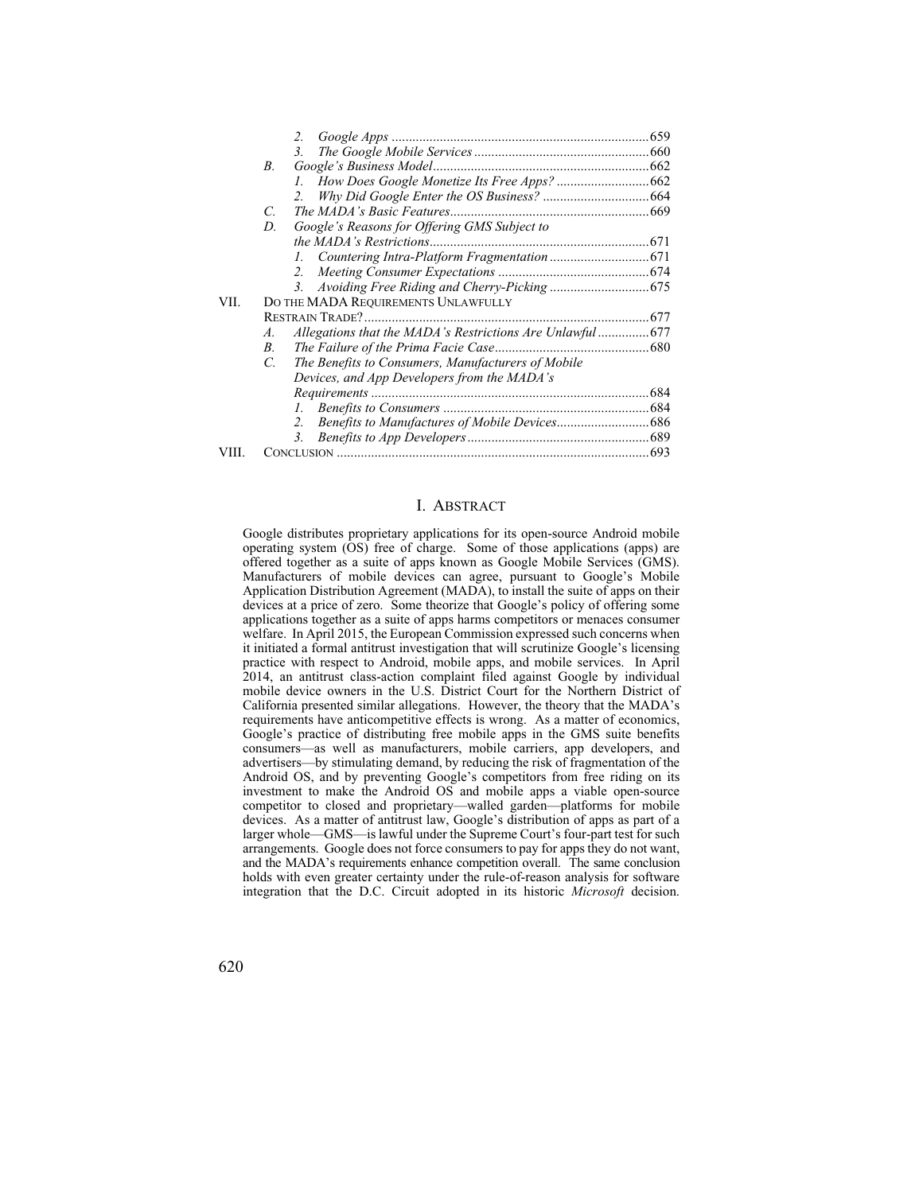2. *Google Apps* .......................................................................... 659
3. *The Google Mobile Services* .................................................. 660

B. *Google's Business Model* .............................................................. 662
1. *How Does Google Monetize Its Free Apps?* ........................... 662
2. *Why Did Google Enter the OS Business?* ............................... 664

C. *The MADA's Basic Features* .......................................................... 669

D. *Google's Reasons for Offering GMS Subject to the MADA's Restrictions* ............................................................... 671
1. *Countering Intra-Platform Fragmentation* ............................. 671
2. *Meeting Consumer Expectations* ............................................ 674
3. *Avoiding Free Riding and Cherry-Picking* ............................. 675

VII. DO THE MADA REQUIREMENTS UNLAWFULLY RESTRAIN TRADE? .................................................................................. 677

A. *Allegations that the MADA's Restrictions Are Unlawful* ............... 677

B. *The Failure of the Prima Facie Case* ............................................. 680

C. *The Benefits to Consumers, Manufacturers of Mobile Devices, and App Developers from the MADA's Requirements* ................................................................................ 684
1. *Benefits to Consumers* ............................................................ 684
2. *Benefits to Manufactures of Mobile Devices* ........................... 686
3. *Benefits to App Developers* ..................................................... 689

VIII. CONCLUSION ........................................................................................... 693

# I. ABSTRACT

Google distributes proprietary applications for its open-source Android mobile operating system (OS) free of charge. Some of those applications (apps) are offered together as a suite of apps known as Google Mobile Services (GMS). Manufacturers of mobile devices can agree, pursuant to Google's Mobile Application Distribution Agreement (MADA), to install the suite of apps on their devices at a price of zero. Some theorize that Google's policy of offering some applications together as a suite of apps harms competitors or menaces consumer welfare. In April 2015, the European Commission expressed such concerns when it initiated a formal antitrust investigation that will scrutinize Google's licensing practice with respect to Android, mobile apps, and mobile services. In April 2014, an antitrust class-action complaint filed against Google by individual mobile device owners in the U.S. District Court for the Northern District of California presented similar allegations. However, the theory that the MADA's requirements have anticompetitive effects is wrong. As a matter of economics, Google's practice of distributing free mobile apps in the GMS suite benefits consumers—as well as manufacturers, mobile carriers, app developers, and advertisers—by stimulating demand, by reducing the risk of fragmentation of the Android OS, and by preventing Google's competitors from free riding on its investment to make the Android OS and mobile apps a viable open-source competitor to closed and proprietary—walled garden—platforms for mobile devices. As a matter of antitrust law, Google's distribution of apps as part of a larger whole—GMS—is lawful under the Supreme Court's four-part test for such arrangements. Google does not force consumers to pay for apps they do not want, and the MADA's requirements enhance competition overall. The same conclusion holds with even greater certainty under the rule-of-reason analysis for software integration that the D.C. Circuit adopted in its historic *Microsoft* decision.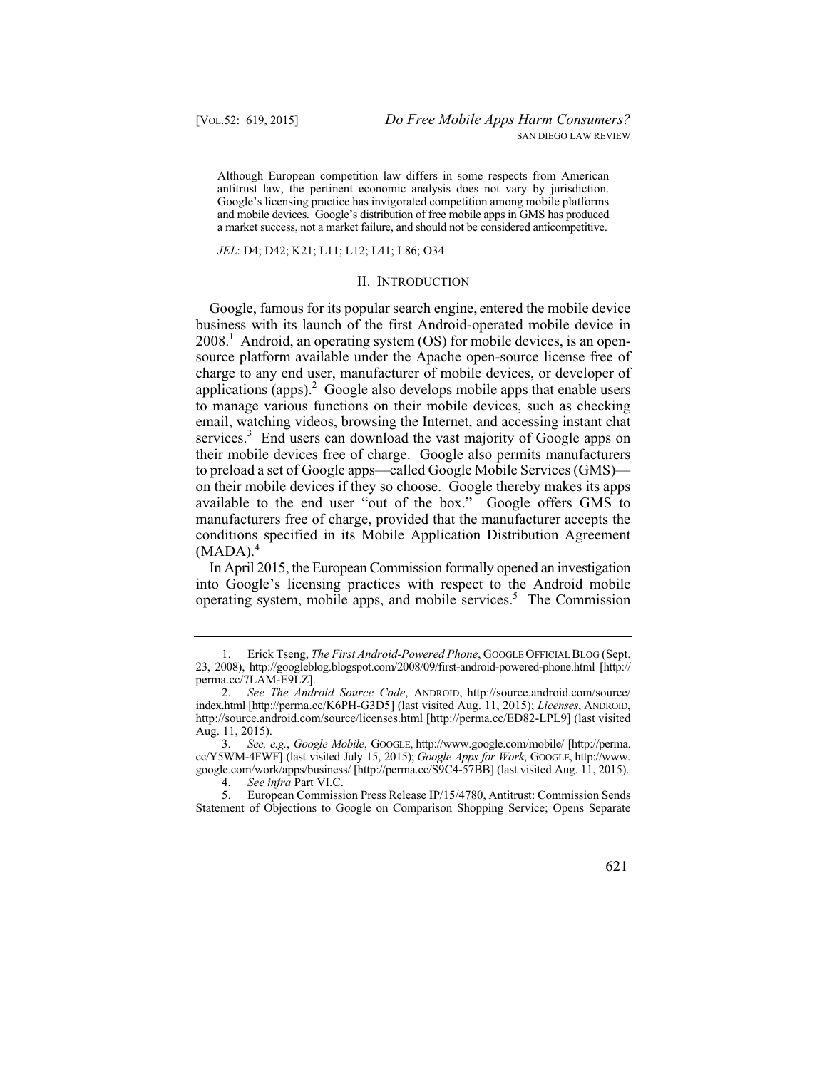Although European competition law differs in some respects from American antitrust law, the pertinent economic analysis does not vary by jurisdiction. Google's licensing practice has invigorated competition among mobile platforms and mobile devices. Google's distribution of free mobile apps in GMS has produced a market success, not a market failure, and should not be considered anticompetitive.

*JEL*: D4; D42; K21; L11; L12; L41; L86; O34

## II. INTRODUCTION

Google, famous for its popular search engine, entered the mobile device business with its launch of the first Android-operated mobile device in 2008.[1] Android, an operating system (OS) for mobile devices, is an open-source platform available under the Apache open-source license free of charge to any end user, manufacturer of mobile devices, or developer of applications (apps).[2] Google also develops mobile apps that enable users to manage various functions on their mobile devices, such as checking email, watching videos, browsing the Internet, and accessing instant chat services.[3] End users can download the vast majority of Google apps on their mobile devices free of charge. Google also permits manufacturers to preload a set of Google apps—called Google Mobile Services (GMS)—on their mobile devices if they so choose. Google thereby makes its apps available to the end user "out of the box." Google offers GMS to manufacturers free of charge, provided that the manufacturer accepts the conditions specified in its Mobile Application Distribution Agreement (MADA).[4]

In April 2015, the European Commission formally opened an investigation into Google's licensing practices with respect to the Android mobile operating system, mobile apps, and mobile services.[5] The Commission

---

1. Erick Tseng, *The First Android-Powered Phone*, GOOGLE OFFICIAL BLOG (Sept. 23, 2008), http://googleblog.blogspot.com/2008/09/first-android-powered-phone.html [http://perma.cc/7LAM-E9LZ].

2. *See The Android Source Code*, ANDROID, http://source.android.com/source/index.html [http://perma.cc/K6PH-G3D5] (last visited Aug. 11, 2015); *Licenses*, ANDROID, http://source.android.com/source/licenses.html [http://perma.cc/ED82-LPL9] (last visited Aug. 11, 2015).

3. *See, e.g.*, *Google Mobile*, GOOGLE, http://www.google.com/mobile/ [http://perma.cc/Y5WM-4FWF] (last visited July 15, 2015); *Google Apps for Work*, GOOGLE, http://www.google.com/work/apps/business/ [http://perma.cc/S9C4-57BB] (last visited Aug. 11, 2015).

4. *See infra* Part VI.C.

5. European Commission Press Release IP/15/4780, Antitrust: Commission Sends Statement of Objections to Google on Comparison Shopping Service; Opens Separate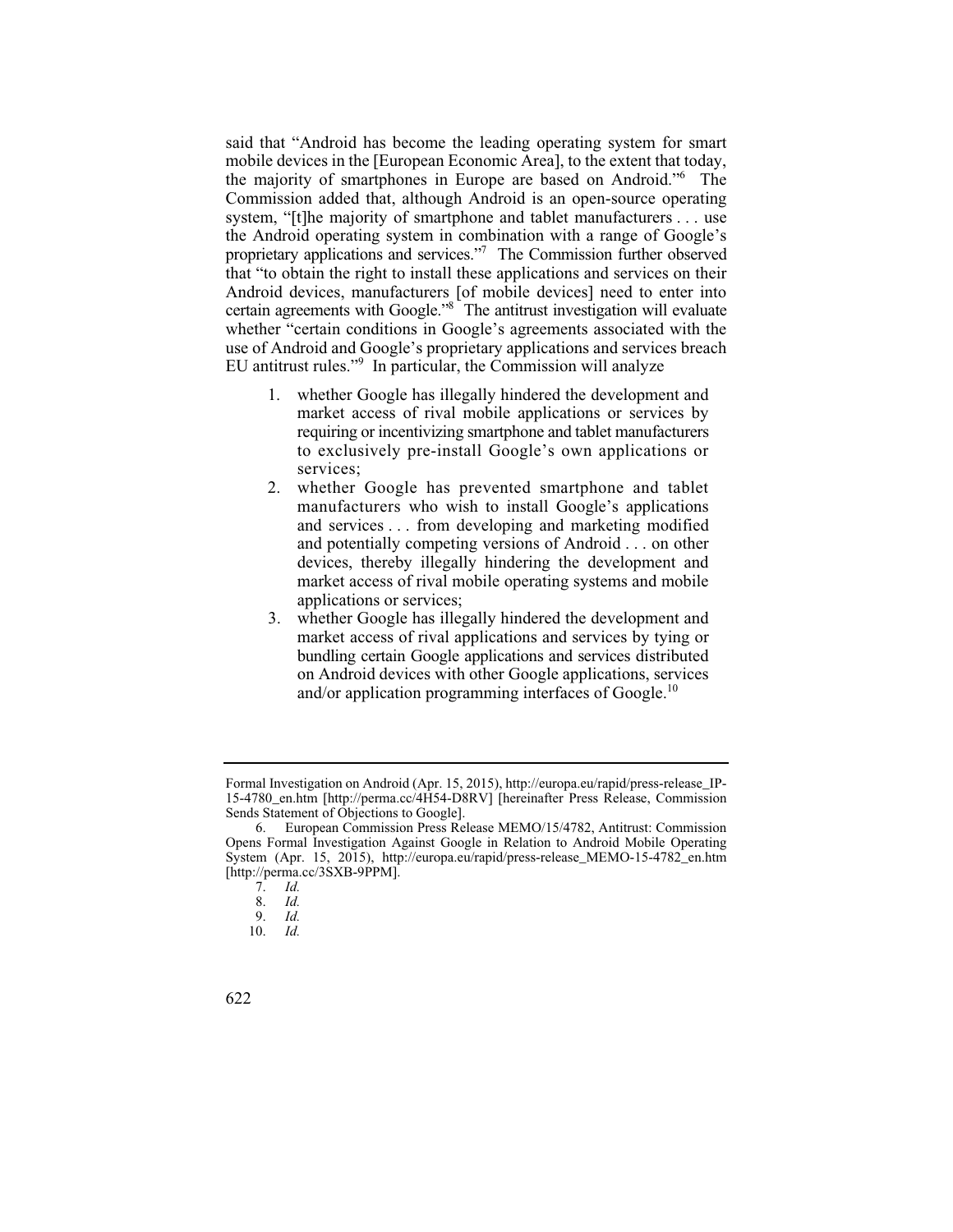said that "Android has become the leading operating system for smart mobile devices in the [European Economic Area], to the extent that today, the majority of smartphones in Europe are based on Android."[6] The Commission added that, although Android is an open-source operating system, "[t]he majority of smartphone and tablet manufacturers . . . use the Android operating system in combination with a range of Google's proprietary applications and services."[7] The Commission further observed that "to obtain the right to install these applications and services on their Android devices, manufacturers [of mobile devices] need to enter into certain agreements with Google."[8] The antitrust investigation will evaluate whether "certain conditions in Google's agreements associated with the use of Android and Google's proprietary applications and services breach EU antitrust rules."[9] In particular, the Commission will analyze

> 1. whether Google has illegally hindered the development and market access of rival mobile applications or services by requiring or incentivizing smartphone and tablet manufacturers to exclusively pre-install Google's own applications or services;
> 2. whether Google has prevented smartphone and tablet manufacturers who wish to install Google's applications and services . . . from developing and marketing modified and potentially competing versions of Android . . . on other devices, thereby illegally hindering the development and market access of rival mobile operating systems and mobile applications or services;
> 3. whether Google has illegally hindered the development and market access of rival applications and services by tying or bundling certain Google applications and services distributed on Android devices with other Google applications, services and/or application programming interfaces of Google.[10]

---

Formal Investigation on Android (Apr. 15, 2015), http://europa.eu/rapid/press-release_IP-15-4780_en.htm [http://perma.cc/4H54-D8RV] [hereinafter Press Release, Commission Sends Statement of Objections to Google].

6. European Commission Press Release MEMO/15/4782, Antitrust: Commission Opens Formal Investigation Against Google in Relation to Android Mobile Operating System (Apr. 15, 2015), http://europa.eu/rapid/press-release_MEMO-15-4782_en.htm [http://perma.cc/3SXB-9PPM].

7. *Id.*

8. *Id.*

9. *Id.*

10. *Id.*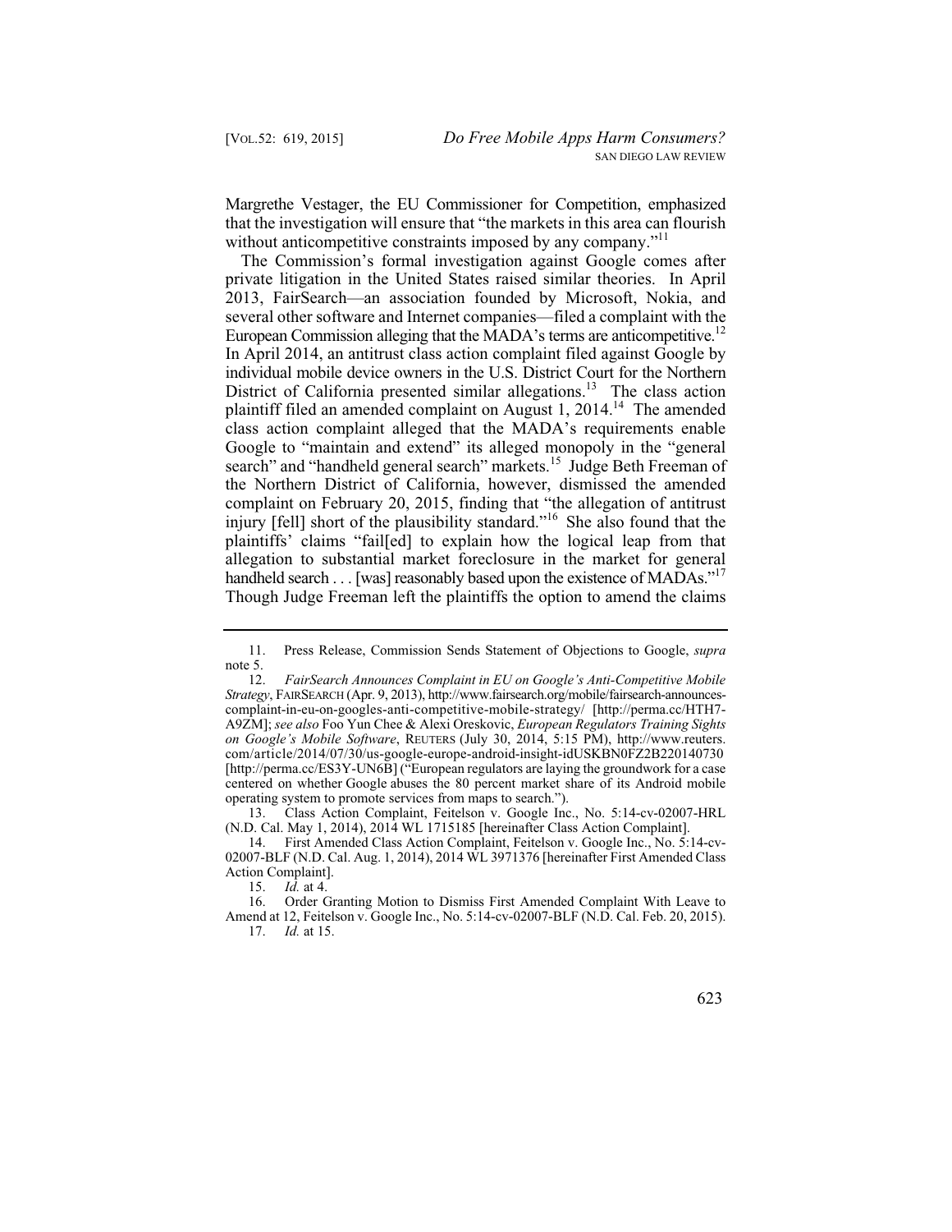Margrethe Vestager, the EU Commissioner for Competition, emphasized that the investigation will ensure that "the markets in this area can flourish without anticompetitive constraints imposed by any company."[11]

The Commission's formal investigation against Google comes after private litigation in the United States raised similar theories. In April 2013, FairSearch—an association founded by Microsoft, Nokia, and several other software and Internet companies—filed a complaint with the European Commission alleging that the MADA's terms are anticompetitive.[12] In April 2014, an antitrust class action complaint filed against Google by individual mobile device owners in the U.S. District Court for the Northern District of California presented similar allegations.[13] The class action plaintiff filed an amended complaint on August 1, 2014.[14] The amended class action complaint alleged that the MADA's requirements enable Google to "maintain and extend" its alleged monopoly in the "general search" and "handheld general search" markets.[15] Judge Beth Freeman of the Northern District of California, however, dismissed the amended complaint on February 20, 2015, finding that "the allegation of antitrust injury [fell] short of the plausibility standard."[16] She also found that the plaintiffs' claims "fail[ed] to explain how the logical leap from that allegation to substantial market foreclosure in the market for general handheld search . . . [was] reasonably based upon the existence of MADAs."[17] Though Judge Freeman left the plaintiffs the option to amend the claims

---

11. Press Release, Commission Sends Statement of Objections to Google, *supra* note 5.

12. *FairSearch Announces Complaint in EU on Google's Anti-Competitive Mobile Strategy*, FAIRSEARCH (Apr. 9, 2013), http://www.fairsearch.org/mobile/fairsearch-announces-complaint-in-eu-on-googles-anti-competitive-mobile-strategy/ [http://perma.cc/HTH7-A9ZM]; *see also* Foo Yun Chee & Alexi Oreskovic, *European Regulators Training Sights on Google's Mobile Software*, REUTERS (July 30, 2014, 5:15 PM), http://www.reuters.com/article/2014/07/30/us-google-europe-android-insight-idUSKBN0FZ2B220140730 [http://perma.cc/ES3Y-UN6B] ("European regulators are laying the groundwork for a case centered on whether Google abuses the 80 percent market share of its Android mobile operating system to promote services from maps to search.").

13. Class Action Complaint, Feitelson v. Google Inc., No. 5:14-cv-02007-HRL (N.D. Cal. May 1, 2014), 2014 WL 1715185 [hereinafter Class Action Complaint].

14. First Amended Class Action Complaint, Feitelson v. Google Inc., No. 5:14-cv-02007-BLF (N.D. Cal. Aug. 1, 2014), 2014 WL 3971376 [hereinafter First Amended Class Action Complaint].

15. *Id.* at 4.

16. Order Granting Motion to Dismiss First Amended Complaint With Leave to Amend at 12, Feitelson v. Google Inc., No. 5:14-cv-02007-BLF (N.D. Cal. Feb. 20, 2015).

17. *Id.* at 15.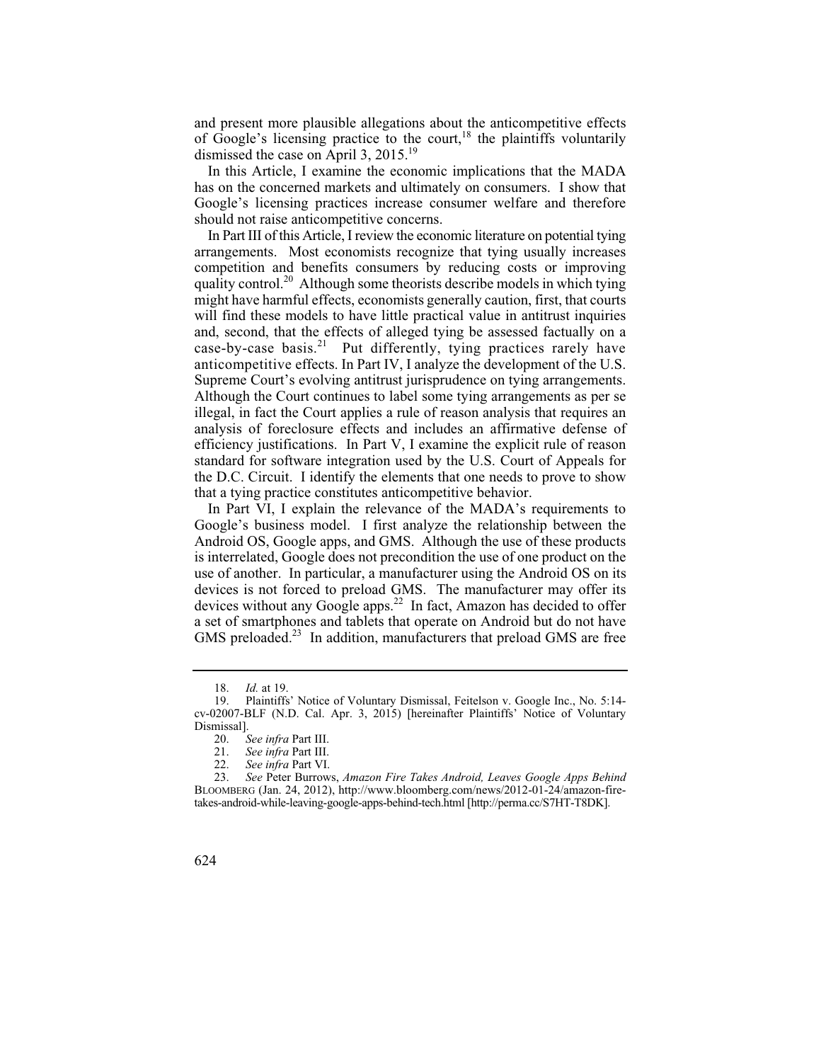and present more plausible allegations about the anticompetitive effects of Google's licensing practice to the court,[18] the plaintiffs voluntarily dismissed the case on April 3, 2015.[19]

In this Article, I examine the economic implications that the MADA has on the concerned markets and ultimately on consumers. I show that Google's licensing practices increase consumer welfare and therefore should not raise anticompetitive concerns.

In Part III of this Article, I review the economic literature on potential tying arrangements. Most economists recognize that tying usually increases competition and benefits consumers by reducing costs or improving quality control.[20] Although some theorists describe models in which tying might have harmful effects, economists generally caution, first, that courts will find these models to have little practical value in antitrust inquiries and, second, that the effects of alleged tying be assessed factually on a case-by-case basis.[21] Put differently, tying practices rarely have anticompetitive effects. In Part IV, I analyze the development of the U.S. Supreme Court's evolving antitrust jurisprudence on tying arrangements. Although the Court continues to label some tying arrangements as per se illegal, in fact the Court applies a rule of reason analysis that requires an analysis of foreclosure effects and includes an affirmative defense of efficiency justifications. In Part V, I examine the explicit rule of reason standard for software integration used by the U.S. Court of Appeals for the D.C. Circuit. I identify the elements that one needs to prove to show that a tying practice constitutes anticompetitive behavior.

In Part VI, I explain the relevance of the MADA's requirements to Google's business model. I first analyze the relationship between the Android OS, Google apps, and GMS. Although the use of these products is interrelated, Google does not precondition the use of one product on the use of another. In particular, a manufacturer using the Android OS on its devices is not forced to preload GMS. The manufacturer may offer its devices without any Google apps.[22] In fact, Amazon has decided to offer a set of smartphones and tablets that operate on Android but do not have GMS preloaded.[23] In addition, manufacturers that preload GMS are free

---

18. *Id.* at 19.

19. Plaintiffs' Notice of Voluntary Dismissal, Feitelson v. Google Inc., No. 5:14-cv-02007-BLF (N.D. Cal. Apr. 3, 2015) [hereinafter Plaintiffs' Notice of Voluntary Dismissal].

20. *See infra* Part III.

21. *See infra* Part III.

22. *See infra* Part VI.

23. *See* Peter Burrows, *Amazon Fire Takes Android, Leaves Google Apps Behind* BLOOMBERG (Jan. 24, 2012), http://www.bloomberg.com/news/2012-01-24/amazon-fire-takes-android-while-leaving-google-apps-behind-tech.html [http://perma.cc/S7HT-T8DK].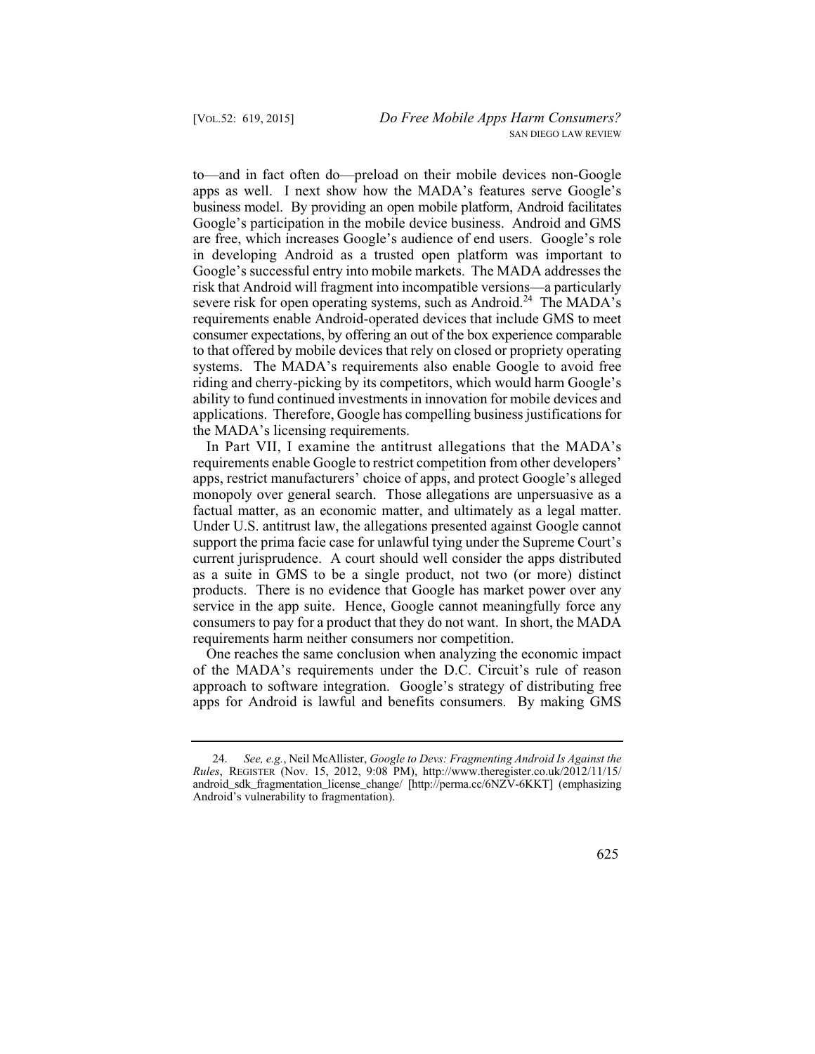to—and in fact often do—preload on their mobile devices non-Google apps as well. I next show how the MADA's features serve Google's business model. By providing an open mobile platform, Android facilitates Google's participation in the mobile device business. Android and GMS are free, which increases Google's audience of end users. Google's role in developing Android as a trusted open platform was important to Google's successful entry into mobile markets. The MADA addresses the risk that Android will fragment into incompatible versions—a particularly severe risk for open operating systems, such as Android.[24] The MADA's requirements enable Android-operated devices that include GMS to meet consumer expectations, by offering an out of the box experience comparable to that offered by mobile devices that rely on closed or propriety operating systems. The MADA's requirements also enable Google to avoid free riding and cherry-picking by its competitors, which would harm Google's ability to fund continued investments in innovation for mobile devices and applications. Therefore, Google has compelling business justifications for the MADA's licensing requirements.

In Part VII, I examine the antitrust allegations that the MADA's requirements enable Google to restrict competition from other developers' apps, restrict manufacturers' choice of apps, and protect Google's alleged monopoly over general search. Those allegations are unpersuasive as a factual matter, as an economic matter, and ultimately as a legal matter. Under U.S. antitrust law, the allegations presented against Google cannot support the prima facie case for unlawful tying under the Supreme Court's current jurisprudence. A court should well consider the apps distributed as a suite in GMS to be a single product, not two (or more) distinct products. There is no evidence that Google has market power over any service in the app suite. Hence, Google cannot meaningfully force any consumers to pay for a product that they do not want. In short, the MADA requirements harm neither consumers nor competition.

One reaches the same conclusion when analyzing the economic impact of the MADA's requirements under the D.C. Circuit's rule of reason approach to software integration. Google's strategy of distributing free apps for Android is lawful and benefits consumers. By making GMS

---

24. *See, e.g.*, Neil McAllister, *Google to Devs: Fragmenting Android Is Against the Rules*, REGISTER (Nov. 15, 2012, 9:08 PM), http://www.theregister.co.uk/2012/11/15/android_sdk_fragmentation_license_change/ [http://perma.cc/6NZV-6KKT] (emphasizing Android's vulnerability to fragmentation).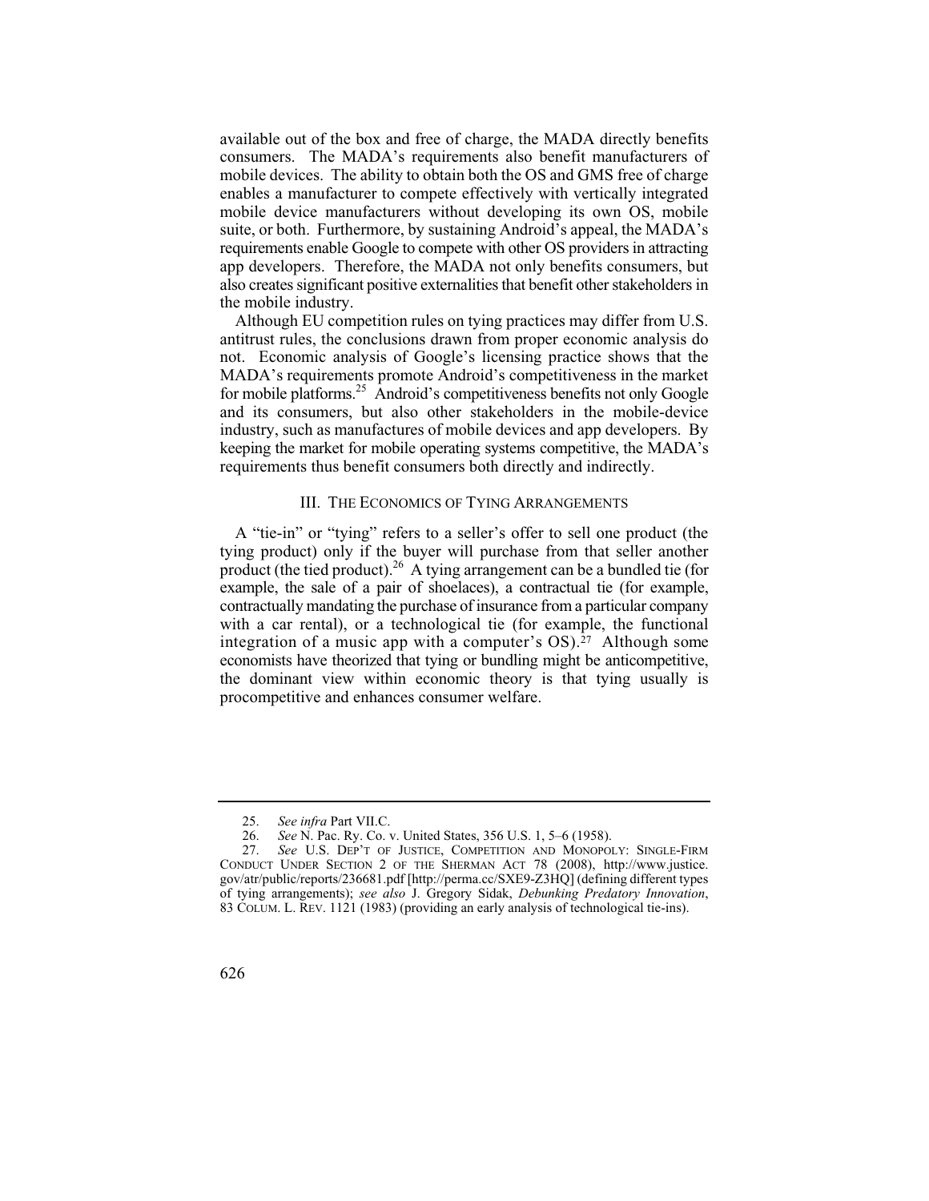available out of the box and free of charge, the MADA directly benefits consumers. The MADA's requirements also benefit manufacturers of mobile devices. The ability to obtain both the OS and GMS free of charge enables a manufacturer to compete effectively with vertically integrated mobile device manufacturers without developing its own OS, mobile suite, or both. Furthermore, by sustaining Android's appeal, the MADA's requirements enable Google to compete with other OS providers in attracting app developers. Therefore, the MADA not only benefits consumers, but also creates significant positive externalities that benefit other stakeholders in the mobile industry.

Although EU competition rules on tying practices may differ from U.S. antitrust rules, the conclusions drawn from proper economic analysis do not. Economic analysis of Google's licensing practice shows that the MADA's requirements promote Android's competitiveness in the market for mobile platforms.[25] Android's competitiveness benefits not only Google and its consumers, but also other stakeholders in the mobile-device industry, such as manufactures of mobile devices and app developers. By keeping the market for mobile operating systems competitive, the MADA's requirements thus benefit consumers both directly and indirectly.

## III. THE ECONOMICS OF TYING ARRANGEMENTS

A "tie-in" or "tying" refers to a seller's offer to sell one product (the tying product) only if the buyer will purchase from that seller another product (the tied product).[26] A tying arrangement can be a bundled tie (for example, the sale of a pair of shoelaces), a contractual tie (for example, contractually mandating the purchase of insurance from a particular company with a car rental), or a technological tie (for example, the functional integration of a music app with a computer's OS).[27] Although some economists have theorized that tying or bundling might be anticompetitive, the dominant view within economic theory is that tying usually is procompetitive and enhances consumer welfare.

---

25. *See infra* Part VII.C.

26. *See* N. Pac. Ry. Co. v. United States, 356 U.S. 1, 5–6 (1958).

27. *See* U.S. DEP'T OF JUSTICE, COMPETITION AND MONOPOLY: SINGLE-FIRM CONDUCT UNDER SECTION 2 OF THE SHERMAN ACT 78 (2008), http://www.justice.gov/atr/public/reports/236681.pdf [http://perma.cc/SXE9-Z3HQ] (defining different types of tying arrangements); *see also* J. Gregory Sidak, *Debunking Predatory Innovation*, 83 COLUM. L. REV. 1121 (1983) (providing an early analysis of technological tie-ins).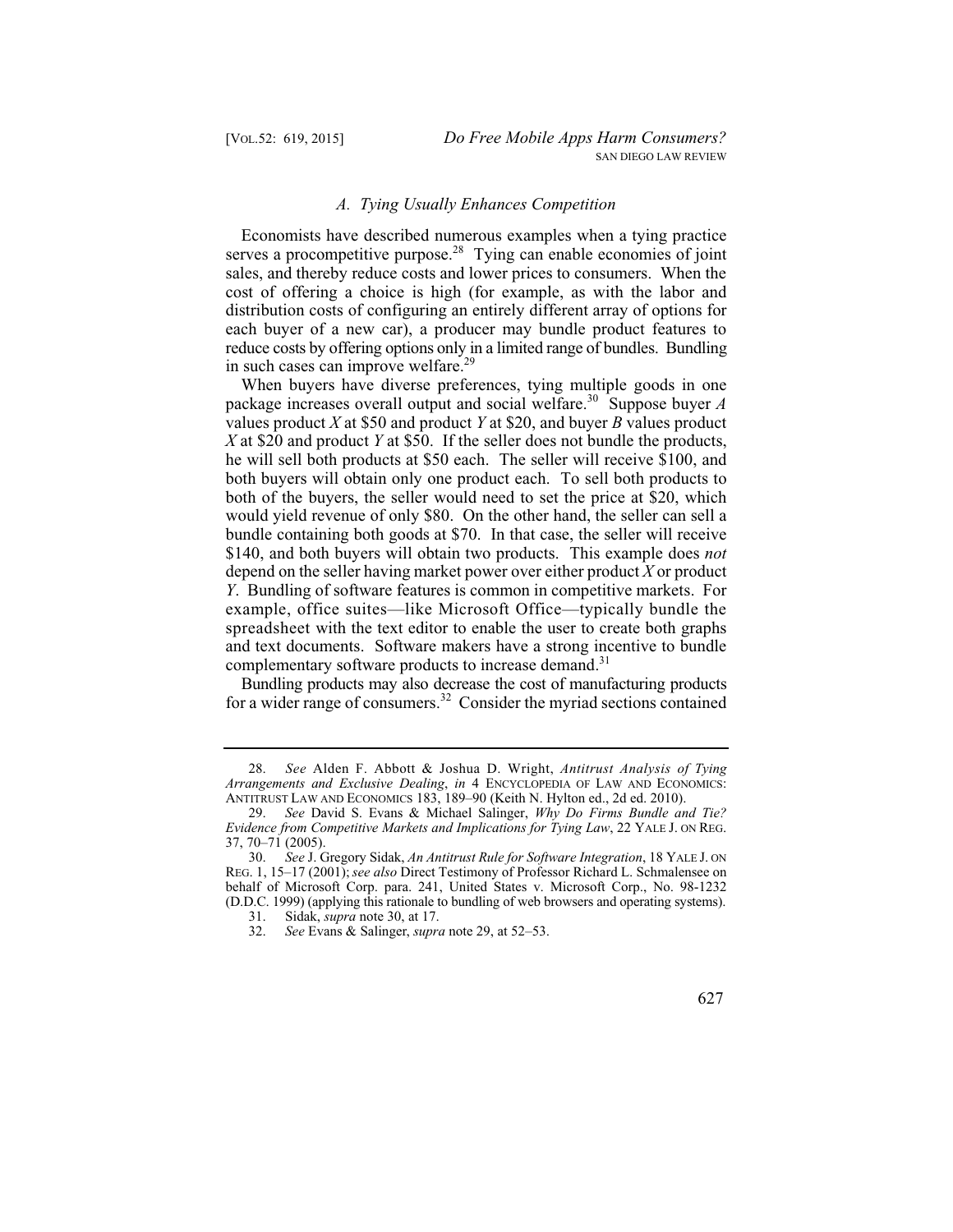### *A. Tying Usually Enhances Competition*

Economists have described numerous examples when a tying practice serves a procompetitive purpose.[28] Tying can enable economies of joint sales, and thereby reduce costs and lower prices to consumers. When the cost of offering a choice is high (for example, as with the labor and distribution costs of configuring an entirely different array of options for each buyer of a new car), a producer may bundle product features to reduce costs by offering options only in a limited range of bundles. Bundling in such cases can improve welfare.[29]

When buyers have diverse preferences, tying multiple goods in one package increases overall output and social welfare.[30] Suppose buyer *A* values product *X* at $50 and product *Y* at $20, and buyer *B* values product *X* at $20 and product *Y* at $50. If the seller does not bundle the products, he will sell both products at $50 each. The seller will receive $100, and both buyers will obtain only one product each. To sell both products to both of the buyers, the seller would need to set the price at $20, which would yield revenue of only $80. On the other hand, the seller can sell a bundle containing both goods at $70. In that case, the seller will receive $140, and both buyers will obtain two products. This example does *not* depend on the seller having market power over either product *X* or product *Y*. Bundling of software features is common in competitive markets. For example, office suites—like Microsoft Office—typically bundle the spreadsheet with the text editor to enable the user to create both graphs and text documents. Software makers have a strong incentive to bundle complementary software products to increase demand.[31]

Bundling products may also decrease the cost of manufacturing products for a wider range of consumers.[32] Consider the myriad sections contained

---

28. *See* Alden F. Abbott & Joshua D. Wright, *Antitrust Analysis of Tying Arrangements and Exclusive Dealing*, *in* 4 ENCYCLOPEDIA OF LAW AND ECONOMICS: ANTITRUST LAW AND ECONOMICS 183, 189–90 (Keith N. Hylton ed., 2d ed. 2010).

29. *See* David S. Evans & Michael Salinger, *Why Do Firms Bundle and Tie? Evidence from Competitive Markets and Implications for Tying Law*, 22 YALE J. ON REG. 37, 70–71 (2005).

30. *See* J. Gregory Sidak, *An Antitrust Rule for Software Integration*, 18 YALE J. ON REG. 1, 15–17 (2001); *see also* Direct Testimony of Professor Richard L. Schmalensee on behalf of Microsoft Corp. para. 241, United States v. Microsoft Corp., No. 98-1232 (D.D.C. 1999) (applying this rationale to bundling of web browsers and operating systems).

31. Sidak, *supra* note 30, at 17.

32. *See* Evans & Salinger, *supra* note 29, at 52–53.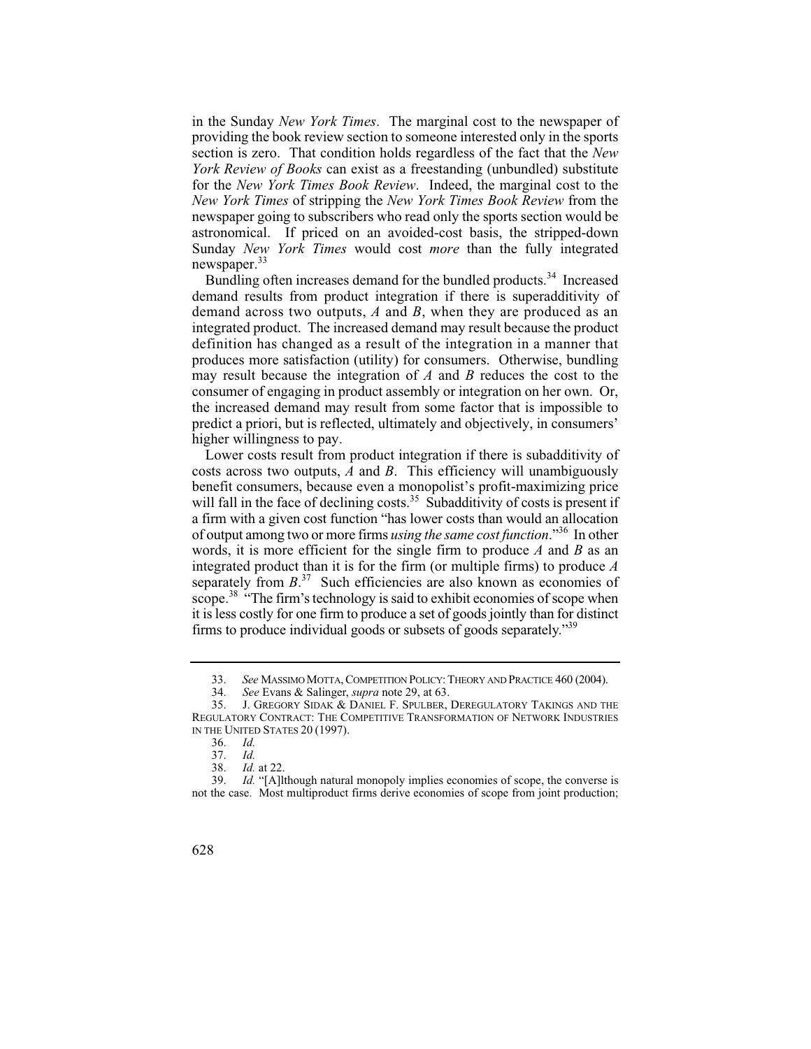in the Sunday *New York Times*. The marginal cost to the newspaper of providing the book review section to someone interested only in the sports section is zero. That condition holds regardless of the fact that the *New York Review of Books* can exist as a freestanding (unbundled) substitute for the *New York Times Book Review*. Indeed, the marginal cost to the *New York Times* of stripping the *New York Times Book Review* from the newspaper going to subscribers who read only the sports section would be astronomical. If priced on an avoided-cost basis, the stripped-down Sunday *New York Times* would cost *more* than the fully integrated newspaper.[33]

Bundling often increases demand for the bundled products.[34] Increased demand results from product integration if there is superadditivity of demand across two outputs, *A* and *B*, when they are produced as an integrated product. The increased demand may result because the product definition has changed as a result of the integration in a manner that produces more satisfaction (utility) for consumers. Otherwise, bundling may result because the integration of *A* and *B* reduces the cost to the consumer of engaging in product assembly or integration on her own. Or, the increased demand may result from some factor that is impossible to predict a priori, but is reflected, ultimately and objectively, in consumers' higher willingness to pay.

Lower costs result from product integration if there is subadditivity of costs across two outputs, *A* and *B*. This efficiency will unambiguously benefit consumers, because even a monopolist's profit-maximizing price will fall in the face of declining costs.[35] Subadditivity of costs is present if a firm with a given cost function "has lower costs than would an allocation of output among two or more firms *using the same cost function*."[36] In other words, it is more efficient for the single firm to produce *A* and *B* as an integrated product than it is for the firm (or multiple firms) to produce *A* separately from *B*.[37] Such efficiencies are also known as economies of scope.[38] "The firm's technology is said to exhibit economies of scope when it is less costly for one firm to produce a set of goods jointly than for distinct firms to produce individual goods or subsets of goods separately."[39]

---

33. *See* MASSIMO MOTTA, COMPETITION POLICY: THEORY AND PRACTICE 460 (2004).

34. *See* Evans & Salinger, *supra* note 29, at 63.

35. J. GREGORY SIDAK & DANIEL F. SPULBER, DEREGULATORY TAKINGS AND THE REGULATORY CONTRACT: THE COMPETITIVE TRANSFORMATION OF NETWORK INDUSTRIES IN THE UNITED STATES 20 (1997).

36. *Id.*

37. *Id.*

38. *Id.* at 22.

39. *Id.* "[A]lthough natural monopoly implies economies of scope, the converse is not the case. Most multiproduct firms derive economies of scope from joint production;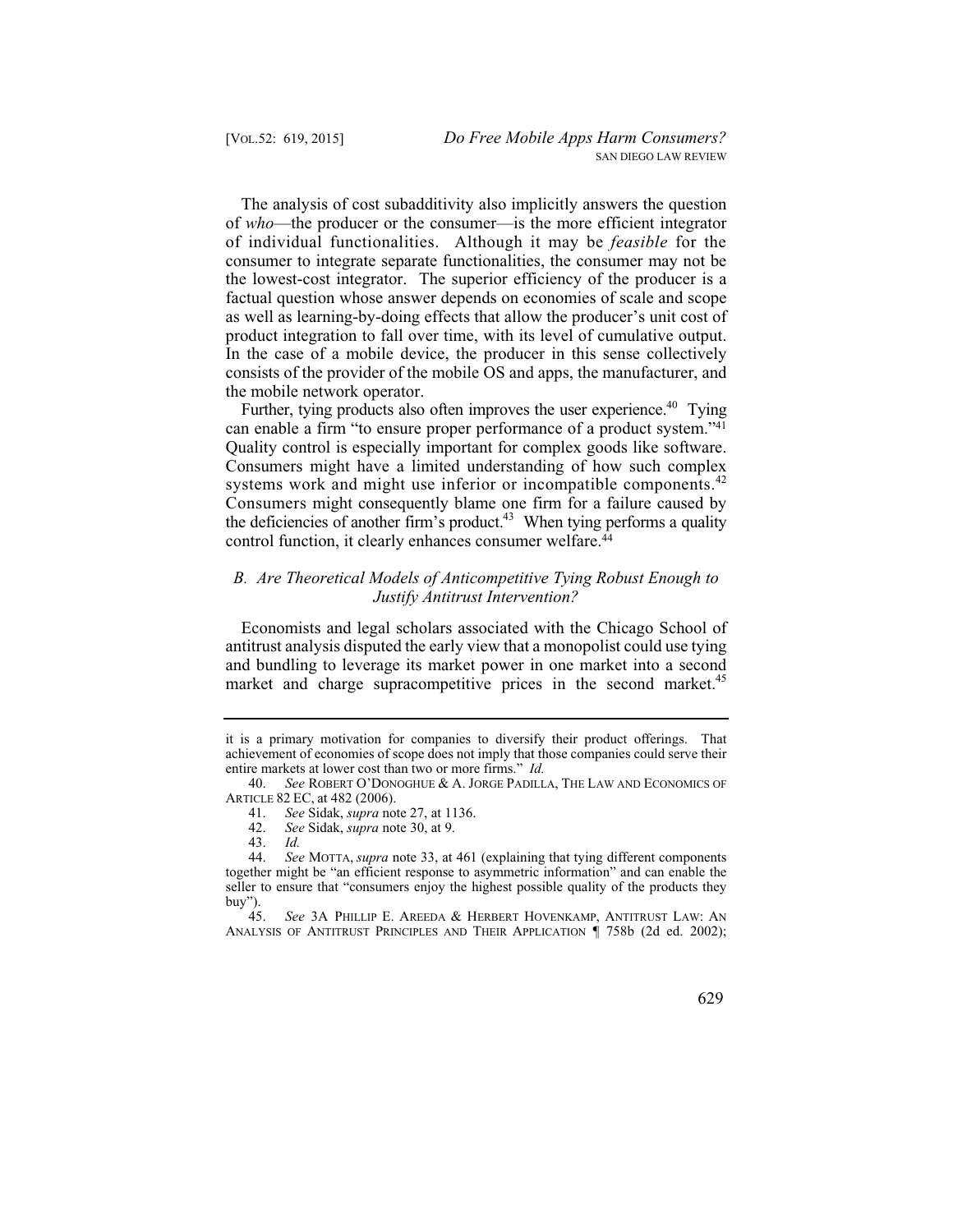The analysis of cost subadditivity also implicitly answers the question of *who*—the producer or the consumer—is the more efficient integrator of individual functionalities. Although it may be *feasible* for the consumer to integrate separate functionalities, the consumer may not be the lowest-cost integrator. The superior efficiency of the producer is a factual question whose answer depends on economies of scale and scope as well as learning-by-doing effects that allow the producer's unit cost of product integration to fall over time, with its level of cumulative output. In the case of a mobile device, the producer in this sense collectively consists of the provider of the mobile OS and apps, the manufacturer, and the mobile network operator.

Further, tying products also often improves the user experience.[40] Tying can enable a firm "to ensure proper performance of a product system."[41] Quality control is especially important for complex goods like software. Consumers might have a limited understanding of how such complex systems work and might use inferior or incompatible components.[42] Consumers might consequently blame one firm for a failure caused by the deficiencies of another firm's product.[43] When tying performs a quality control function, it clearly enhances consumer welfare.[44]

### *B. Are Theoretical Models of Anticompetitive Tying Robust Enough to Justify Antitrust Intervention?*

Economists and legal scholars associated with the Chicago School of antitrust analysis disputed the early view that a monopolist could use tying and bundling to leverage its market power in one market into a second market and charge supracompetitive prices in the second market.[45]

---

it is a primary motivation for companies to diversify their product offerings. That achievement of economies of scope does not imply that those companies could serve their entire markets at lower cost than two or more firms." *Id.*

40. *See* ROBERT O'DONOGHUE & A. JORGE PADILLA, THE LAW AND ECONOMICS OF ARTICLE 82 EC, at 482 (2006).

41. *See* Sidak, *supra* note 27, at 1136.

42. *See* Sidak, *supra* note 30, at 9.

43. *Id.*

44. *See* MOTTA, *supra* note 33, at 461 (explaining that tying different components together might be "an efficient response to asymmetric information" and can enable the seller to ensure that "consumers enjoy the highest possible quality of the products they buy").

45. *See* 3A PHILLIP E. AREEDA & HERBERT HOVENKAMP, ANTITRUST LAW: AN ANALYSIS OF ANTITRUST PRINCIPLES AND THEIR APPLICATION ¶ 758b (2d ed. 2002);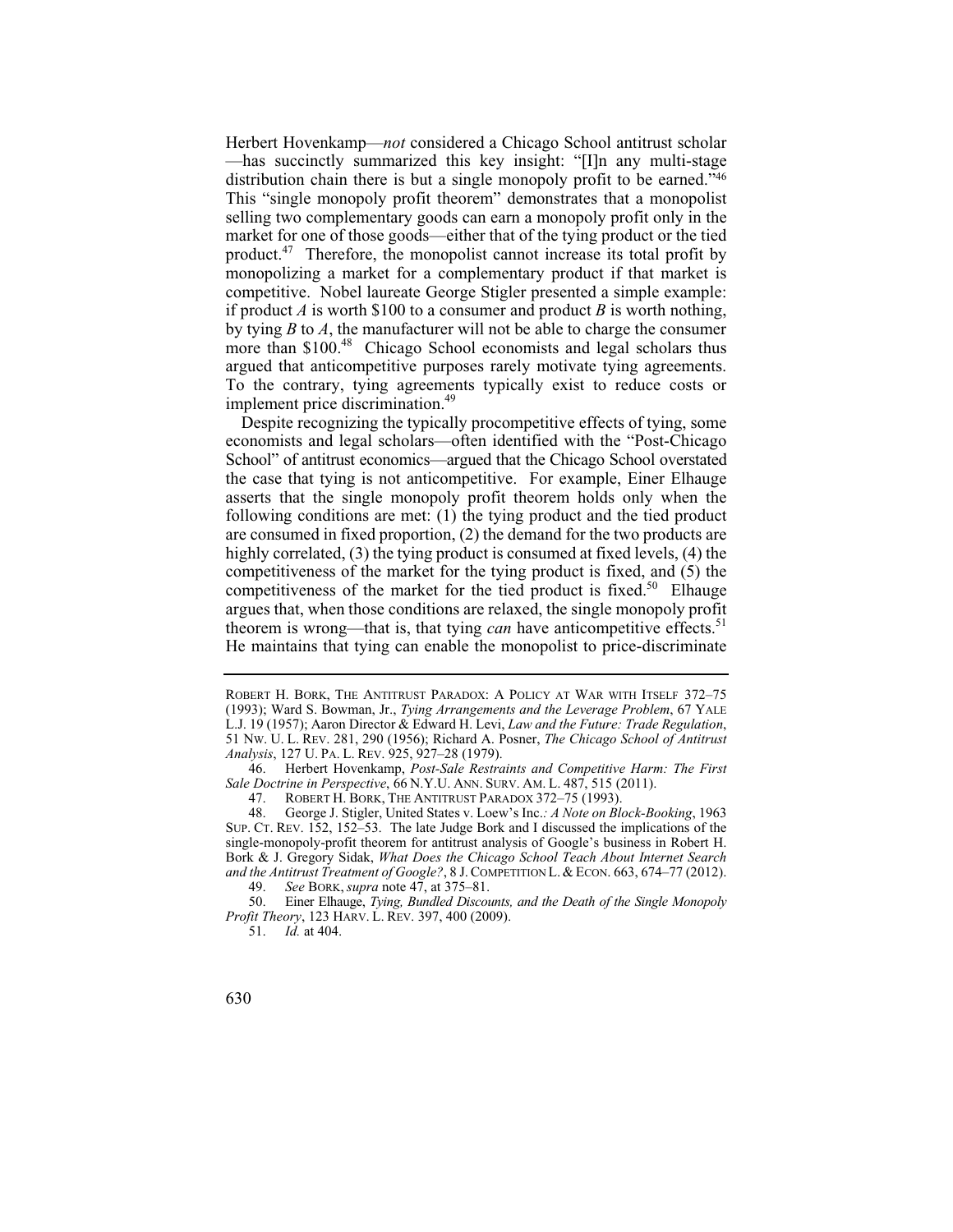Herbert Hovenkamp—*not* considered a Chicago School antitrust scholar—has succinctly summarized this key insight: "[I]n any multi-stage distribution chain there is but a single monopoly profit to be earned."[46] This "single monopoly profit theorem" demonstrates that a monopolist selling two complementary goods can earn a monopoly profit only in the market for one of those goods—either that of the tying product or the tied product.[47] Therefore, the monopolist cannot increase its total profit by monopolizing a market for a complementary product if that market is competitive. Nobel laureate George Stigler presented a simple example: if product *A* is worth $100 to a consumer and product *B* is worth nothing, by tying *B* to *A*, the manufacturer will not be able to charge the consumer more than $100.[48] Chicago School economists and legal scholars thus argued that anticompetitive purposes rarely motivate tying agreements. To the contrary, tying agreements typically exist to reduce costs or implement price discrimination.[49]

Despite recognizing the typically procompetitive effects of tying, some economists and legal scholars—often identified with the "Post-Chicago School" of antitrust economics—argued that the Chicago School overstated the case that tying is not anticompetitive. For example, Einer Elhauge asserts that the single monopoly profit theorem holds only when the following conditions are met: (1) the tying product and the tied product are consumed in fixed proportion, (2) the demand for the two products are highly correlated, (3) the tying product is consumed at fixed levels, (4) the competitiveness of the market for the tying product is fixed, and (5) the competitiveness of the market for the tied product is fixed.[50] Elhauge argues that, when those conditions are relaxed, the single monopoly profit theorem is wrong—that is, that tying *can* have anticompetitive effects.[51] He maintains that tying can enable the monopolist to price-discriminate

---

ROBERT H. BORK, THE ANTITRUST PARADOX: A POLICY AT WAR WITH ITSELF 372–75 (1993); Ward S. Bowman, Jr., *Tying Arrangements and the Leverage Problem*, 67 YALE L.J. 19 (1957); Aaron Director & Edward H. Levi, *Law and the Future: Trade Regulation*, 51 NW. U. L. REV. 281, 290 (1956); Richard A. Posner, *The Chicago School of Antitrust Analysis*, 127 U. PA. L. REV. 925, 927–28 (1979).

46. Herbert Hovenkamp, *Post-Sale Restraints and Competitive Harm: The First Sale Doctrine in Perspective*, 66 N.Y.U. ANN. SURV. AM. L. 487, 515 (2011).

47. ROBERT H. BORK, THE ANTITRUST PARADOX 372–75 (1993).

48. George J. Stigler, United States v. Loew's Inc.*: A Note on Block-Booking*, 1963 SUP. CT. REV. 152, 152–53. The late Judge Bork and I discussed the implications of the single-monopoly-profit theorem for antitrust analysis of Google's business in Robert H. Bork & J. Gregory Sidak, *What Does the Chicago School Teach About Internet Search and the Antitrust Treatment of Google?*, 8 J. COMPETITION L. & ECON. 663, 674–77 (2012).

49. *See* BORK, *supra* note 47, at 375–81.

50. Einer Elhauge, *Tying, Bundled Discounts, and the Death of the Single Monopoly Profit Theory*, 123 HARV. L. REV. 397, 400 (2009).

51. *Id.* at 404.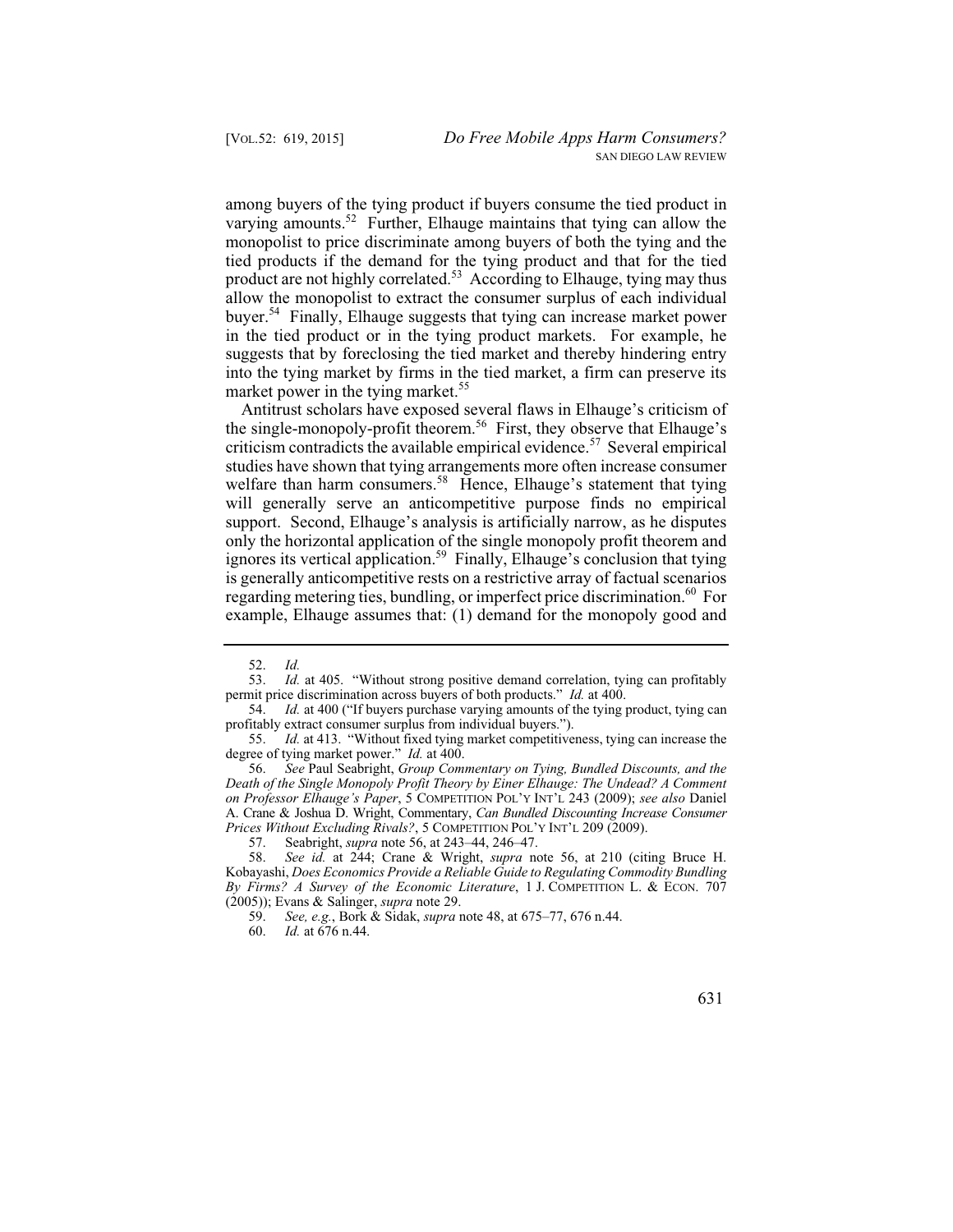among buyers of the tying product if buyers consume the tied product in varying amounts.[52] Further, Elhauge maintains that tying can allow the monopolist to price discriminate among buyers of both the tying and the tied products if the demand for the tying product and that for the tied product are not highly correlated.[53] According to Elhauge, tying may thus allow the monopolist to extract the consumer surplus of each individual buyer.[54] Finally, Elhauge suggests that tying can increase market power in the tied product or in the tying product markets. For example, he suggests that by foreclosing the tied market and thereby hindering entry into the tying market by firms in the tied market, a firm can preserve its market power in the tying market.[55]

Antitrust scholars have exposed several flaws in Elhauge's criticism of the single-monopoly-profit theorem.[56] First, they observe that Elhauge's criticism contradicts the available empirical evidence.[57] Several empirical studies have shown that tying arrangements more often increase consumer welfare than harm consumers.[58] Hence, Elhauge's statement that tying will generally serve an anticompetitive purpose finds no empirical support. Second, Elhauge's analysis is artificially narrow, as he disputes only the horizontal application of the single monopoly profit theorem and ignores its vertical application.[59] Finally, Elhauge's conclusion that tying is generally anticompetitive rests on a restrictive array of factual scenarios regarding metering ties, bundling, or imperfect price discrimination.[60] For example, Elhauge assumes that: (1) demand for the monopoly good and

---

52. *Id.*

53. *Id.* at 405. "Without strong positive demand correlation, tying can profitably permit price discrimination across buyers of both products." *Id.* at 400.

54. *Id.* at 400 ("If buyers purchase varying amounts of the tying product, tying can profitably extract consumer surplus from individual buyers.").

55. *Id.* at 413. "Without fixed tying market competitiveness, tying can increase the degree of tying market power." *Id.* at 400.

56. *See* Paul Seabright, *Group Commentary on Tying, Bundled Discounts, and the Death of the Single Monopoly Profit Theory by Einer Elhauge: The Undead? A Comment on Professor Elhauge's Paper*, 5 COMPETITION POL'Y INT'L 243 (2009); *see also* Daniel A. Crane & Joshua D. Wright, Commentary, *Can Bundled Discounting Increase Consumer Prices Without Excluding Rivals?*, 5 COMPETITION POL'Y INT'L 209 (2009).

57. Seabright, *supra* note 56, at 243–44, 246–47.

58. *See id.* at 244; Crane & Wright, *supra* note 56, at 210 (citing Bruce H. Kobayashi, *Does Economics Provide a Reliable Guide to Regulating Commodity Bundling By Firms? A Survey of the Economic Literature*, 1 J. COMPETITION L. & ECON. 707 (2005)); Evans & Salinger, *supra* note 29.

59. *See, e.g.*, Bork & Sidak, *supra* note 48, at 675–77, 676 n.44.

60. *Id.* at 676 n.44.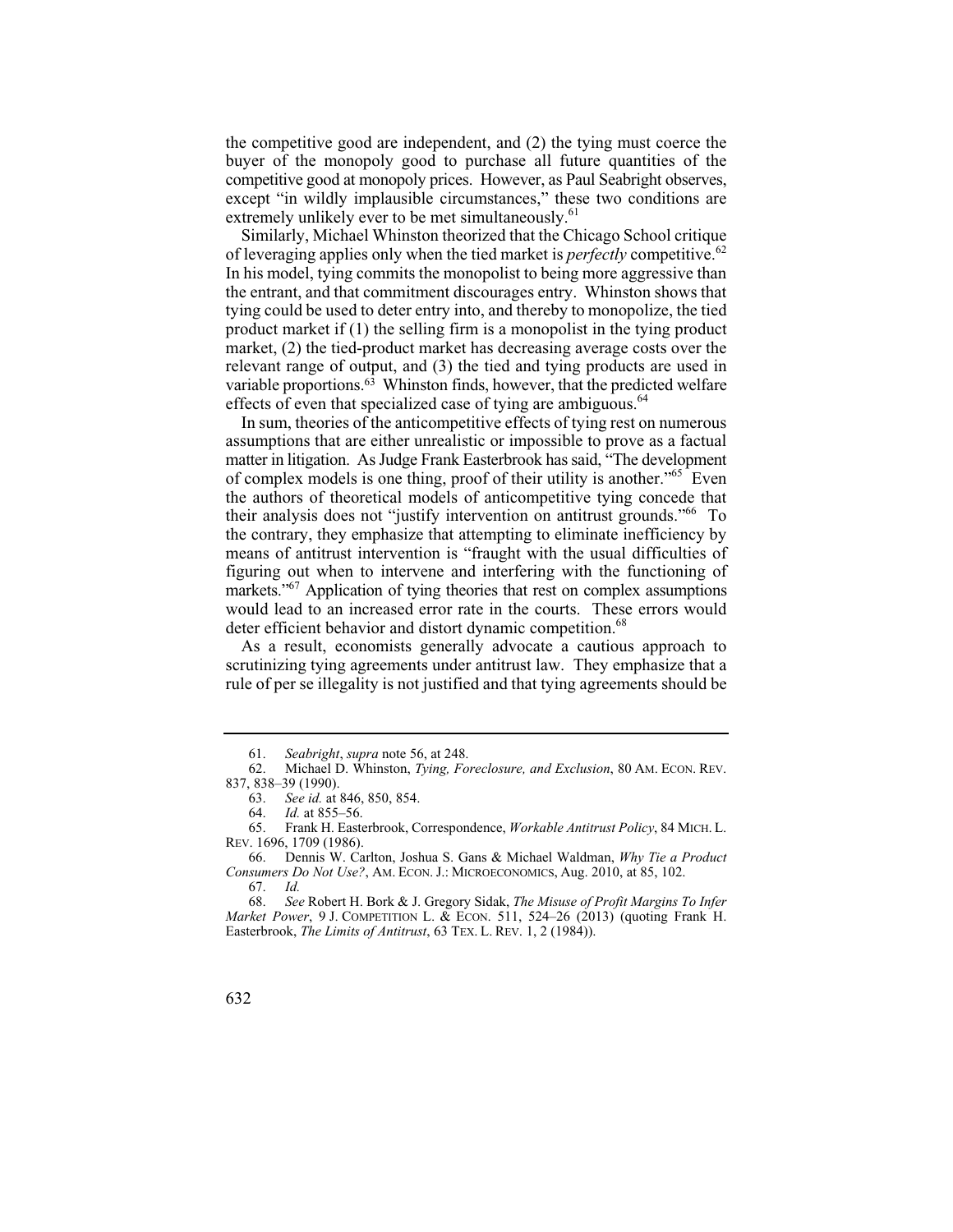the competitive good are independent, and (2) the tying must coerce the buyer of the monopoly good to purchase all future quantities of the competitive good at monopoly prices. However, as Paul Seabright observes, except "in wildly implausible circumstances," these two conditions are extremely unlikely ever to be met simultaneously.[61]

Similarly, Michael Whinston theorized that the Chicago School critique of leveraging applies only when the tied market is *perfectly* competitive.[62] In his model, tying commits the monopolist to being more aggressive than the entrant, and that commitment discourages entry. Whinston shows that tying could be used to deter entry into, and thereby to monopolize, the tied product market if (1) the selling firm is a monopolist in the tying product market, (2) the tied-product market has decreasing average costs over the relevant range of output, and (3) the tied and tying products are used in variable proportions.[63] Whinston finds, however, that the predicted welfare effects of even that specialized case of tying are ambiguous.[64]

In sum, theories of the anticompetitive effects of tying rest on numerous assumptions that are either unrealistic or impossible to prove as a factual matter in litigation. As Judge Frank Easterbrook has said, "The development of complex models is one thing, proof of their utility is another."[65] Even the authors of theoretical models of anticompetitive tying concede that their analysis does not "justify intervention on antitrust grounds."[66] To the contrary, they emphasize that attempting to eliminate inefficiency by means of antitrust intervention is "fraught with the usual difficulties of figuring out when to intervene and interfering with the functioning of markets."[67] Application of tying theories that rest on complex assumptions would lead to an increased error rate in the courts. These errors would deter efficient behavior and distort dynamic competition.[68]

As a result, economists generally advocate a cautious approach to scrutinizing tying agreements under antitrust law. They emphasize that a rule of per se illegality is not justified and that tying agreements should be

---

61. *Seabright*, *supra* note 56, at 248.

62. Michael D. Whinston, *Tying, Foreclosure, and Exclusion*, 80 AM. ECON. REV. 837, 838–39 (1990).

63. *See id.* at 846, 850, 854.

64. *Id.* at 855–56.

65. Frank H. Easterbrook, Correspondence, *Workable Antitrust Policy*, 84 MICH. L. REV. 1696, 1709 (1986).

66. Dennis W. Carlton, Joshua S. Gans & Michael Waldman, *Why Tie a Product Consumers Do Not Use?*, AM. ECON. J.: MICROECONOMICS, Aug. 2010, at 85, 102.

67. *Id.*

68. *See* Robert H. Bork & J. Gregory Sidak, *The Misuse of Profit Margins To Infer Market Power*, 9 J. COMPETITION L. & ECON. 511, 524–26 (2013) (quoting Frank H. Easterbrook, *The Limits of Antitrust*, 63 TEX. L. REV. 1, 2 (1984)).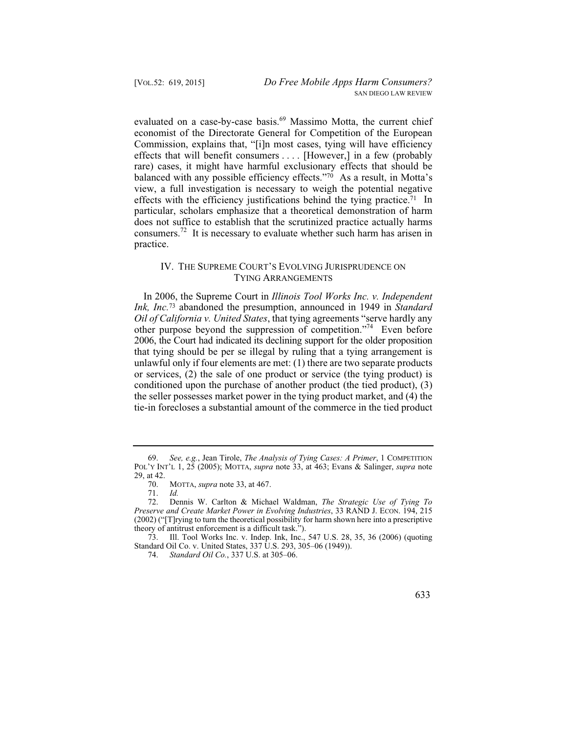evaluated on a case-by-case basis.[69] Massimo Motta, the current chief economist of the Directorate General for Competition of the European Commission, explains that, "[i]n most cases, tying will have efficiency effects that will benefit consumers . . . . [However,] in a few (probably rare) cases, it might have harmful exclusionary effects that should be balanced with any possible efficiency effects."[70] As a result, in Motta's view, a full investigation is necessary to weigh the potential negative effects with the efficiency justifications behind the tying practice.[71] In particular, scholars emphasize that a theoretical demonstration of harm does not suffice to establish that the scrutinized practice actually harms consumers.[72] It is necessary to evaluate whether such harm has arisen in practice.

## IV. THE SUPREME COURT'S EVOLVING JURISPRUDENCE ON TYING ARRANGEMENTS

In 2006, the Supreme Court in *Illinois Tool Works Inc. v. Independent Ink, Inc.*[73] abandoned the presumption, announced in 1949 in *Standard Oil of California v. United States*, that tying agreements "serve hardly any other purpose beyond the suppression of competition."[74] Even before 2006, the Court had indicated its declining support for the older proposition that tying should be per se illegal by ruling that a tying arrangement is unlawful only if four elements are met: (1) there are two separate products or services, (2) the sale of one product or service (the tying product) is conditioned upon the purchase of another product (the tied product), (3) the seller possesses market power in the tying product market, and (4) the tie-in forecloses a substantial amount of the commerce in the tied product

---

69. *See, e.g.*, Jean Tirole, *The Analysis of Tying Cases: A Primer*, 1 COMPETITION POL'Y INT'L 1, 25 (2005); MOTTA, *supra* note 33, at 463; Evans & Salinger, *supra* note 29, at 42.

70. MOTTA, *supra* note 33, at 467.

71. *Id.*

72. Dennis W. Carlton & Michael Waldman, *The Strategic Use of Tying To Preserve and Create Market Power in Evolving Industries*, 33 RAND J. ECON. 194, 215 (2002) ("[T]rying to turn the theoretical possibility for harm shown here into a prescriptive theory of antitrust enforcement is a difficult task.").

73. Ill. Tool Works Inc. v. Indep. Ink, Inc., 547 U.S. 28, 35, 36 (2006) (quoting Standard Oil Co. v. United States, 337 U.S. 293, 305–06 (1949)).

74. *Standard Oil Co.*, 337 U.S. at 305–06.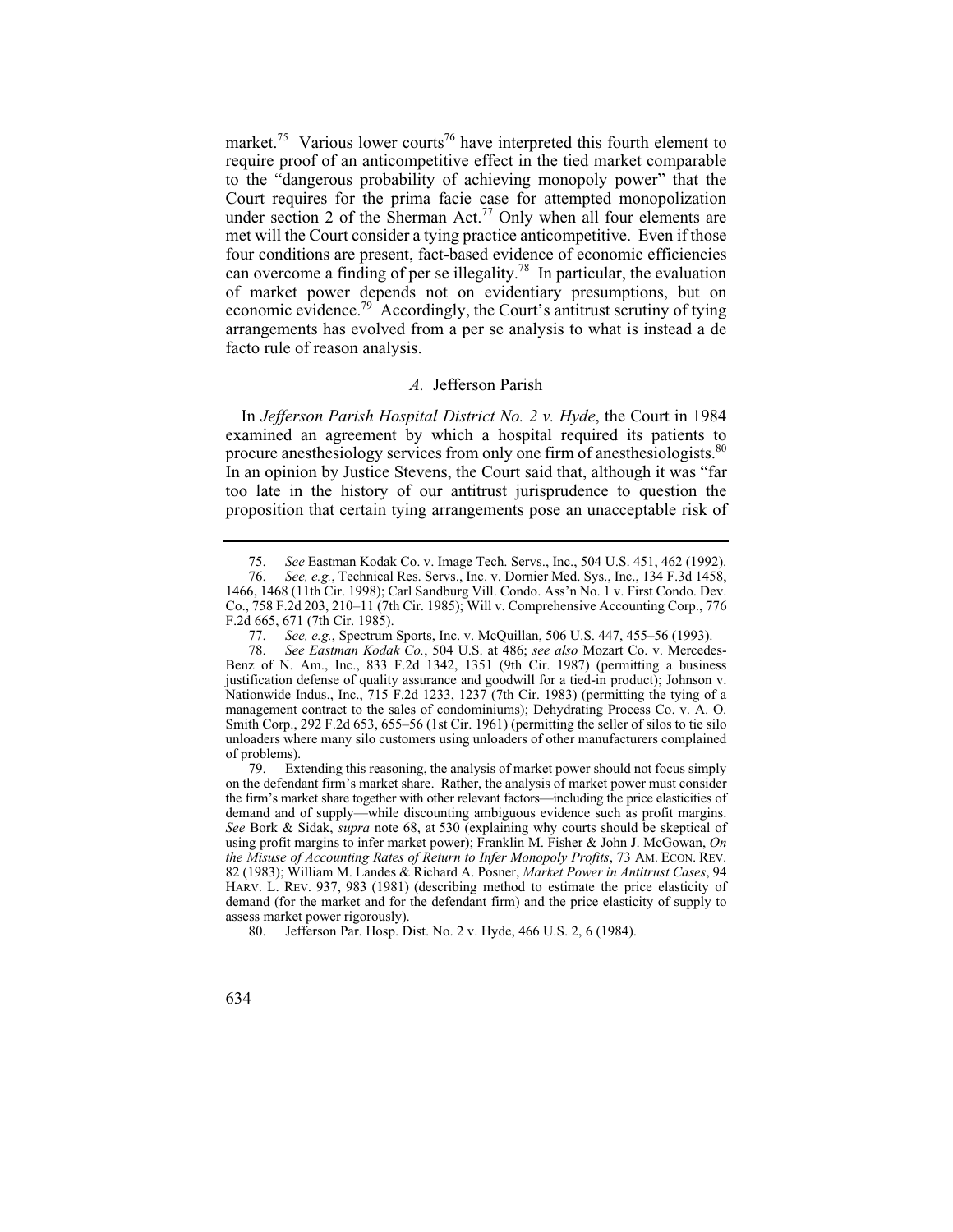market.[75] Various lower courts[76] have interpreted this fourth element to require proof of an anticompetitive effect in the tied market comparable to the "dangerous probability of achieving monopoly power" that the Court requires for the prima facie case for attempted monopolization under section 2 of the Sherman Act.[77] Only when all four elements are met will the Court consider a tying practice anticompetitive. Even if those four conditions are present, fact-based evidence of economic efficiencies can overcome a finding of per se illegality.[78] In particular, the evaluation of market power depends not on evidentiary presumptions, but on economic evidence.[79] Accordingly, the Court's antitrust scrutiny of tying arrangements has evolved from a per se analysis to what is instead a de facto rule of reason analysis.

### *A.* Jefferson Parish

In *Jefferson Parish Hospital District No. 2 v. Hyde*, the Court in 1984 examined an agreement by which a hospital required its patients to procure anesthesiology services from only one firm of anesthesiologists.[80] In an opinion by Justice Stevens, the Court said that, although it was "far too late in the history of our antitrust jurisprudence to question the proposition that certain tying arrangements pose an unacceptable risk of

---

75. *See* Eastman Kodak Co. v. Image Tech. Servs., Inc., 504 U.S. 451, 462 (1992).

76. *See, e.g.*, Technical Res. Servs., Inc. v. Dornier Med. Sys., Inc., 134 F.3d 1458, 1466, 1468 (11th Cir. 1998); Carl Sandburg Vill. Condo. Ass'n No. 1 v. First Condo. Dev. Co., 758 F.2d 203, 210–11 (7th Cir. 1985); Will v. Comprehensive Accounting Corp., 776 F.2d 665, 671 (7th Cir. 1985).

77. *See, e.g.*, Spectrum Sports, Inc. v. McQuillan, 506 U.S. 447, 455–56 (1993).

78. *See Eastman Kodak Co.*, 504 U.S. at 486; *see also* Mozart Co. v. Mercedes-Benz of N. Am., Inc., 833 F.2d 1342, 1351 (9th Cir. 1987) (permitting a business justification defense of quality assurance and goodwill for a tied-in product); Johnson v. Nationwide Indus., Inc., 715 F.2d 1233, 1237 (7th Cir. 1983) (permitting the tying of a management contract to the sales of condominiums); Dehydrating Process Co. v. A. O. Smith Corp., 292 F.2d 653, 655–56 (1st Cir. 1961) (permitting the seller of silos to tie silo unloaders where many silo customers using unloaders of other manufacturers complained of problems).

79. Extending this reasoning, the analysis of market power should not focus simply on the defendant firm's market share. Rather, the analysis of market power must consider the firm's market share together with other relevant factors—including the price elasticities of demand and of supply—while discounting ambiguous evidence such as profit margins. *See* Bork & Sidak, *supra* note 68, at 530 (explaining why courts should be skeptical of using profit margins to infer market power); Franklin M. Fisher & John J. McGowan, *On the Misuse of Accounting Rates of Return to Infer Monopoly Profits*, 73 AM. ECON. REV. 82 (1983); William M. Landes & Richard A. Posner, *Market Power in Antitrust Cases*, 94 HARV. L. REV. 937, 983 (1981) (describing method to estimate the price elasticity of demand (for the market and for the defendant firm) and the price elasticity of supply to assess market power rigorously).

80. Jefferson Par. Hosp. Dist. No. 2 v. Hyde, 466 U.S. 2, 6 (1984).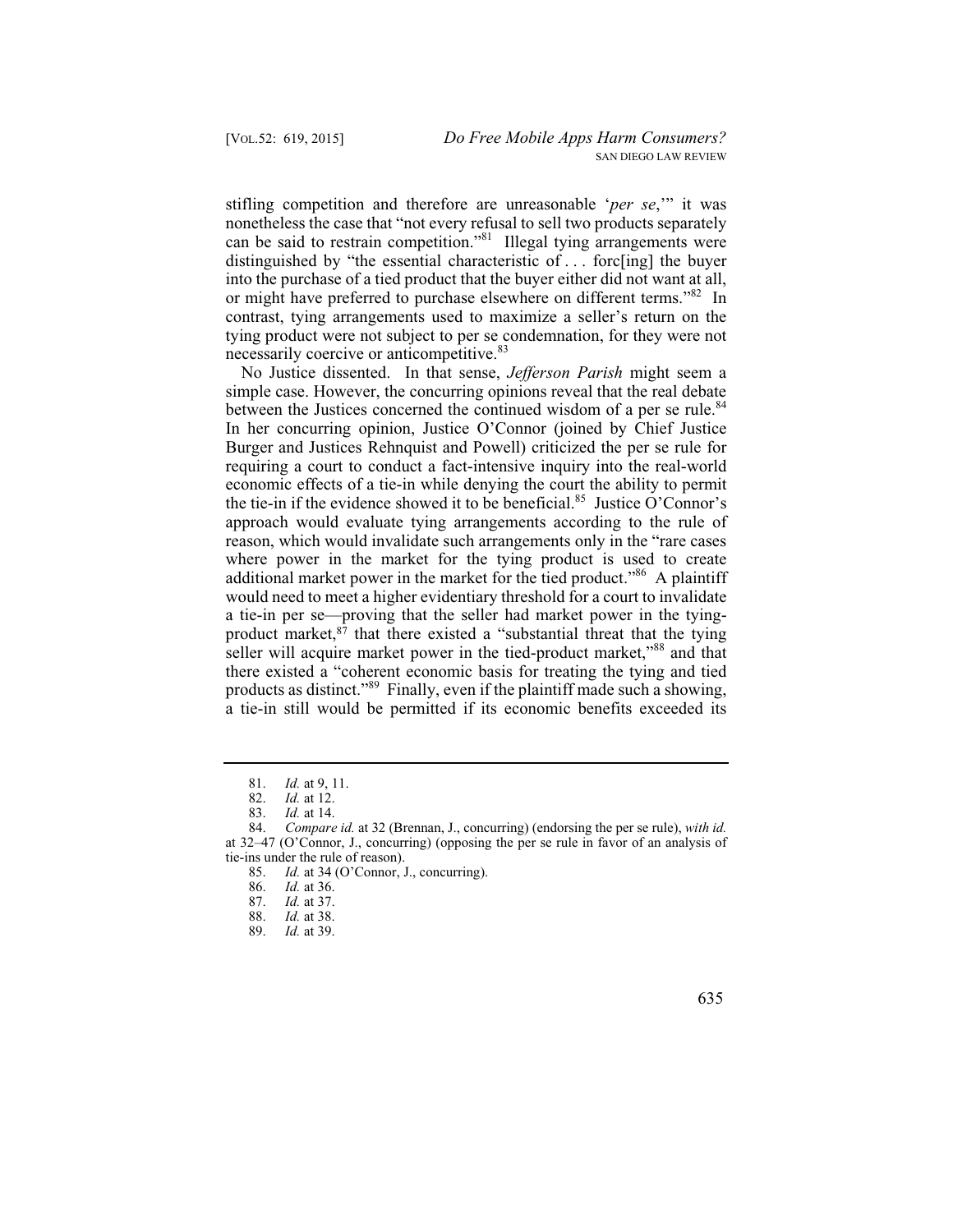stifling competition and therefore are unreasonable '*per se*,'" it was nonetheless the case that "not every refusal to sell two products separately can be said to restrain competition."[81] Illegal tying arrangements were distinguished by "the essential characteristic of . . . forc[ing] the buyer into the purchase of a tied product that the buyer either did not want at all, or might have preferred to purchase elsewhere on different terms."[82] In contrast, tying arrangements used to maximize a seller's return on the tying product were not subject to per se condemnation, for they were not necessarily coercive or anticompetitive.[83]

No Justice dissented. In that sense, *Jefferson Parish* might seem a simple case. However, the concurring opinions reveal that the real debate between the Justices concerned the continued wisdom of a per se rule.[84] In her concurring opinion, Justice O'Connor (joined by Chief Justice Burger and Justices Rehnquist and Powell) criticized the per se rule for requiring a court to conduct a fact-intensive inquiry into the real-world economic effects of a tie-in while denying the court the ability to permit the tie-in if the evidence showed it to be beneficial.[85] Justice O'Connor's approach would evaluate tying arrangements according to the rule of reason, which would invalidate such arrangements only in the "rare cases where power in the market for the tying product is used to create additional market power in the market for the tied product."[86] A plaintiff would need to meet a higher evidentiary threshold for a court to invalidate a tie-in per se—proving that the seller had market power in the tying-product market,[87] that there existed a "substantial threat that the tying seller will acquire market power in the tied-product market,"[88] and that there existed a "coherent economic basis for treating the tying and tied products as distinct."[89] Finally, even if the plaintiff made such a showing, a tie-in still would be permitted if its economic benefits exceeded its

---

81. *Id.* at 9, 11.

82. *Id.* at 12.

83. *Id.* at 14.

84. *Compare id.* at 32 (Brennan, J., concurring) (endorsing the per se rule), *with id.* at 32–47 (O'Connor, J., concurring) (opposing the per se rule in favor of an analysis of tie-ins under the rule of reason).

85. *Id.* at 34 (O'Connor, J., concurring).

86. *Id.* at 36.

87. *Id.* at 37.

88. *Id.* at 38.

89. *Id.* at 39.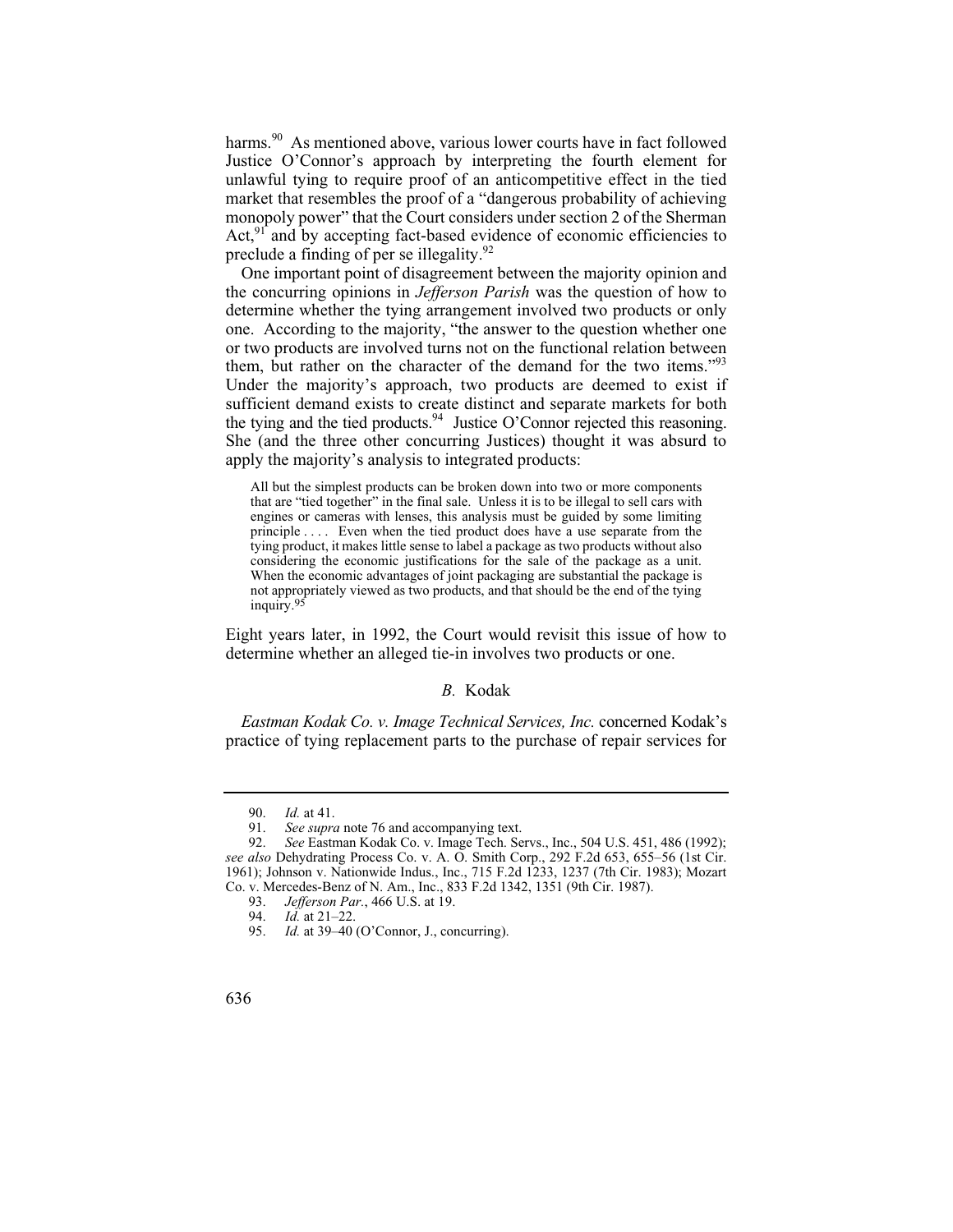harms.[90] As mentioned above, various lower courts have in fact followed Justice O'Connor's approach by interpreting the fourth element for unlawful tying to require proof of an anticompetitive effect in the tied market that resembles the proof of a "dangerous probability of achieving monopoly power" that the Court considers under section 2 of the Sherman Act,[91] and by accepting fact-based evidence of economic efficiencies to preclude a finding of per se illegality.[92]

One important point of disagreement between the majority opinion and the concurring opinions in *Jefferson Parish* was the question of how to determine whether the tying arrangement involved two products or only one. According to the majority, "the answer to the question whether one or two products are involved turns not on the functional relation between them, but rather on the character of the demand for the two items."[93] Under the majority's approach, two products are deemed to exist if sufficient demand exists to create distinct and separate markets for both the tying and the tied products.[94] Justice O'Connor rejected this reasoning. She (and the three other concurring Justices) thought it was absurd to apply the majority's analysis to integrated products:

> All but the simplest products can be broken down into two or more components that are "tied together" in the final sale. Unless it is to be illegal to sell cars with engines or cameras with lenses, this analysis must be guided by some limiting principle . . . . Even when the tied product does have a use separate from the tying product, it makes little sense to label a package as two products without also considering the economic justifications for the sale of the package as a unit. When the economic advantages of joint packaging are substantial the package is not appropriately viewed as two products, and that should be the end of the tying inquiry.[95]

Eight years later, in 1992, the Court would revisit this issue of how to determine whether an alleged tie-in involves two products or one.

### *B.* Kodak

*Eastman Kodak Co. v. Image Technical Services, Inc.* concerned Kodak's practice of tying replacement parts to the purchase of repair services for

---

90. *Id.* at 41.

91. *See supra* note 76 and accompanying text.

92. *See* Eastman Kodak Co. v. Image Tech. Servs., Inc., 504 U.S. 451, 486 (1992); *see also* Dehydrating Process Co. v. A. O. Smith Corp., 292 F.2d 653, 655–56 (1st Cir. 1961); Johnson v. Nationwide Indus., Inc., 715 F.2d 1233, 1237 (7th Cir. 1983); Mozart Co. v. Mercedes-Benz of N. Am., Inc., 833 F.2d 1342, 1351 (9th Cir. 1987).

93. *Jefferson Par.*, 466 U.S. at 19.

94. *Id.* at 21–22.

95. *Id.* at 39–40 (O'Connor, J., concurring).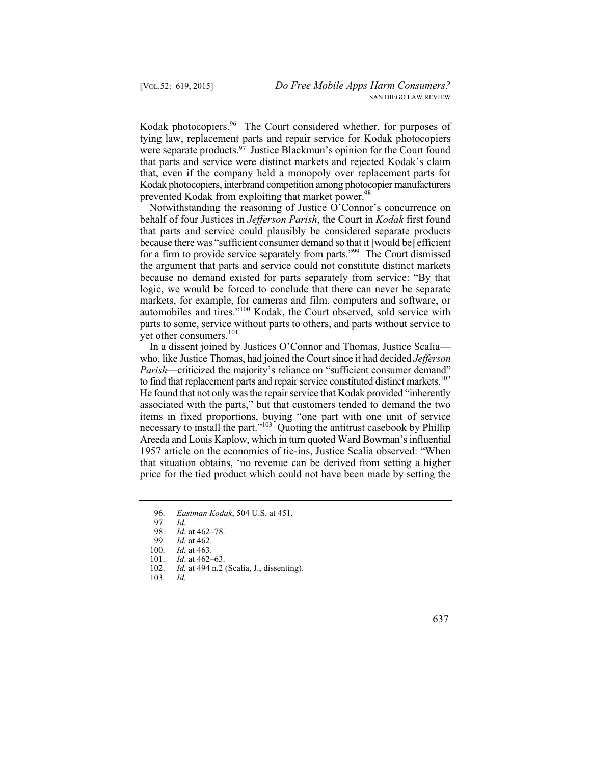Kodak photocopiers.[96] The Court considered whether, for purposes of tying law, replacement parts and repair service for Kodak photocopiers were separate products.[97] Justice Blackmun's opinion for the Court found that parts and service were distinct markets and rejected Kodak's claim that, even if the company held a monopoly over replacement parts for Kodak photocopiers, interbrand competition among photocopier manufacturers prevented Kodak from exploiting that market power.[98]

Notwithstanding the reasoning of Justice O'Connor's concurrence on behalf of four Justices in *Jefferson Parish*, the Court in *Kodak* first found that parts and service could plausibly be considered separate products because there was "sufficient consumer demand so that it [would be] efficient for a firm to provide service separately from parts."[99] The Court dismissed the argument that parts and service could not constitute distinct markets because no demand existed for parts separately from service: "By that logic, we would be forced to conclude that there can never be separate markets, for example, for cameras and film, computers and software, or automobiles and tires."[100] Kodak, the Court observed, sold service with parts to some, service without parts to others, and parts without service to yet other consumers.[101]

In a dissent joined by Justices O'Connor and Thomas, Justice Scalia—who, like Justice Thomas, had joined the Court since it had decided *Jefferson Parish*—criticized the majority's reliance on "sufficient consumer demand" to find that replacement parts and repair service constituted distinct markets.[102] He found that not only was the repair service that Kodak provided "inherently associated with the parts," but that customers tended to demand the two items in fixed proportions, buying "one part with one unit of service necessary to install the part."[103] Quoting the antitrust casebook by Phillip Areeda and Louis Kaplow, which in turn quoted Ward Bowman's influential 1957 article on the economics of tie-ins, Justice Scalia observed: "When that situation obtains, 'no revenue can be derived from setting a higher price for the tied product which could not have been made by setting the

---

96. *Eastman Kodak*, 504 U.S. at 451.
97. *Id.*
98. *Id.* at 462–78.
99. *Id.* at 462.
100. *Id.* at 463.
101. *Id*. at 462–63.
102. *Id.* at 494 n.2 (Scalia, J., dissenting).
103. *Id.*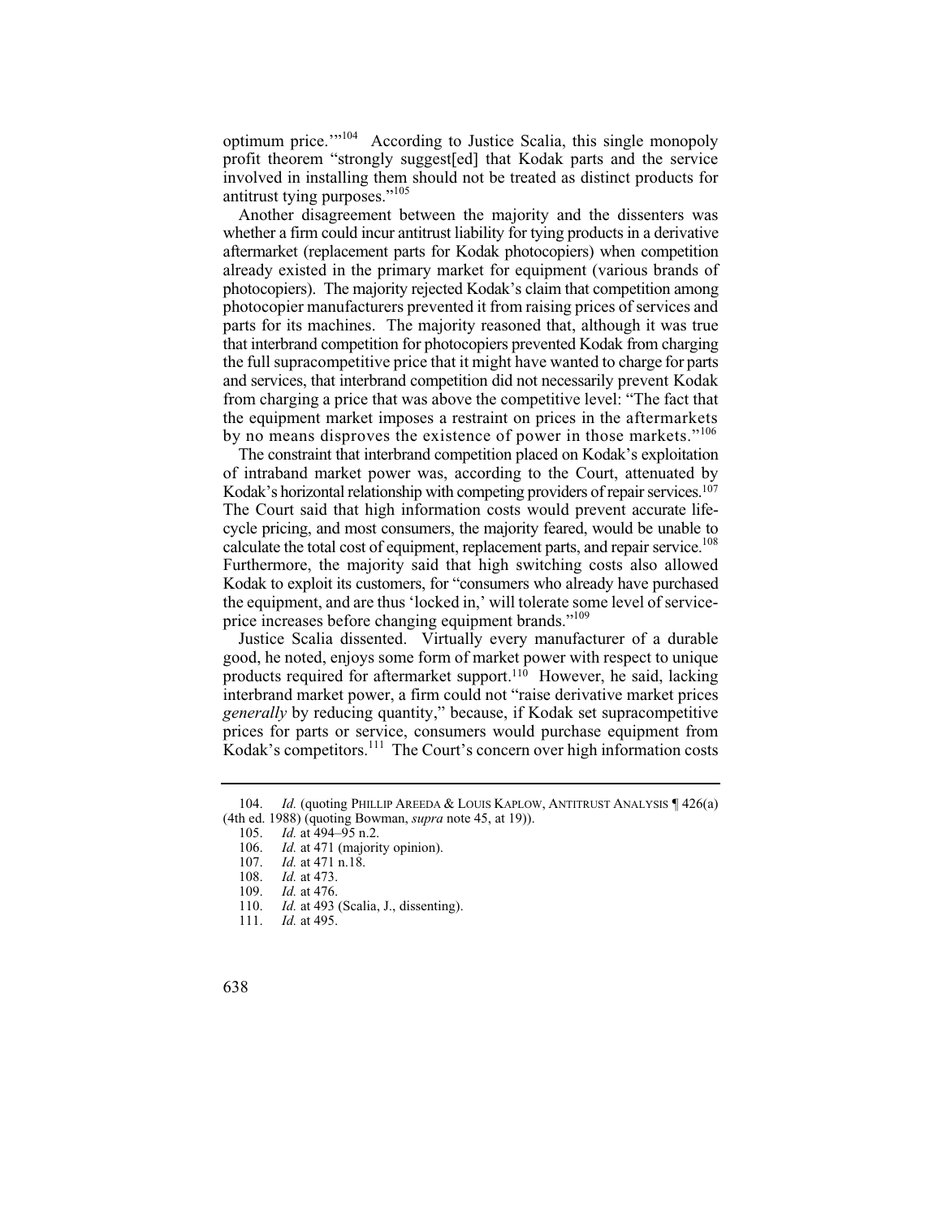optimum price.'"[104] According to Justice Scalia, this single monopoly profit theorem "strongly suggest[ed] that Kodak parts and the service involved in installing them should not be treated as distinct products for antitrust tying purposes."[105]

Another disagreement between the majority and the dissenters was whether a firm could incur antitrust liability for tying products in a derivative aftermarket (replacement parts for Kodak photocopiers) when competition already existed in the primary market for equipment (various brands of photocopiers). The majority rejected Kodak's claim that competition among photocopier manufacturers prevented it from raising prices of services and parts for its machines. The majority reasoned that, although it was true that interbrand competition for photocopiers prevented Kodak from charging the full supracompetitive price that it might have wanted to charge for parts and services, that interbrand competition did not necessarily prevent Kodak from charging a price that was above the competitive level: "The fact that the equipment market imposes a restraint on prices in the aftermarkets by no means disproves the existence of power in those markets."[106]

The constraint that interbrand competition placed on Kodak's exploitation of intraband market power was, according to the Court, attenuated by Kodak's horizontal relationship with competing providers of repair services.[107] The Court said that high information costs would prevent accurate life-cycle pricing, and most consumers, the majority feared, would be unable to calculate the total cost of equipment, replacement parts, and repair service.[108] Furthermore, the majority said that high switching costs also allowed Kodak to exploit its customers, for "consumers who already have purchased the equipment, and are thus 'locked in,' will tolerate some level of service-price increases before changing equipment brands."[109]

Justice Scalia dissented. Virtually every manufacturer of a durable good, he noted, enjoys some form of market power with respect to unique products required for aftermarket support.[110] However, he said, lacking interbrand market power, a firm could not "raise derivative market prices *generally* by reducing quantity," because, if Kodak set supracompetitive prices for parts or service, consumers would purchase equipment from Kodak's competitors.[111] The Court's concern over high information costs

---

104. *Id.* (quoting PHILLIP AREEDA & LOUIS KAPLOW, ANTITRUST ANALYSIS ¶ 426(a) (4th ed. 1988) (quoting Bowman, *supra* note 45, at 19)).

105. *Id.* at 494–95 n.2.

106. *Id.* at 471 (majority opinion).

107. *Id.* at 471 n.18.

108. *Id.* at 473.

109. *Id.* at 476.

110. *Id.* at 493 (Scalia, J., dissenting).

111. *Id.* at 495.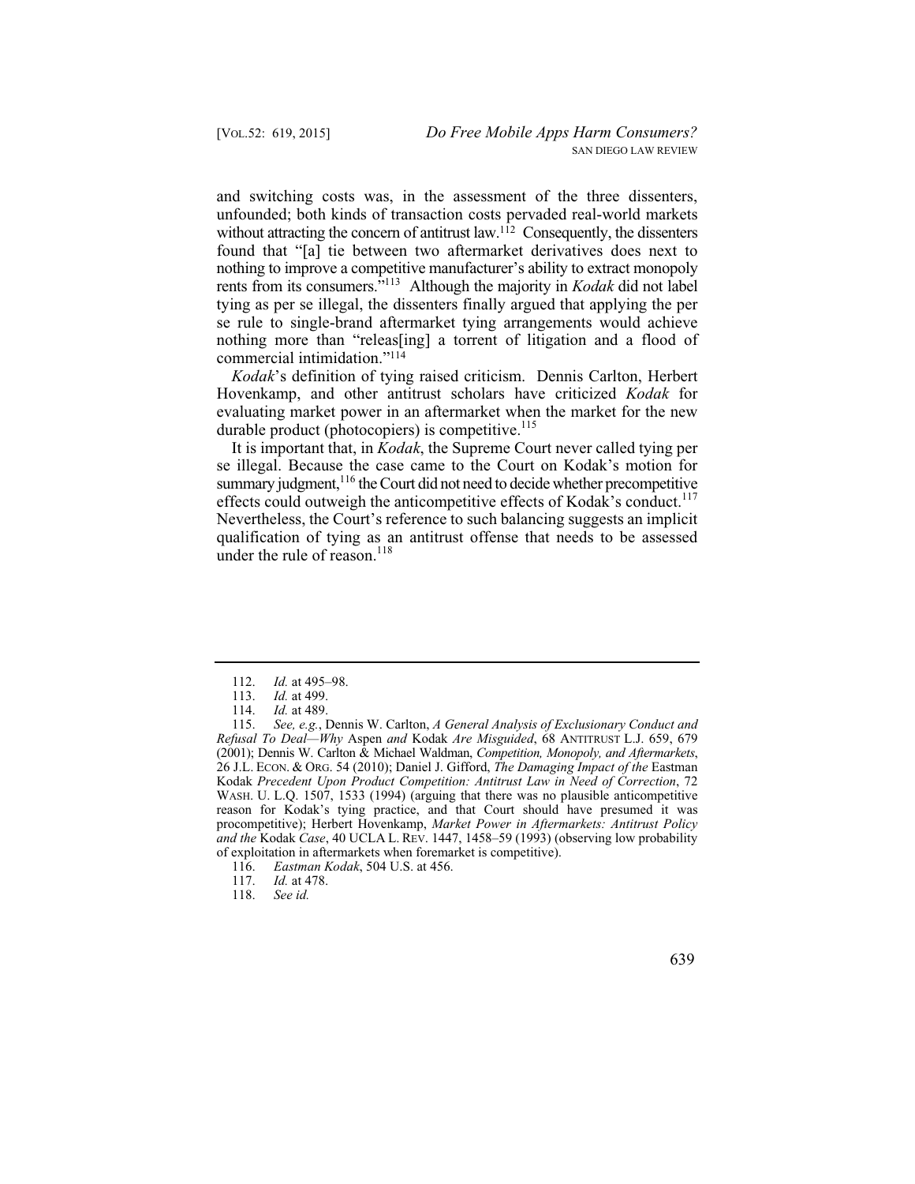and switching costs was, in the assessment of the three dissenters, unfounded; both kinds of transaction costs pervaded real-world markets without attracting the concern of antitrust law.[112] Consequently, the dissenters found that "[a] tie between two aftermarket derivatives does next to nothing to improve a competitive manufacturer's ability to extract monopoly rents from its consumers."[113] Although the majority in *Kodak* did not label tying as per se illegal, the dissenters finally argued that applying the per se rule to single-brand aftermarket tying arrangements would achieve nothing more than "releas[ing] a torrent of litigation and a flood of commercial intimidation."[114]

*Kodak*'s definition of tying raised criticism. Dennis Carlton, Herbert Hovenkamp, and other antitrust scholars have criticized *Kodak* for evaluating market power in an aftermarket when the market for the new durable product (photocopiers) is competitive.[115]

It is important that, in *Kodak*, the Supreme Court never called tying per se illegal. Because the case came to the Court on Kodak's motion for summary judgment,[116] the Court did not need to decide whether precompetitive effects could outweigh the anticompetitive effects of Kodak's conduct.[117] Nevertheless, the Court's reference to such balancing suggests an implicit qualification of tying as an antitrust offense that needs to be assessed under the rule of reason.[118]

---

112. *Id.* at 495–98.

113. *Id.* at 499.

114. *Id.* at 489.

115. *See, e.g.*, Dennis W. Carlton, *A General Analysis of Exclusionary Conduct and Refusal To Deal—Why* Aspen *and* Kodak *Are Misguided*, 68 ANTITRUST L.J. 659, 679 (2001); Dennis W. Carlton & Michael Waldman, *Competition, Monopoly, and Aftermarkets*, 26 J.L. ECON. & ORG. 54 (2010); Daniel J. Gifford, *The Damaging Impact of the* Eastman Kodak *Precedent Upon Product Competition: Antitrust Law in Need of Correction*, 72 WASH. U. L.Q. 1507, 1533 (1994) (arguing that there was no plausible anticompetitive reason for Kodak's tying practice, and that Court should have presumed it was procompetitive); Herbert Hovenkamp, *Market Power in Aftermarkets: Antitrust Policy and the* Kodak *Case*, 40 UCLA L. REV. 1447, 1458–59 (1993) (observing low probability of exploitation in aftermarkets when foremarket is competitive).

116. *Eastman Kodak*, 504 U.S. at 456.

117. *Id.* at 478.

118. *See id.*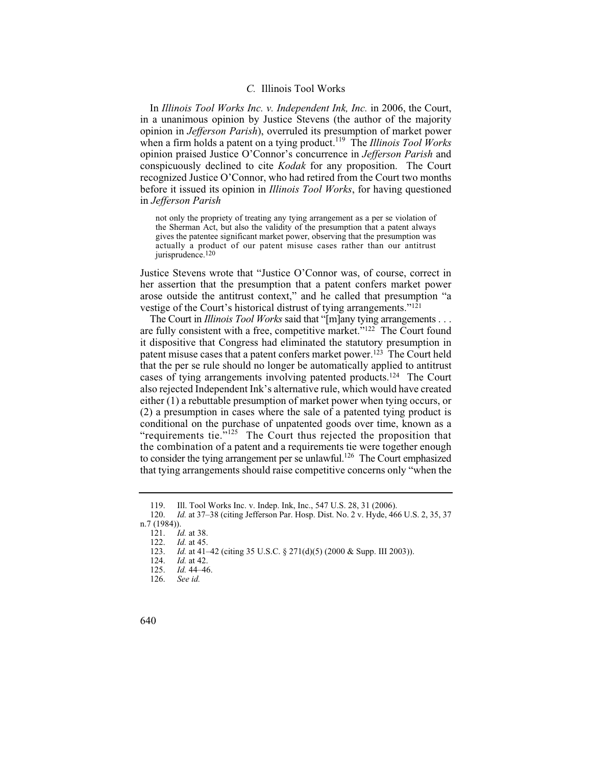### *C.* Illinois Tool Works

In *Illinois Tool Works Inc. v. Independent Ink, Inc.* in 2006, the Court, in a unanimous opinion by Justice Stevens (the author of the majority opinion in *Jefferson Parish*), overruled its presumption of market power when a firm holds a patent on a tying product.[119] The *Illinois Tool Works* opinion praised Justice O'Connor's concurrence in *Jefferson Parish* and conspicuously declined to cite *Kodak* for any proposition. The Court recognized Justice O'Connor, who had retired from the Court two months before it issued its opinion in *Illinois Tool Works*, for having questioned in *Jefferson Parish*

> not only the propriety of treating any tying arrangement as a per se violation of the Sherman Act, but also the validity of the presumption that a patent always gives the patentee significant market power, observing that the presumption was actually a product of our patent misuse cases rather than our antitrust jurisprudence.[120]

Justice Stevens wrote that "Justice O'Connor was, of course, correct in her assertion that the presumption that a patent confers market power arose outside the antitrust context," and he called that presumption "a vestige of the Court's historical distrust of tying arrangements."[121]

The Court in *Illinois Tool Works* said that "[m]any tying arrangements . . . are fully consistent with a free, competitive market."[122] The Court found it dispositive that Congress had eliminated the statutory presumption in patent misuse cases that a patent confers market power.[123] The Court held that the per se rule should no longer be automatically applied to antitrust cases of tying arrangements involving patented products.[124] The Court also rejected Independent Ink's alternative rule, which would have created either (1) a rebuttable presumption of market power when tying occurs, or (2) a presumption in cases where the sale of a patented tying product is conditional on the purchase of unpatented goods over time, known as a "requirements tie."[125] The Court thus rejected the proposition that the combination of a patent and a requirements tie were together enough to consider the tying arrangement per se unlawful.[126] The Court emphasized that tying arrangements should raise competitive concerns only "when the

---

119. Ill. Tool Works Inc. v. Indep. Ink, Inc., 547 U.S. 28, 31 (2006).

120. *Id.* at 37–38 (citing Jefferson Par. Hosp. Dist. No. 2 v. Hyde, 466 U.S. 2, 35, 37 n.7 (1984)).

121. *Id.* at 38.

122. *Id.* at 45.

123. *Id.* at 41–42 (citing 35 U.S.C. § 271(d)(5) (2000 & Supp. III 2003)).

124. *Id.* at 42.

125. *Id.* 44–46.

126. *See id.*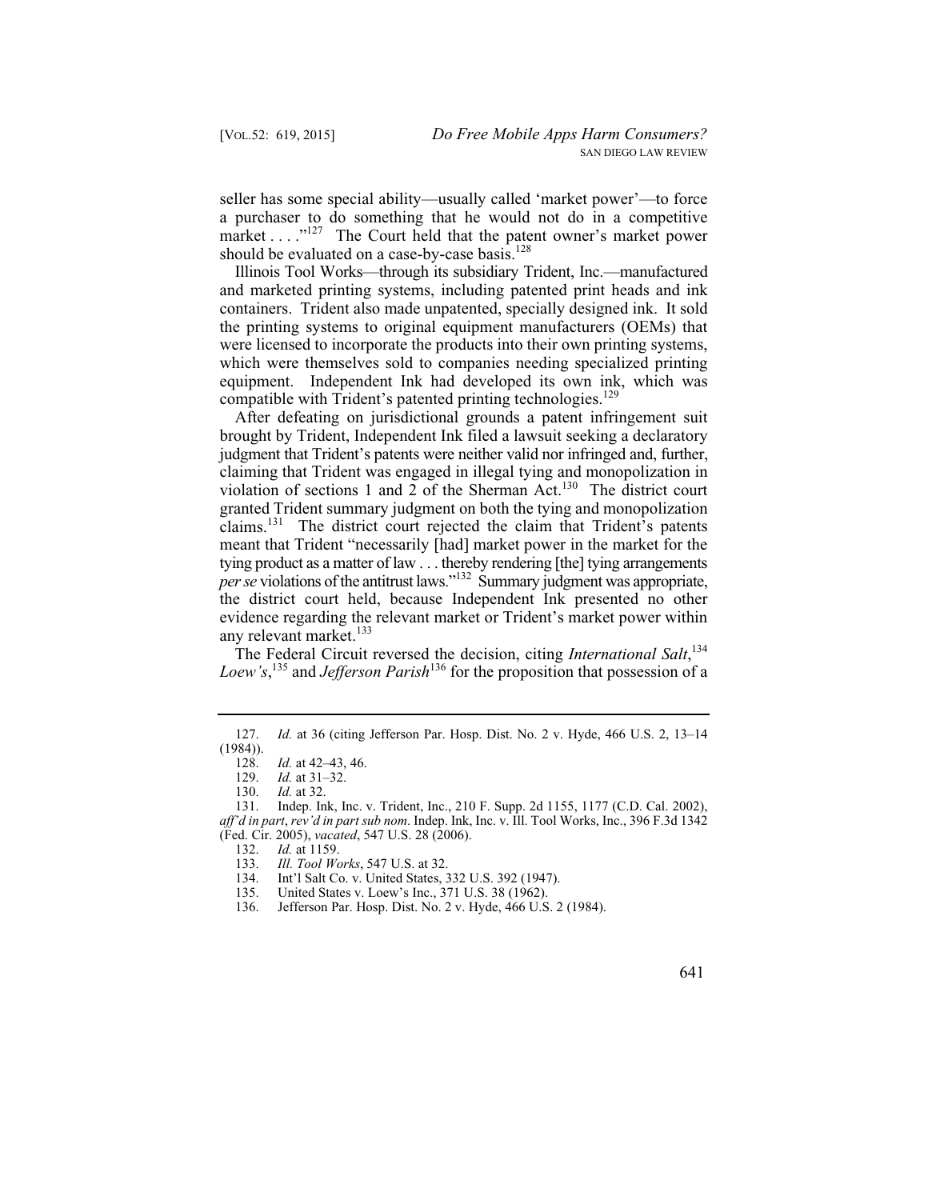seller has some special ability—usually called 'market power'—to force a purchaser to do something that he would not do in a competitive market . . . ."[127] The Court held that the patent owner's market power should be evaluated on a case-by-case basis.[128]

Illinois Tool Works—through its subsidiary Trident, Inc.—manufactured and marketed printing systems, including patented print heads and ink containers. Trident also made unpatented, specially designed ink. It sold the printing systems to original equipment manufacturers (OEMs) that were licensed to incorporate the products into their own printing systems, which were themselves sold to companies needing specialized printing equipment. Independent Ink had developed its own ink, which was compatible with Trident's patented printing technologies.[129]

After defeating on jurisdictional grounds a patent infringement suit brought by Trident, Independent Ink filed a lawsuit seeking a declaratory judgment that Trident's patents were neither valid nor infringed and, further, claiming that Trident was engaged in illegal tying and monopolization in violation of sections 1 and 2 of the Sherman Act.[130] The district court granted Trident summary judgment on both the tying and monopolization claims.[131] The district court rejected the claim that Trident's patents meant that Trident "necessarily [had] market power in the market for the tying product as a matter of law . . . thereby rendering [the] tying arrangements *per se* violations of the antitrust laws."[132] Summary judgment was appropriate, the district court held, because Independent Ink presented no other evidence regarding the relevant market or Trident's market power within any relevant market.[133]

The Federal Circuit reversed the decision, citing *International Salt*,[134] *Loew's*,[135] and *Jefferson Parish*[136] for the proposition that possession of a

---

127. *Id.* at 36 (citing Jefferson Par. Hosp. Dist. No. 2 v. Hyde, 466 U.S. 2, 13–14 (1984)).

128. *Id.* at 42–43, 46.

129. *Id.* at 31–32.

130. *Id.* at 32.

131. Indep. Ink, Inc. v. Trident, Inc., 210 F. Supp. 2d 1155, 1177 (C.D. Cal. 2002), *aff'd in part*, *rev'd in part sub nom*. Indep. Ink, Inc. v. Ill. Tool Works, Inc., 396 F.3d 1342 (Fed. Cir. 2005), *vacated*, 547 U.S. 28 (2006).

132. *Id.* at 1159.

133. *Ill. Tool Works*, 547 U.S. at 32.

134. Int'l Salt Co. v. United States, 332 U.S. 392 (1947).

135. United States v. Loew's Inc., 371 U.S. 38 (1962).

136. Jefferson Par. Hosp. Dist. No. 2 v. Hyde, 466 U.S. 2 (1984).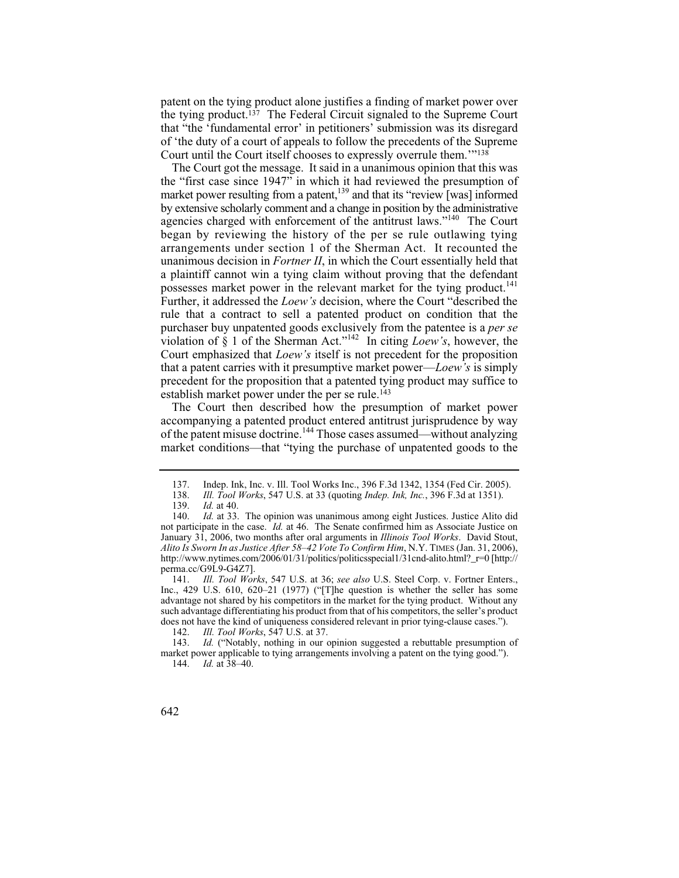patent on the tying product alone justifies a finding of market power over the tying product.[137] The Federal Circuit signaled to the Supreme Court that "the 'fundamental error' in petitioners' submission was its disregard of 'the duty of a court of appeals to follow the precedents of the Supreme Court until the Court itself chooses to expressly overrule them.'"[138]

The Court got the message. It said in a unanimous opinion that this was the "first case since 1947" in which it had reviewed the presumption of market power resulting from a patent,[139] and that its "review [was] informed by extensive scholarly comment and a change in position by the administrative agencies charged with enforcement of the antitrust laws."[140] The Court began by reviewing the history of the per se rule outlawing tying arrangements under section 1 of the Sherman Act. It recounted the unanimous decision in *Fortner II*, in which the Court essentially held that a plaintiff cannot win a tying claim without proving that the defendant possesses market power in the relevant market for the tying product.[141] Further, it addressed the *Loew's* decision, where the Court "described the rule that a contract to sell a patented product on condition that the purchaser buy unpatented goods exclusively from the patentee is a *per se* violation of § 1 of the Sherman Act."[142] In citing *Loew's*, however, the Court emphasized that *Loew's* itself is not precedent for the proposition that a patent carries with it presumptive market power—*Loew's* is simply precedent for the proposition that a patented tying product may suffice to establish market power under the per se rule.[143]

The Court then described how the presumption of market power accompanying a patented product entered antitrust jurisprudence by way of the patent misuse doctrine.[144] Those cases assumed—without analyzing market conditions—that "tying the purchase of unpatented goods to the

---

137. Indep. Ink, Inc. v. Ill. Tool Works Inc., 396 F.3d 1342, 1354 (Fed Cir. 2005).

138. *Ill. Tool Works*, 547 U.S. at 33 (quoting *Indep. Ink, Inc.*, 396 F.3d at 1351).

139. *Id.* at 40.

140. *Id.* at 33. The opinion was unanimous among eight Justices. Justice Alito did not participate in the case. *Id.* at 46. The Senate confirmed him as Associate Justice on January 31, 2006, two months after oral arguments in *Illinois Tool Works*. David Stout, *Alito Is Sworn In as Justice After 58–42 Vote To Confirm Him*, N.Y. TIMES (Jan. 31, 2006), http://www.nytimes.com/2006/01/31/politics/politicsspecial1/31cnd-alito.html?_r=0 [http://perma.cc/G9L9-G4Z7].

141. *Ill. Tool Works*, 547 U.S. at 36; *see also* U.S. Steel Corp. v. Fortner Enters., Inc., 429 U.S. 610, 620–21 (1977) ("[T]he question is whether the seller has some advantage not shared by his competitors in the market for the tying product. Without any such advantage differentiating his product from that of his competitors, the seller's product does not have the kind of uniqueness considered relevant in prior tying-clause cases.").

142. *Ill. Tool Works*, 547 U.S. at 37.

143. *Id.* ("Notably, nothing in our opinion suggested a rebuttable presumption of market power applicable to tying arrangements involving a patent on the tying good.").

144. *Id.* at 38–40.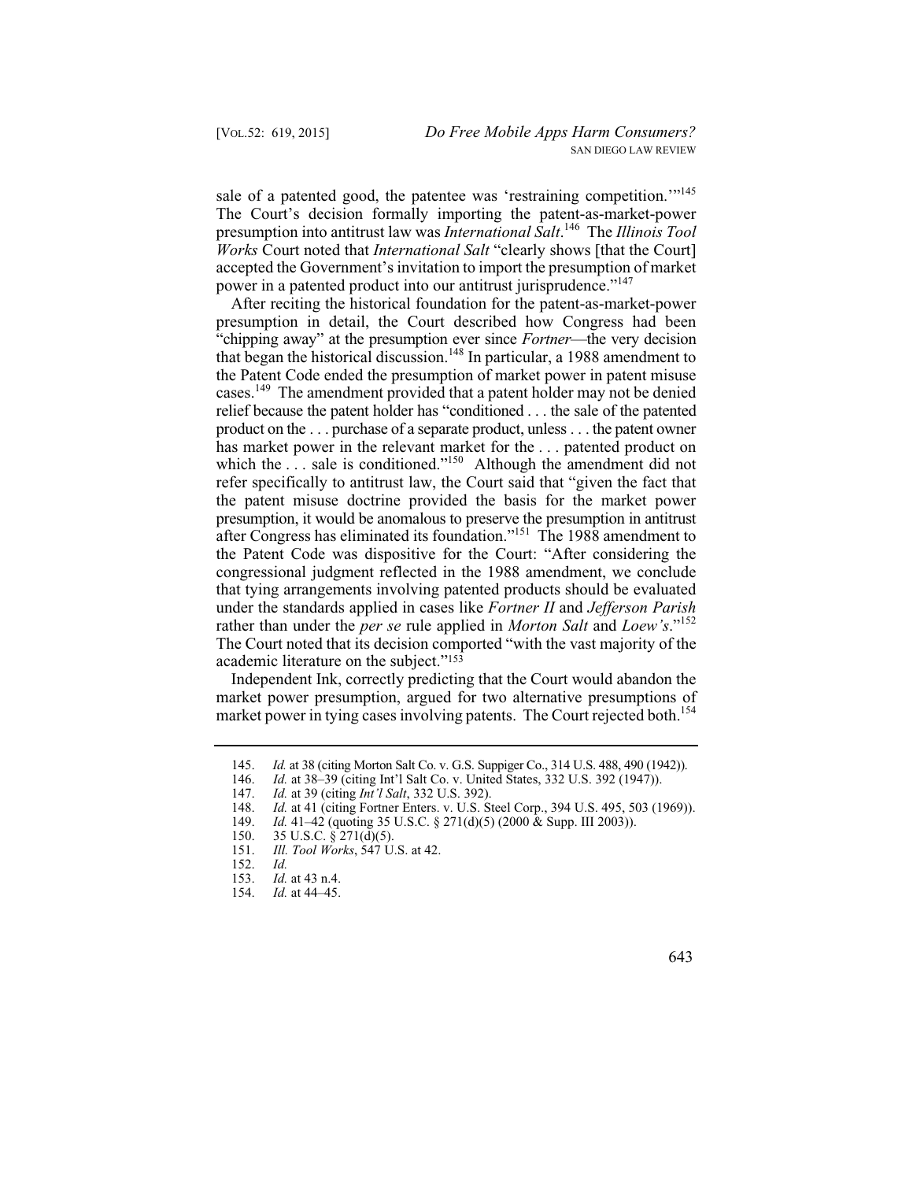sale of a patented good, the patentee was 'restraining competition.'"[145] The Court's decision formally importing the patent-as-market-power presumption into antitrust law was *International Salt*.[146] The *Illinois Tool Works* Court noted that *International Salt* "clearly shows [that the Court] accepted the Government's invitation to import the presumption of market power in a patented product into our antitrust jurisprudence."[147]

After reciting the historical foundation for the patent-as-market-power presumption in detail, the Court described how Congress had been "chipping away" at the presumption ever since *Fortner*—the very decision that began the historical discussion.[148] In particular, a 1988 amendment to the Patent Code ended the presumption of market power in patent misuse cases.[149] The amendment provided that a patent holder may not be denied relief because the patent holder has "conditioned . . . the sale of the patented product on the . . . purchase of a separate product, unless . . . the patent owner has market power in the relevant market for the . . . patented product on which the . . . sale is conditioned."[150] Although the amendment did not refer specifically to antitrust law, the Court said that "given the fact that the patent misuse doctrine provided the basis for the market power presumption, it would be anomalous to preserve the presumption in antitrust after Congress has eliminated its foundation."[151] The 1988 amendment to the Patent Code was dispositive for the Court: "After considering the congressional judgment reflected in the 1988 amendment, we conclude that tying arrangements involving patented products should be evaluated under the standards applied in cases like *Fortner II* and *Jefferson Parish* rather than under the *per se* rule applied in *Morton Salt* and *Loew's*."[152] The Court noted that its decision comported "with the vast majority of the academic literature on the subject."[153]

Independent Ink, correctly predicting that the Court would abandon the market power presumption, argued for two alternative presumptions of market power in tying cases involving patents. The Court rejected both.[154]

---

145. *Id.* at 38 (citing Morton Salt Co. v. G.S. Suppiger Co., 314 U.S. 488, 490 (1942)).
146. *Id.* at 38–39 (citing Int'l Salt Co. v. United States, 332 U.S. 392 (1947)).
147. *Id.* at 39 (citing *Int'l Salt*, 332 U.S. 392).
148. *Id.* at 41 (citing Fortner Enters. v. U.S. Steel Corp., 394 U.S. 495, 503 (1969)).
149. *Id.* 41–42 (quoting 35 U.S.C. § 271(d)(5) (2000 & Supp. III 2003)).
150. 35 U.S.C. § 271(d)(5).
151. *Ill. Tool Works*, 547 U.S. at 42.
152. *Id.*
153. *Id.* at 43 n.4.
154. *Id.* at 44–45.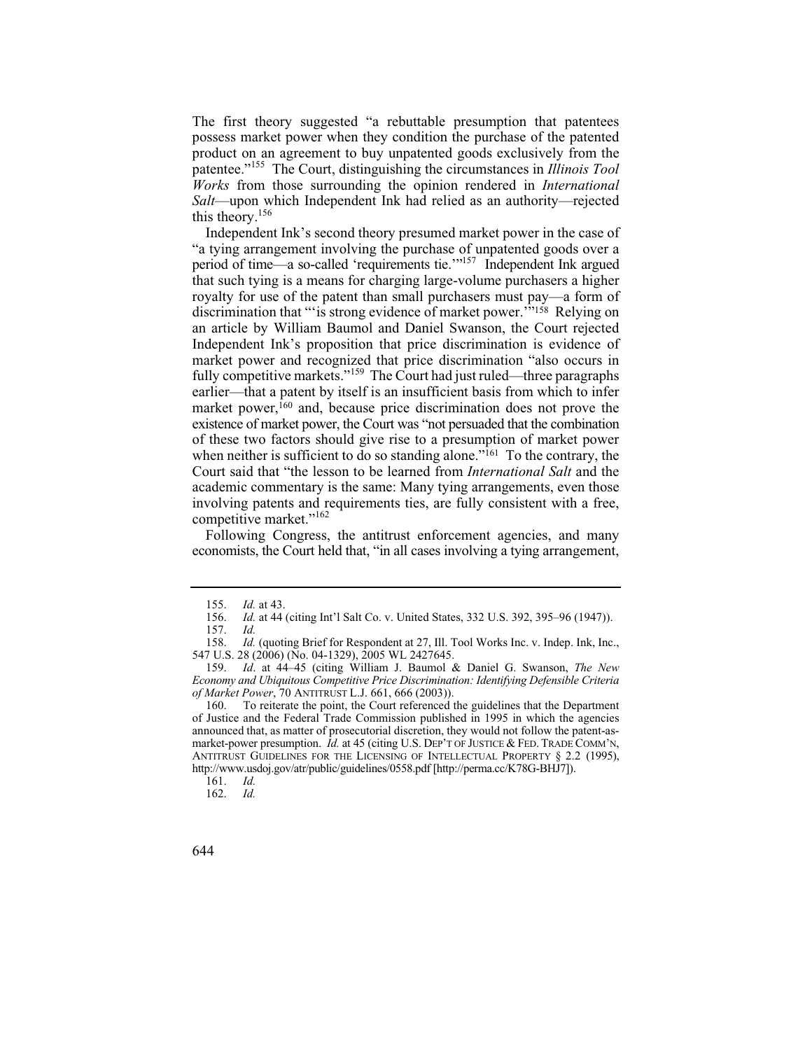The first theory suggested "a rebuttable presumption that patentees possess market power when they condition the purchase of the patented product on an agreement to buy unpatented goods exclusively from the patentee."[155] The Court, distinguishing the circumstances in *Illinois Tool Works* from those surrounding the opinion rendered in *International Salt*—upon which Independent Ink had relied as an authority—rejected this theory.[156]

Independent Ink's second theory presumed market power in the case of "a tying arrangement involving the purchase of unpatented goods over a period of time—a so-called 'requirements tie.'"[157] Independent Ink argued that such tying is a means for charging large-volume purchasers a higher royalty for use of the patent than small purchasers must pay—a form of discrimination that "'is strong evidence of market power.'"[158] Relying on an article by William Baumol and Daniel Swanson, the Court rejected Independent Ink's proposition that price discrimination is evidence of market power and recognized that price discrimination "also occurs in fully competitive markets."[159] The Court had just ruled—three paragraphs earlier—that a patent by itself is an insufficient basis from which to infer market power,[160] and, because price discrimination does not prove the existence of market power, the Court was "not persuaded that the combination of these two factors should give rise to a presumption of market power when neither is sufficient to do so standing alone."[161] To the contrary, the Court said that "the lesson to be learned from *International Salt* and the academic commentary is the same: Many tying arrangements, even those involving patents and requirements ties, are fully consistent with a free, competitive market."[162]

Following Congress, the antitrust enforcement agencies, and many economists, the Court held that, "in all cases involving a tying arrangement,

---

155. *Id.* at 43.

156. *Id.* at 44 (citing Int'l Salt Co. v. United States, 332 U.S. 392, 395–96 (1947)).

157. *Id.*

158. *Id.* (quoting Brief for Respondent at 27, Ill. Tool Works Inc. v. Indep. Ink, Inc., 547 U.S. 28 (2006) (No. 04-1329), 2005 WL 2427645.

159. *Id*. at 44–45 (citing William J. Baumol & Daniel G. Swanson, *The New Economy and Ubiquitous Competitive Price Discrimination: Identifying Defensible Criteria of Market Power*, 70 ANTITRUST L.J. 661, 666 (2003)).

160. To reiterate the point, the Court referenced the guidelines that the Department of Justice and the Federal Trade Commission published in 1995 in which the agencies announced that, as matter of prosecutorial discretion, they would not follow the patent-as-market-power presumption. *Id.* at 45 (citing U.S. DEP'T OF JUSTICE & FED. TRADE COMM'N, ANTITRUST GUIDELINES FOR THE LICENSING OF INTELLECTUAL PROPERTY § 2.2 (1995), http://www.usdoj.gov/atr/public/guidelines/0558.pdf [http://perma.cc/K78G-BHJ7]).

161. *Id.*

162. *Id.*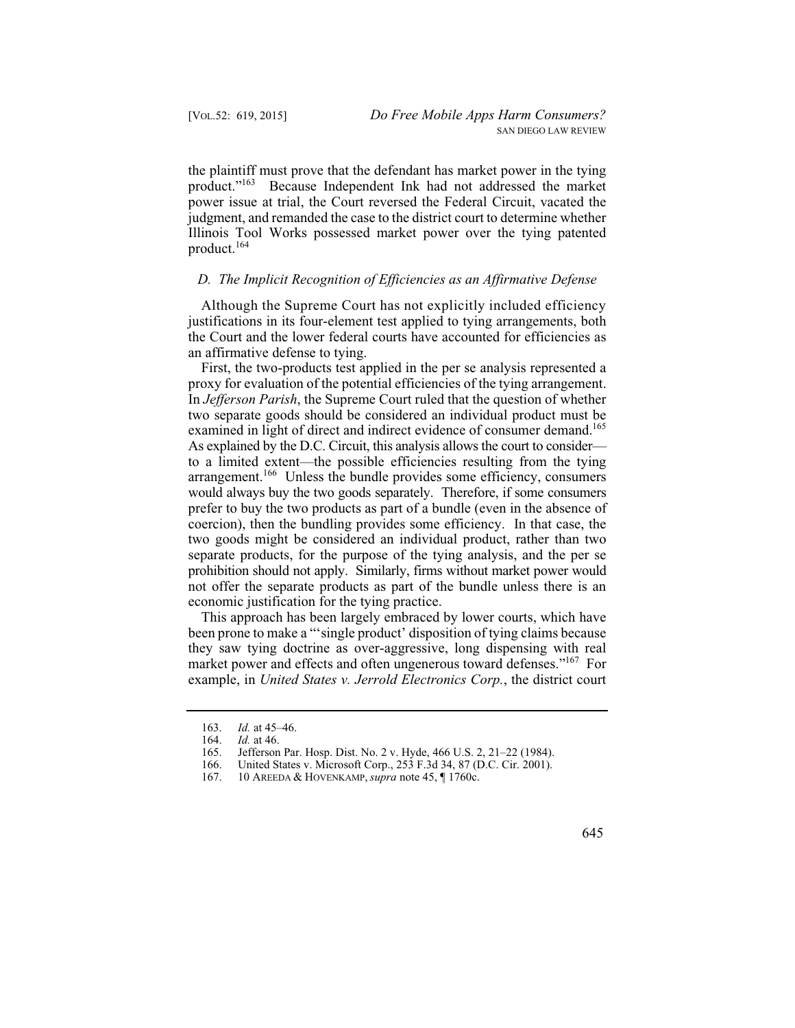the plaintiff must prove that the defendant has market power in the tying product."[163] Because Independent Ink had not addressed the market power issue at trial, the Court reversed the Federal Circuit, vacated the judgment, and remanded the case to the district court to determine whether Illinois Tool Works possessed market power over the tying patented product.[164]

### *D. The Implicit Recognition of Efficiencies as an Affirmative Defense*

Although the Supreme Court has not explicitly included efficiency justifications in its four-element test applied to tying arrangements, both the Court and the lower federal courts have accounted for efficiencies as an affirmative defense to tying.

First, the two-products test applied in the per se analysis represented a proxy for evaluation of the potential efficiencies of the tying arrangement. In *Jefferson Parish*, the Supreme Court ruled that the question of whether two separate goods should be considered an individual product must be examined in light of direct and indirect evidence of consumer demand.[165] As explained by the D.C. Circuit, this analysis allows the court to consider—to a limited extent—the possible efficiencies resulting from the tying arrangement.[166] Unless the bundle provides some efficiency, consumers would always buy the two goods separately. Therefore, if some consumers prefer to buy the two products as part of a bundle (even in the absence of coercion), then the bundling provides some efficiency. In that case, the two goods might be considered an individual product, rather than two separate products, for the purpose of the tying analysis, and the per se prohibition should not apply. Similarly, firms without market power would not offer the separate products as part of the bundle unless there is an economic justification for the tying practice.

This approach has been largely embraced by lower courts, which have been prone to make a "'single product' disposition of tying claims because they saw tying doctrine as over-aggressive, long dispensing with real market power and effects and often ungenerous toward defenses."[167] For example, in *United States v. Jerrold Electronics Corp.*, the district court

---

163. *Id.* at 45–46.

164. *Id.* at 46.

165. Jefferson Par. Hosp. Dist. No. 2 v. Hyde, 466 U.S. 2, 21–22 (1984).

166. United States v. Microsoft Corp., 253 F.3d 34, 87 (D.C. Cir. 2001).

167. 10 AREEDA & HOVENKAMP, *supra* note 45, ¶ 1760c.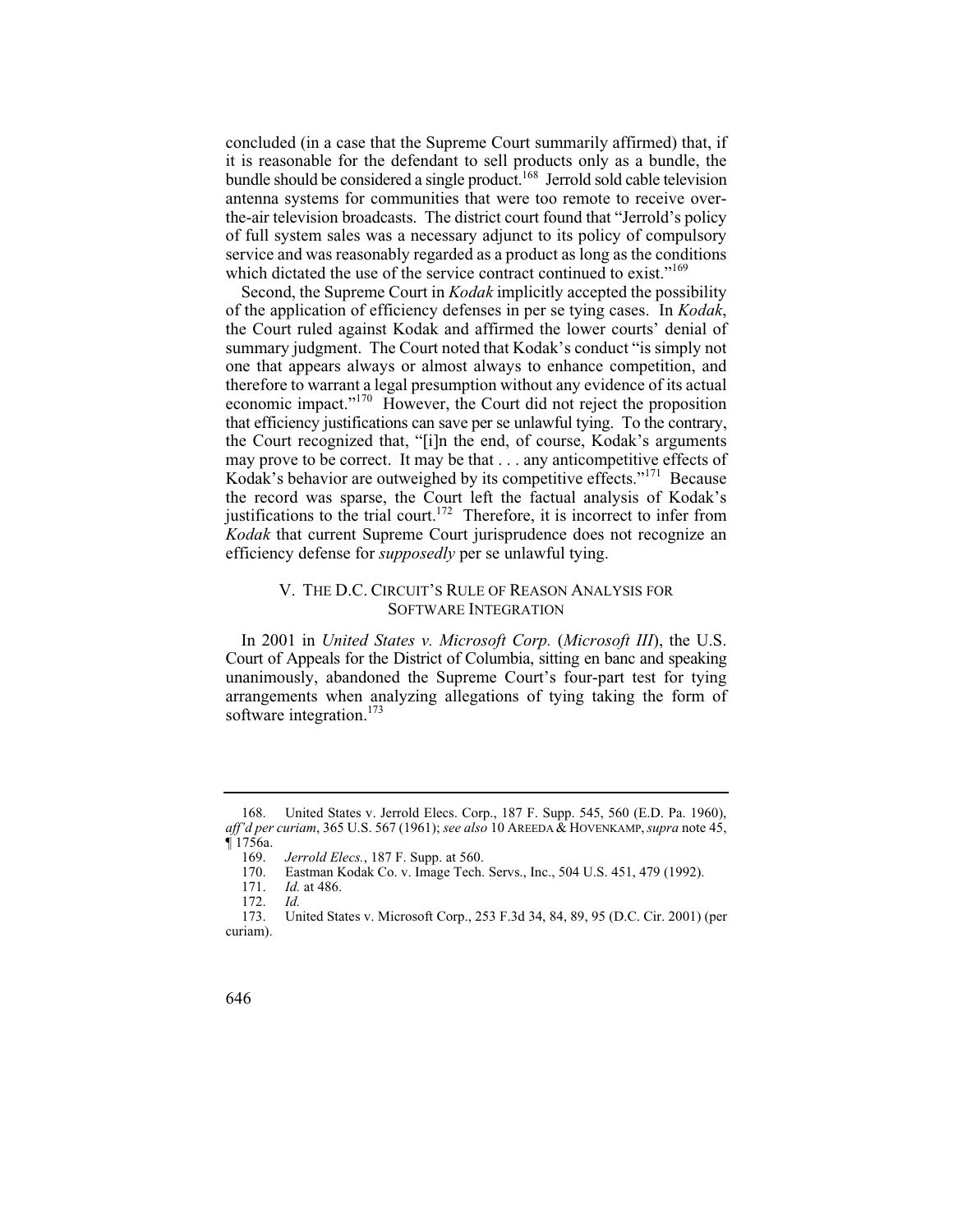concluded (in a case that the Supreme Court summarily affirmed) that, if it is reasonable for the defendant to sell products only as a bundle, the bundle should be considered a single product.[168] Jerrold sold cable television antenna systems for communities that were too remote to receive over-the-air television broadcasts. The district court found that "Jerrold's policy of full system sales was a necessary adjunct to its policy of compulsory service and was reasonably regarded as a product as long as the conditions which dictated the use of the service contract continued to exist."[169]

Second, the Supreme Court in *Kodak* implicitly accepted the possibility of the application of efficiency defenses in per se tying cases. In *Kodak*, the Court ruled against Kodak and affirmed the lower courts' denial of summary judgment. The Court noted that Kodak's conduct "is simply not one that appears always or almost always to enhance competition, and therefore to warrant a legal presumption without any evidence of its actual economic impact."[170] However, the Court did not reject the proposition that efficiency justifications can save per se unlawful tying. To the contrary, the Court recognized that, "[i]n the end, of course, Kodak's arguments may prove to be correct. It may be that . . . any anticompetitive effects of Kodak's behavior are outweighed by its competitive effects."[171] Because the record was sparse, the Court left the factual analysis of Kodak's justifications to the trial court.[172] Therefore, it is incorrect to infer from *Kodak* that current Supreme Court jurisprudence does not recognize an efficiency defense for *supposedly* per se unlawful tying.

## V. THE D.C. CIRCUIT'S RULE OF REASON ANALYSIS FOR SOFTWARE INTEGRATION

In 2001 in *United States v. Microsoft Corp.* (*Microsoft III*), the U.S. Court of Appeals for the District of Columbia, sitting en banc and speaking unanimously, abandoned the Supreme Court's four-part test for tying arrangements when analyzing allegations of tying taking the form of software integration.[173]

---

168. United States v. Jerrold Elecs. Corp., 187 F. Supp. 545, 560 (E.D. Pa. 1960), *aff'd per curiam*, 365 U.S. 567 (1961); *see also* 10 AREEDA & HOVENKAMP, *supra* note 45, ¶ 1756a.

169. *Jerrold Elecs.*, 187 F. Supp. at 560.

170. Eastman Kodak Co. v. Image Tech. Servs., Inc., 504 U.S. 451, 479 (1992).

171. *Id.* at 486.

172. *Id.*

173. United States v. Microsoft Corp., 253 F.3d 34, 84, 89, 95 (D.C. Cir. 2001) (per curiam).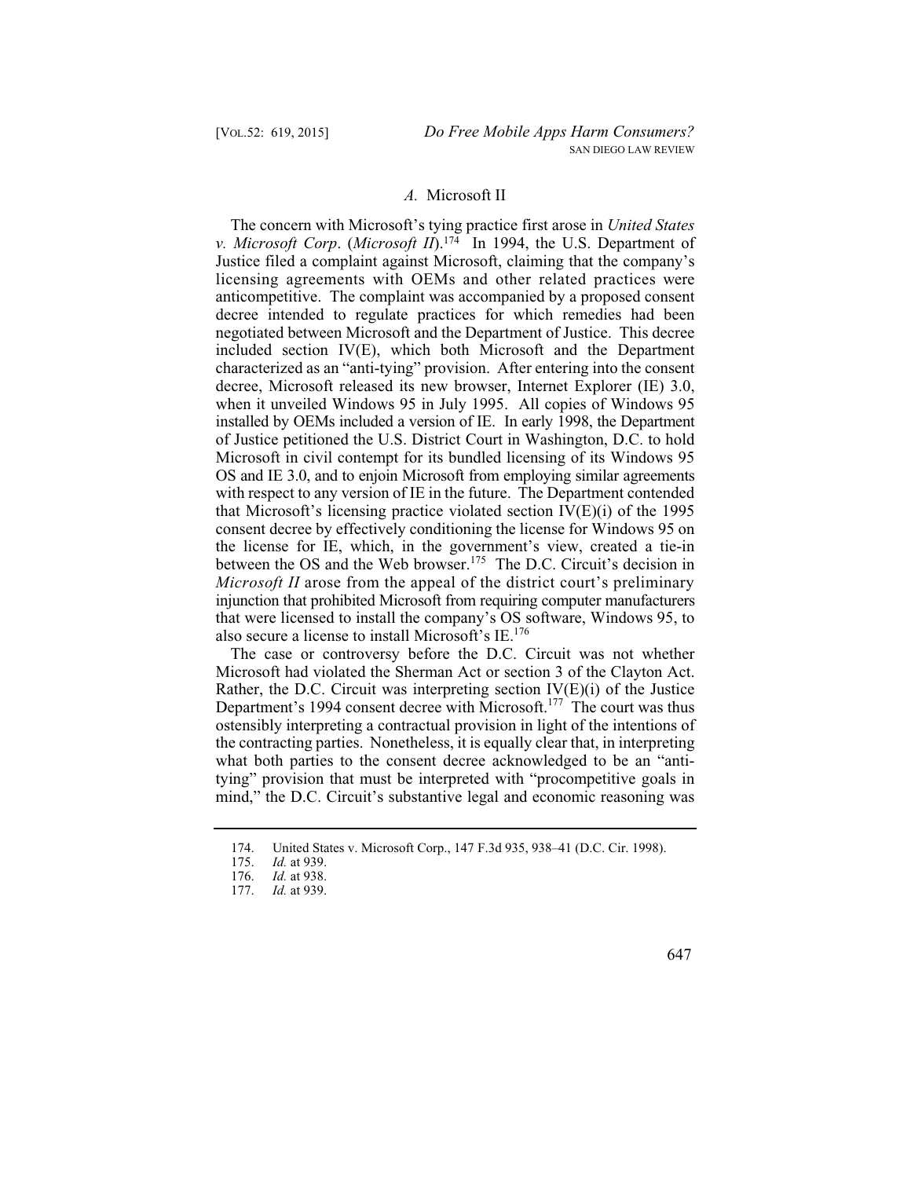### *A.* Microsoft II

The concern with Microsoft's tying practice first arose in *United States v. Microsoft Corp*. (*Microsoft II*).[174] In 1994, the U.S. Department of Justice filed a complaint against Microsoft, claiming that the company's licensing agreements with OEMs and other related practices were anticompetitive. The complaint was accompanied by a proposed consent decree intended to regulate practices for which remedies had been negotiated between Microsoft and the Department of Justice. This decree included section IV(E), which both Microsoft and the Department characterized as an "anti-tying" provision. After entering into the consent decree, Microsoft released its new browser, Internet Explorer (IE) 3.0, when it unveiled Windows 95 in July 1995. All copies of Windows 95 installed by OEMs included a version of IE. In early 1998, the Department of Justice petitioned the U.S. District Court in Washington, D.C. to hold Microsoft in civil contempt for its bundled licensing of its Windows 95 OS and IE 3.0, and to enjoin Microsoft from employing similar agreements with respect to any version of IE in the future. The Department contended that Microsoft's licensing practice violated section IV(E)(i) of the 1995 consent decree by effectively conditioning the license for Windows 95 on the license for IE, which, in the government's view, created a tie-in between the OS and the Web browser.[175] The D.C. Circuit's decision in *Microsoft II* arose from the appeal of the district court's preliminary injunction that prohibited Microsoft from requiring computer manufacturers that were licensed to install the company's OS software, Windows 95, to also secure a license to install Microsoft's IE.[176]

The case or controversy before the D.C. Circuit was not whether Microsoft had violated the Sherman Act or section 3 of the Clayton Act. Rather, the D.C. Circuit was interpreting section IV(E)(i) of the Justice Department's 1994 consent decree with Microsoft.[177] The court was thus ostensibly interpreting a contractual provision in light of the intentions of the contracting parties. Nonetheless, it is equally clear that, in interpreting what both parties to the consent decree acknowledged to be an "anti-tying" provision that must be interpreted with "procompetitive goals in mind," the D.C. Circuit's substantive legal and economic reasoning was

---

174. United States v. Microsoft Corp., 147 F.3d 935, 938–41 (D.C. Cir. 1998).

175. *Id.* at 939.

176. *Id.* at 938.

177. *Id.* at 939.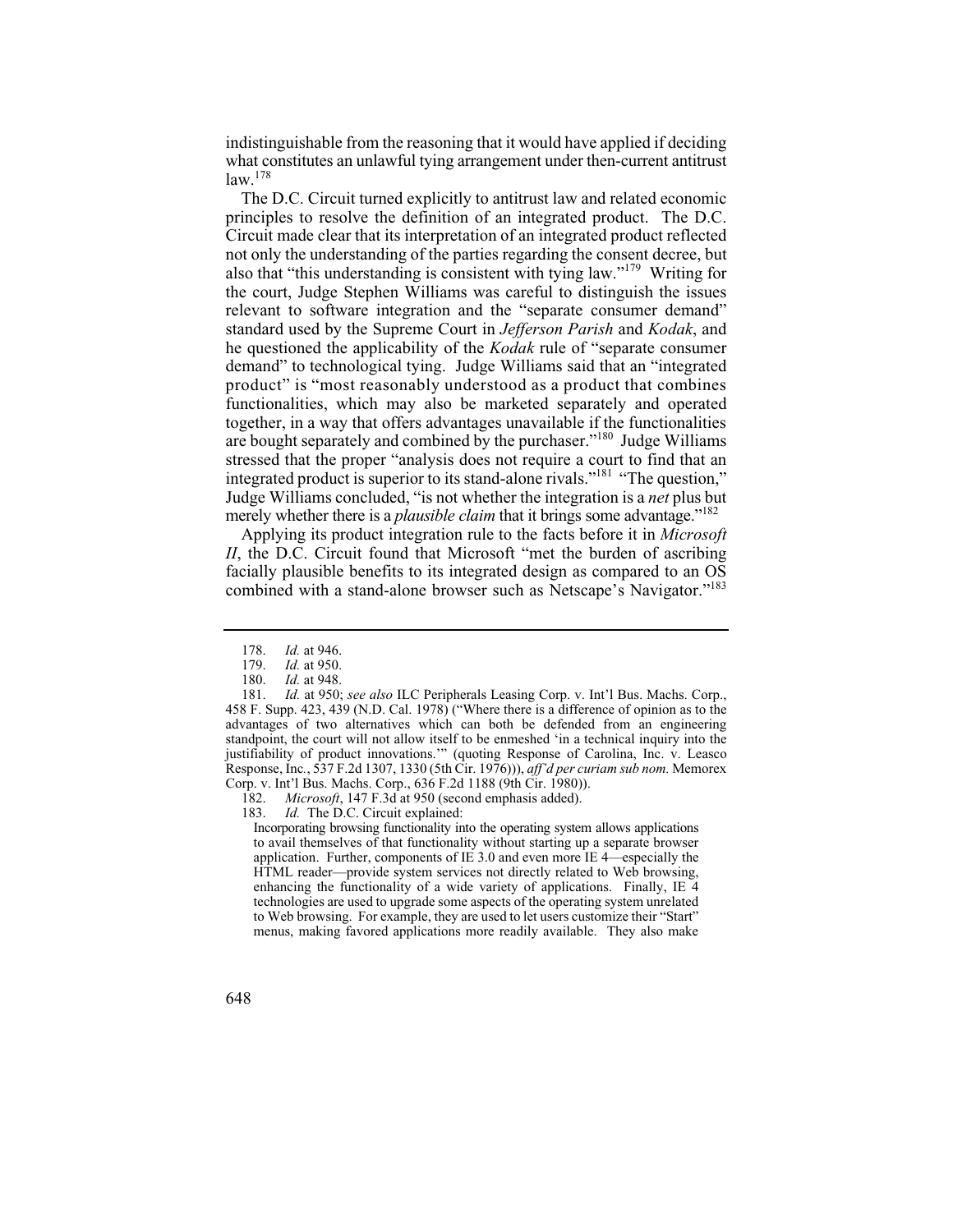indistinguishable from the reasoning that it would have applied if deciding what constitutes an unlawful tying arrangement under then-current antitrust law.[178]

The D.C. Circuit turned explicitly to antitrust law and related economic principles to resolve the definition of an integrated product. The D.C. Circuit made clear that its interpretation of an integrated product reflected not only the understanding of the parties regarding the consent decree, but also that "this understanding is consistent with tying law."[179] Writing for the court, Judge Stephen Williams was careful to distinguish the issues relevant to software integration and the "separate consumer demand" standard used by the Supreme Court in *Jefferson Parish* and *Kodak*, and he questioned the applicability of the *Kodak* rule of "separate consumer demand" to technological tying. Judge Williams said that an "integrated product" is "most reasonably understood as a product that combines functionalities, which may also be marketed separately and operated together, in a way that offers advantages unavailable if the functionalities are bought separately and combined by the purchaser."[180] Judge Williams stressed that the proper "analysis does not require a court to find that an integrated product is superior to its stand-alone rivals."[181] "The question," Judge Williams concluded, "is not whether the integration is a *net* plus but merely whether there is a *plausible claim* that it brings some advantage."[182]

Applying its product integration rule to the facts before it in *Microsoft II*, the D.C. Circuit found that Microsoft "met the burden of ascribing facially plausible benefits to its integrated design as compared to an OS combined with a stand-alone browser such as Netscape's Navigator."[183]

---

178. *Id.* at 946.

179. *Id.* at 950.

180. *Id.* at 948.

181. *Id.* at 950; *see also* ILC Peripherals Leasing Corp. v. Int'l Bus. Machs. Corp., 458 F. Supp. 423, 439 (N.D. Cal. 1978) ("Where there is a difference of opinion as to the advantages of two alternatives which can both be defended from an engineering standpoint, the court will not allow itself to be enmeshed 'in a technical inquiry into the justifiability of product innovations.'" (quoting Response of Carolina, Inc. v. Leasco Response, Inc., 537 F.2d 1307, 1330 (5th Cir. 1976))), *aff'd per curiam sub nom.* Memorex Corp. v. Int'l Bus. Machs. Corp., 636 F.2d 1188 (9th Cir. 1980)).

182. *Microsoft*, 147 F.3d at 950 (second emphasis added).

183. *Id.* The D.C. Circuit explained:

> Incorporating browsing functionality into the operating system allows applications to avail themselves of that functionality without starting up a separate browser application. Further, components of IE 3.0 and even more IE 4—especially the HTML reader—provide system services not directly related to Web browsing, enhancing the functionality of a wide variety of applications. Finally, IE 4 technologies are used to upgrade some aspects of the operating system unrelated to Web browsing. For example, they are used to let users customize their "Start" menus, making favored applications more readily available. They also make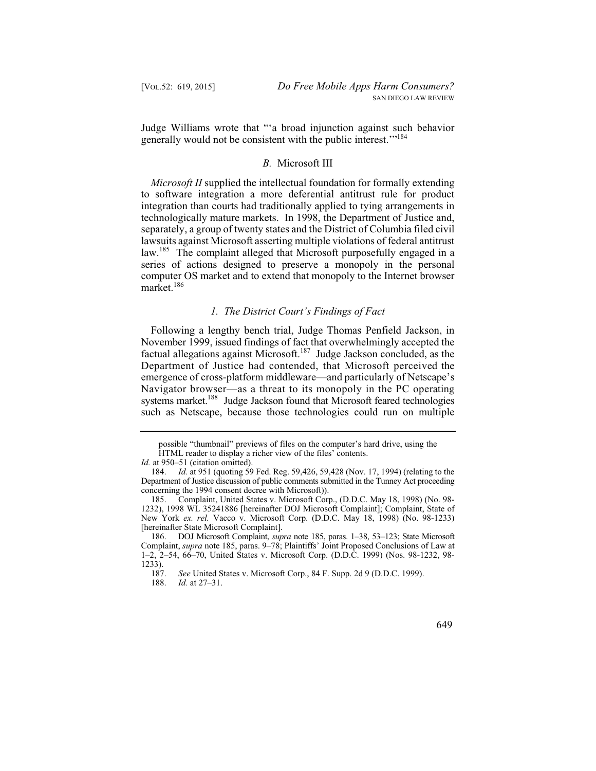Judge Williams wrote that "'a broad injunction against such behavior generally would not be consistent with the public interest.'"[184]

### *B.* Microsoft III

*Microsoft II* supplied the intellectual foundation for formally extending to software integration a more deferential antitrust rule for product integration than courts had traditionally applied to tying arrangements in technologically mature markets. In 1998, the Department of Justice and, separately, a group of twenty states and the District of Columbia filed civil lawsuits against Microsoft asserting multiple violations of federal antitrust law.[185] The complaint alleged that Microsoft purposefully engaged in a series of actions designed to preserve a monopoly in the personal computer OS market and to extend that monopoly to the Internet browser market.[186]

#### *1. The District Court's Findings of Fact*

Following a lengthy bench trial, Judge Thomas Penfield Jackson, in November 1999, issued findings of fact that overwhelmingly accepted the factual allegations against Microsoft.[187] Judge Jackson concluded, as the Department of Justice had contended, that Microsoft perceived the emergence of cross-platform middleware—and particularly of Netscape's Navigator browser—as a threat to its monopoly in the PC operating systems market.[188] Judge Jackson found that Microsoft feared technologies such as Netscape, because those technologies could run on multiple

---

possible "thumbnail" previews of files on the computer's hard drive, using the HTML reader to display a richer view of the files' contents.

*Id.* at 950–51 (citation omitted).

184. *Id.* at 951 (quoting 59 Fed. Reg. 59,426, 59,428 (Nov. 17, 1994) (relating to the Department of Justice discussion of public comments submitted in the Tunney Act proceeding concerning the 1994 consent decree with Microsoft)).

185. Complaint, United States v. Microsoft Corp., (D.D.C. May 18, 1998) (No. 98-1232), 1998 WL 35241886 [hereinafter DOJ Microsoft Complaint]; Complaint, State of New York *ex. rel.* Vacco v. Microsoft Corp. (D.D.C. May 18, 1998) (No. 98-1233) [hereinafter State Microsoft Complaint].

186. DOJ Microsoft Complaint, *supra* note 185, paras. 1–38, 53–123; State Microsoft Complaint, *supra* note 185, paras. 9–78; Plaintiffs' Joint Proposed Conclusions of Law at 1–2, 2–54, 66–70, United States v. Microsoft Corp. (D.D.C. 1999) (Nos. 98-1232, 98-1233).

187. *See* United States v. Microsoft Corp., 84 F. Supp. 2d 9 (D.D.C. 1999).

188. *Id.* at 27–31.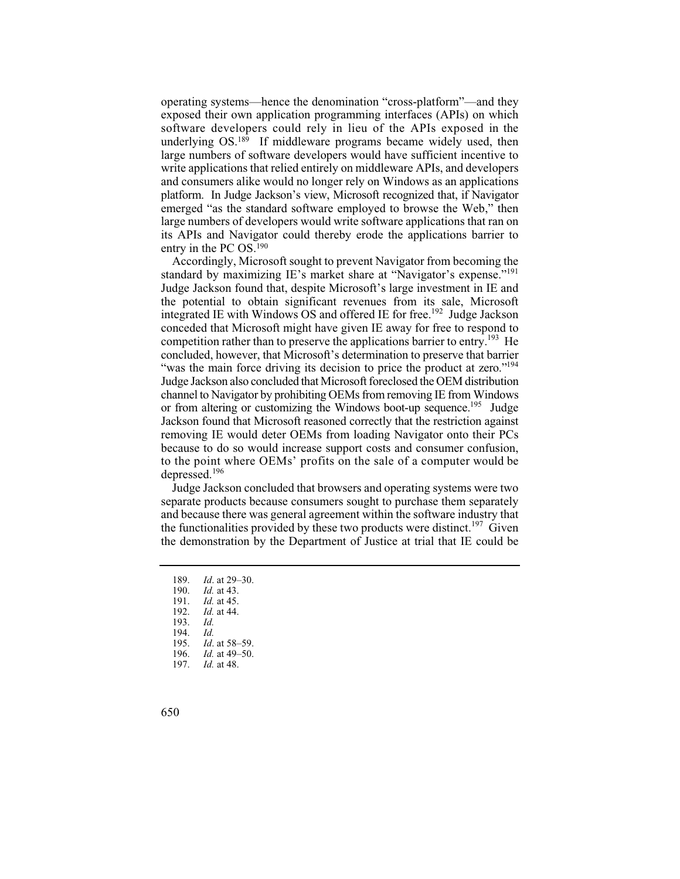operating systems—hence the denomination "cross-platform"—and they exposed their own application programming interfaces (APIs) on which software developers could rely in lieu of the APIs exposed in the underlying OS.[189] If middleware programs became widely used, then large numbers of software developers would have sufficient incentive to write applications that relied entirely on middleware APIs, and developers and consumers alike would no longer rely on Windows as an applications platform. In Judge Jackson's view, Microsoft recognized that, if Navigator emerged "as the standard software employed to browse the Web," then large numbers of developers would write software applications that ran on its APIs and Navigator could thereby erode the applications barrier to entry in the PC OS.[190]

Accordingly, Microsoft sought to prevent Navigator from becoming the standard by maximizing IE's market share at "Navigator's expense."[191] Judge Jackson found that, despite Microsoft's large investment in IE and the potential to obtain significant revenues from its sale, Microsoft integrated IE with Windows OS and offered IE for free.[192] Judge Jackson conceded that Microsoft might have given IE away for free to respond to competition rather than to preserve the applications barrier to entry.[193] He concluded, however, that Microsoft's determination to preserve that barrier "was the main force driving its decision to price the product at zero."[194] Judge Jackson also concluded that Microsoft foreclosed the OEM distribution channel to Navigator by prohibiting OEMs from removing IE from Windows or from altering or customizing the Windows boot-up sequence.[195] Judge Jackson found that Microsoft reasoned correctly that the restriction against removing IE would deter OEMs from loading Navigator onto their PCs because to do so would increase support costs and consumer confusion, to the point where OEMs' profits on the sale of a computer would be depressed.[196]

Judge Jackson concluded that browsers and operating systems were two separate products because consumers sought to purchase them separately and because there was general agreement within the software industry that the functionalities provided by these two products were distinct.[197] Given the demonstration by the Department of Justice at trial that IE could be

---

189. *Id*. at 29–30.
190. *Id.* at 43.
191. *Id.* at 45.
192. *Id.* at 44.
193. *Id.*
194. *Id.*
195. *Id*. at 58–59.
196. *Id.* at 49–50.
197. *Id.* at 48.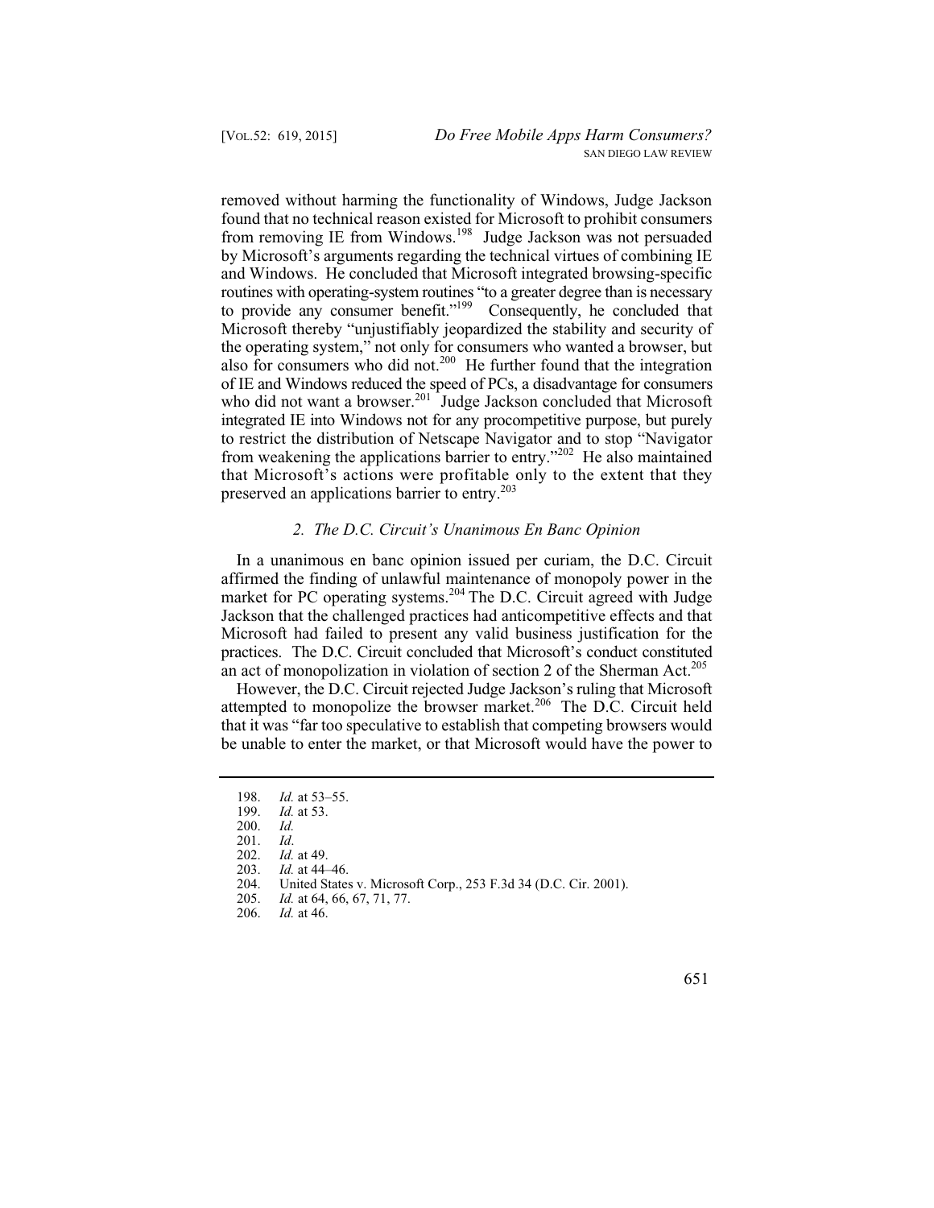removed without harming the functionality of Windows, Judge Jackson found that no technical reason existed for Microsoft to prohibit consumers from removing IE from Windows.[198] Judge Jackson was not persuaded by Microsoft's arguments regarding the technical virtues of combining IE and Windows. He concluded that Microsoft integrated browsing-specific routines with operating-system routines "to a greater degree than is necessary to provide any consumer benefit."[199] Consequently, he concluded that Microsoft thereby "unjustifiably jeopardized the stability and security of the operating system," not only for consumers who wanted a browser, but also for consumers who did not.[200] He further found that the integration of IE and Windows reduced the speed of PCs, a disadvantage for consumers who did not want a browser.[201] Judge Jackson concluded that Microsoft integrated IE into Windows not for any procompetitive purpose, but purely to restrict the distribution of Netscape Navigator and to stop "Navigator from weakening the applications barrier to entry."[202] He also maintained that Microsoft's actions were profitable only to the extent that they preserved an applications barrier to entry.[203]

### *2. The D.C. Circuit's Unanimous En Banc Opinion*

In a unanimous en banc opinion issued per curiam, the D.C. Circuit affirmed the finding of unlawful maintenance of monopoly power in the market for PC operating systems.[204] The D.C. Circuit agreed with Judge Jackson that the challenged practices had anticompetitive effects and that Microsoft had failed to present any valid business justification for the practices. The D.C. Circuit concluded that Microsoft's conduct constituted an act of monopolization in violation of section 2 of the Sherman Act.[205]

However, the D.C. Circuit rejected Judge Jackson's ruling that Microsoft attempted to monopolize the browser market.[206] The D.C. Circuit held that it was "far too speculative to establish that competing browsers would be unable to enter the market, or that Microsoft would have the power to

---

198. *Id.* at 53–55.
199. *Id.* at 53.
200. *Id.*
201. *Id*.
202. *Id.* at 49.
203. *Id.* at 44–46.
204. United States v. Microsoft Corp., 253 F.3d 34 (D.C. Cir. 2001).
205. *Id.* at 64, 66, 67, 71, 77.
206. *Id.* at 46.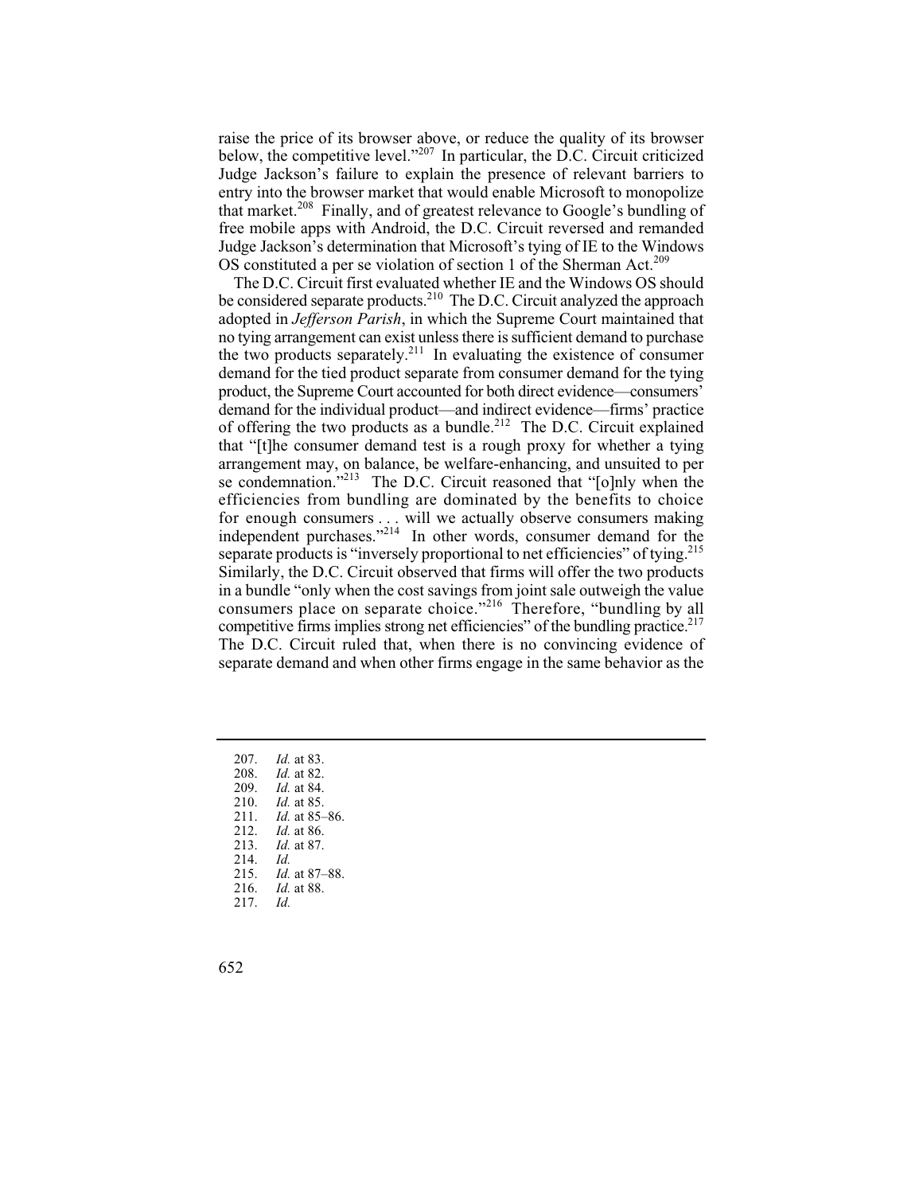raise the price of its browser above, or reduce the quality of its browser below, the competitive level."[207] In particular, the D.C. Circuit criticized Judge Jackson's failure to explain the presence of relevant barriers to entry into the browser market that would enable Microsoft to monopolize that market.[208] Finally, and of greatest relevance to Google's bundling of free mobile apps with Android, the D.C. Circuit reversed and remanded Judge Jackson's determination that Microsoft's tying of IE to the Windows OS constituted a per se violation of section 1 of the Sherman Act.[209]

The D.C. Circuit first evaluated whether IE and the Windows OS should be considered separate products.[210] The D.C. Circuit analyzed the approach adopted in *Jefferson Parish*, in which the Supreme Court maintained that no tying arrangement can exist unless there is sufficient demand to purchase the two products separately.[211] In evaluating the existence of consumer demand for the tied product separate from consumer demand for the tying product, the Supreme Court accounted for both direct evidence—consumers' demand for the individual product—and indirect evidence—firms' practice of offering the two products as a bundle.[212] The D.C. Circuit explained that "[t]he consumer demand test is a rough proxy for whether a tying arrangement may, on balance, be welfare-enhancing, and unsuited to per se condemnation."[213] The D.C. Circuit reasoned that "[o]nly when the efficiencies from bundling are dominated by the benefits to choice for enough consumers . . . will we actually observe consumers making independent purchases."[214] In other words, consumer demand for the separate products is "inversely proportional to net efficiencies" of tying.[215] Similarly, the D.C. Circuit observed that firms will offer the two products in a bundle "only when the cost savings from joint sale outweigh the value consumers place on separate choice."[216] Therefore, "bundling by all competitive firms implies strong net efficiencies" of the bundling practice.[217] The D.C. Circuit ruled that, when there is no convincing evidence of separate demand and when other firms engage in the same behavior as the

---

207. *Id.* at 83.
208. *Id.* at 82.
209. *Id.* at 84.
210. *Id.* at 85.
211. *Id.* at 85–86.
212. *Id.* at 86.
213. *Id.* at 87.
214. *Id.*
215. *Id.* at 87–88.
216. *Id.* at 88.
217. *Id.*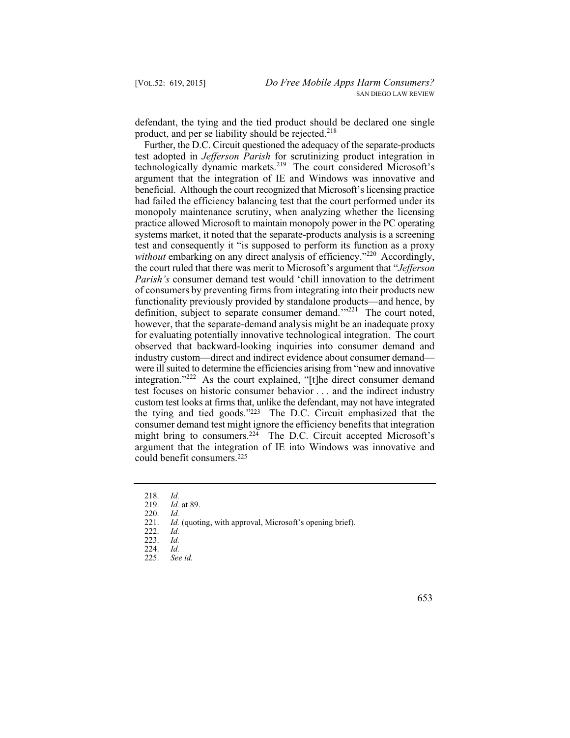defendant, the tying and the tied product should be declared one single product, and per se liability should be rejected.[218]

Further, the D.C. Circuit questioned the adequacy of the separate-products test adopted in *Jefferson Parish* for scrutinizing product integration in technologically dynamic markets.[219] The court considered Microsoft's argument that the integration of IE and Windows was innovative and beneficial. Although the court recognized that Microsoft's licensing practice had failed the efficiency balancing test that the court performed under its monopoly maintenance scrutiny, when analyzing whether the licensing practice allowed Microsoft to maintain monopoly power in the PC operating systems market, it noted that the separate-products analysis is a screening test and consequently it "is supposed to perform its function as a proxy *without* embarking on any direct analysis of efficiency."[220] Accordingly, the court ruled that there was merit to Microsoft's argument that "*Jefferson Parish's* consumer demand test would 'chill innovation to the detriment of consumers by preventing firms from integrating into their products new functionality previously provided by standalone products—and hence, by definition, subject to separate consumer demand.'"[221] The court noted, however, that the separate-demand analysis might be an inadequate proxy for evaluating potentially innovative technological integration. The court observed that backward-looking inquiries into consumer demand and industry custom—direct and indirect evidence about consumer demand—were ill suited to determine the efficiencies arising from "new and innovative integration."[222] As the court explained, "[t]he direct consumer demand test focuses on historic consumer behavior . . . and the indirect industry custom test looks at firms that, unlike the defendant, may not have integrated the tying and tied goods."[223] The D.C. Circuit emphasized that the consumer demand test might ignore the efficiency benefits that integration might bring to consumers.[224] The D.C. Circuit accepted Microsoft's argument that the integration of IE into Windows was innovative and could benefit consumers.[225]

---

218. *Id.*
219. *Id.* at 89.
220. *Id.*
221. *Id.* (quoting, with approval, Microsoft's opening brief).
222. *Id.*
223. *Id.*
224. *Id.*
225. *See id.*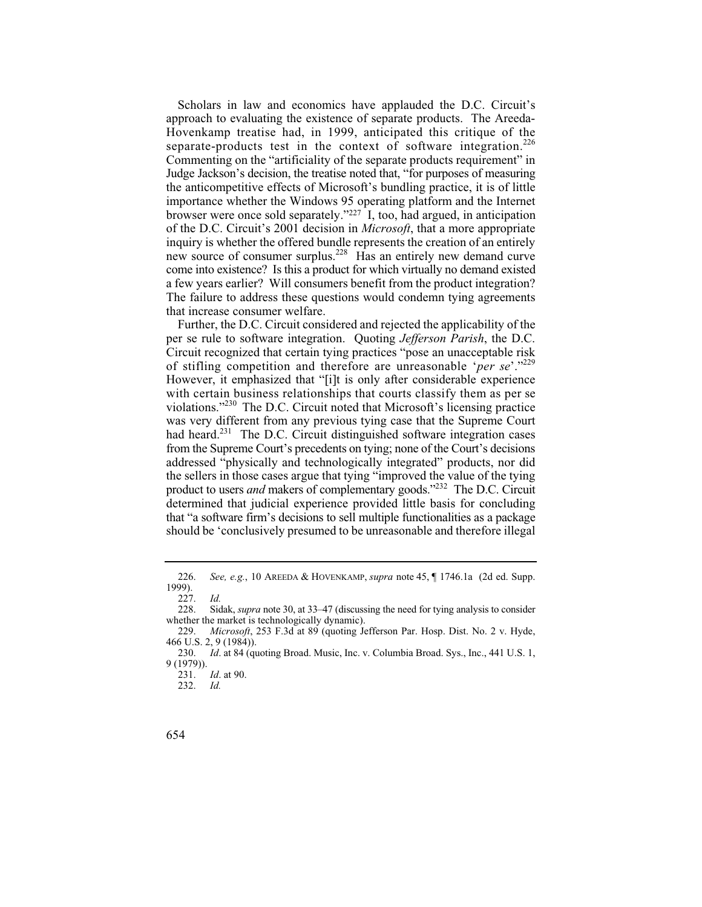Scholars in law and economics have applauded the D.C. Circuit's approach to evaluating the existence of separate products. The Areeda-Hovenkamp treatise had, in 1999, anticipated this critique of the separate-products test in the context of software integration.[226] Commenting on the "artificiality of the separate products requirement" in Judge Jackson's decision, the treatise noted that, "for purposes of measuring the anticompetitive effects of Microsoft's bundling practice, it is of little importance whether the Windows 95 operating platform and the Internet browser were once sold separately."[227] I, too, had argued, in anticipation of the D.C. Circuit's 2001 decision in *Microsoft*, that a more appropriate inquiry is whether the offered bundle represents the creation of an entirely new source of consumer surplus.[228] Has an entirely new demand curve come into existence? Is this a product for which virtually no demand existed a few years earlier? Will consumers benefit from the product integration? The failure to address these questions would condemn tying agreements that increase consumer welfare.

Further, the D.C. Circuit considered and rejected the applicability of the per se rule to software integration. Quoting *Jefferson Parish*, the D.C. Circuit recognized that certain tying practices "pose an unacceptable risk of stifling competition and therefore are unreasonable '*per se*'."[229] However, it emphasized that "[i]t is only after considerable experience with certain business relationships that courts classify them as per se violations."[230] The D.C. Circuit noted that Microsoft's licensing practice was very different from any previous tying case that the Supreme Court had heard.[231] The D.C. Circuit distinguished software integration cases from the Supreme Court's precedents on tying; none of the Court's decisions addressed "physically and technologically integrated" products, nor did the sellers in those cases argue that tying "improved the value of the tying product to users *and* makers of complementary goods."[232] The D.C. Circuit determined that judicial experience provided little basis for concluding that "a software firm's decisions to sell multiple functionalities as a package should be 'conclusively presumed to be unreasonable and therefore illegal

---

226. *See, e.g.*, 10 AREEDA & HOVENKAMP, *supra* note 45, ¶ 1746.1a (2d ed. Supp. 1999).

227. *Id.*

228. Sidak, *supra* note 30, at 33–47 (discussing the need for tying analysis to consider whether the market is technologically dynamic).

229. *Microsoft*, 253 F.3d at 89 (quoting Jefferson Par. Hosp. Dist. No. 2 v. Hyde, 466 U.S. 2, 9 (1984)).

230. *Id*. at 84 (quoting Broad. Music, Inc. v. Columbia Broad. Sys., Inc., 441 U.S. 1, 9 (1979)).

231. *Id*. at 90.

232. *Id.*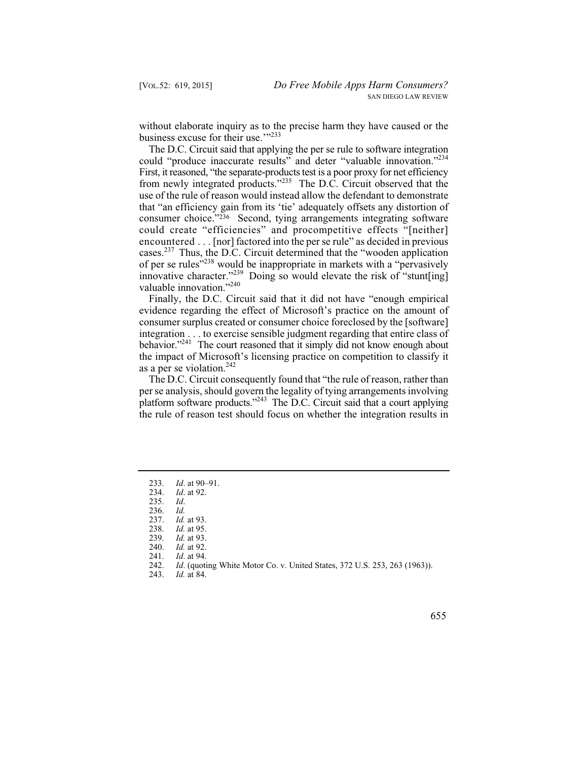without elaborate inquiry as to the precise harm they have caused or the business excuse for their use.'"[233]

The D.C. Circuit said that applying the per se rule to software integration could "produce inaccurate results" and deter "valuable innovation."[234] First, it reasoned, "the separate-products test is a poor proxy for net efficiency from newly integrated products."[235] The D.C. Circuit observed that the use of the rule of reason would instead allow the defendant to demonstrate that "an efficiency gain from its 'tie' adequately offsets any distortion of consumer choice."[236] Second, tying arrangements integrating software could create "efficiencies" and procompetitive effects "[neither] encountered . . . [nor] factored into the per se rule" as decided in previous cases.[237] Thus, the D.C. Circuit determined that the "wooden application of per se rules"[238] would be inappropriate in markets with a "pervasively innovative character."[239] Doing so would elevate the risk of "stunt[ing] valuable innovation."[240]

Finally, the D.C. Circuit said that it did not have "enough empirical evidence regarding the effect of Microsoft's practice on the amount of consumer surplus created or consumer choice foreclosed by the [software] integration . . . to exercise sensible judgment regarding that entire class of behavior."[241] The court reasoned that it simply did not know enough about the impact of Microsoft's licensing practice on competition to classify it as a per se violation.[242]

The D.C. Circuit consequently found that "the rule of reason, rather than per se analysis, should govern the legality of tying arrangements involving platform software products."[243] The D.C. Circuit said that a court applying the rule of reason test should focus on whether the integration results in

---

233. *Id*. at 90–91.
234. *Id*. at 92.
235. *Id*.
236. *Id.*
237. *Id.* at 93.
238. *Id.* at 95.
239. *Id.* at 93.
240. *Id.* at 92.
241. *Id*. at 94.
242. *Id*. (quoting White Motor Co. v. United States, 372 U.S. 253, 263 (1963)).
243. *Id.* at 84.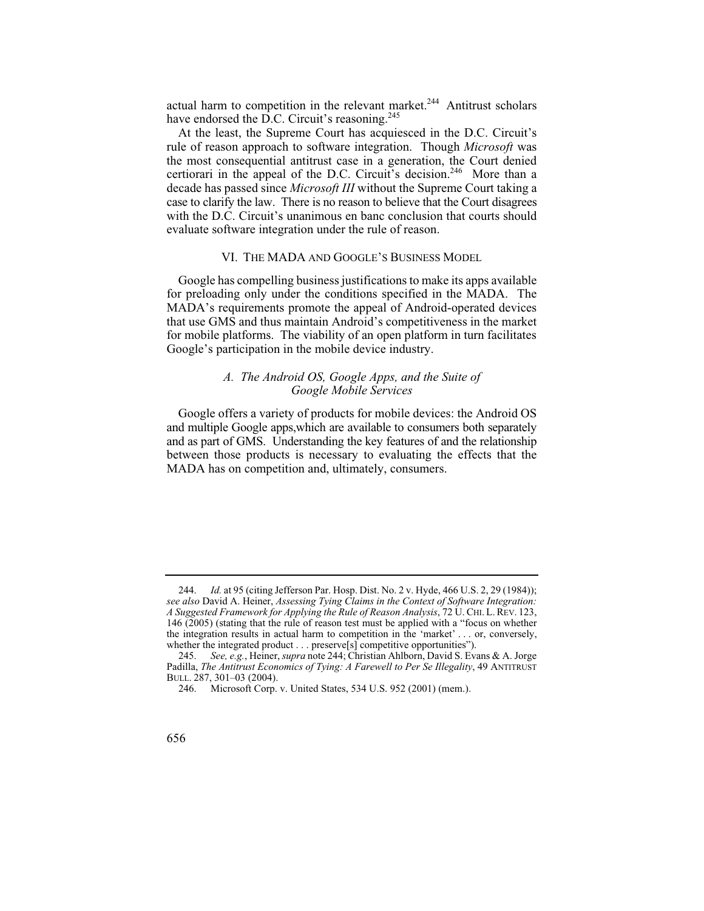actual harm to competition in the relevant market.[244] Antitrust scholars have endorsed the D.C. Circuit's reasoning.[245]

At the least, the Supreme Court has acquiesced in the D.C. Circuit's rule of reason approach to software integration. Though *Microsoft* was the most consequential antitrust case in a generation, the Court denied certiorari in the appeal of the D.C. Circuit's decision.[246] More than a decade has passed since *Microsoft III* without the Supreme Court taking a case to clarify the law. There is no reason to believe that the Court disagrees with the D.C. Circuit's unanimous en banc conclusion that courts should evaluate software integration under the rule of reason.

## VI. THE MADA AND GOOGLE'S BUSINESS MODEL

Google has compelling business justifications to make its apps available for preloading only under the conditions specified in the MADA. The MADA's requirements promote the appeal of Android-operated devices that use GMS and thus maintain Android's competitiveness in the market for mobile platforms. The viability of an open platform in turn facilitates Google's participation in the mobile device industry.

### *A. The Android OS, Google Apps, and the Suite of Google Mobile Services*

Google offers a variety of products for mobile devices: the Android OS and multiple Google apps,which are available to consumers both separately and as part of GMS. Understanding the key features of and the relationship between those products is necessary to evaluating the effects that the MADA has on competition and, ultimately, consumers.

---

244. *Id.* at 95 (citing Jefferson Par. Hosp. Dist. No. 2 v. Hyde, 466 U.S. 2, 29 (1984)); *see also* David A. Heiner, *Assessing Tying Claims in the Context of Software Integration: A Suggested Framework for Applying the Rule of Reason Analysis*, 72 U. CHI. L. REV. 123, 146 (2005) (stating that the rule of reason test must be applied with a "focus on whether the integration results in actual harm to competition in the 'market' . . . or, conversely, whether the integrated product . . . preserve[s] competitive opportunities").

245. *See, e.g.*, Heiner, *supra* note 244; Christian Ahlborn, David S. Evans & A. Jorge Padilla, *The Antitrust Economics of Tying: A Farewell to Per Se Illegality*, 49 ANTITRUST BULL. 287, 301–03 (2004).

246. Microsoft Corp. v. United States, 534 U.S. 952 (2001) (mem.).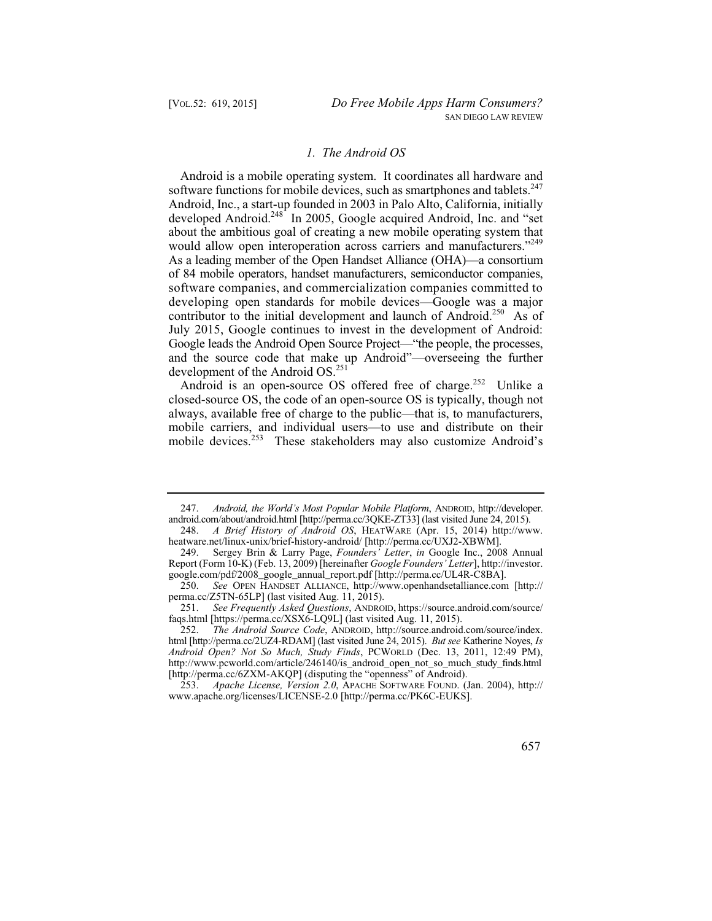### *1. The Android OS*

Android is a mobile operating system. It coordinates all hardware and software functions for mobile devices, such as smartphones and tablets.[247] Android, Inc., a start-up founded in 2003 in Palo Alto, California, initially developed Android.[248] In 2005, Google acquired Android, Inc. and "set about the ambitious goal of creating a new mobile operating system that would allow open interoperation across carriers and manufacturers."[249] As a leading member of the Open Handset Alliance (OHA)—a consortium of 84 mobile operators, handset manufacturers, semiconductor companies, software companies, and commercialization companies committed to developing open standards for mobile devices—Google was a major contributor to the initial development and launch of Android.[250] As of July 2015, Google continues to invest in the development of Android: Google leads the Android Open Source Project—"the people, the processes, and the source code that make up Android"—overseeing the further development of the Android OS.[251]

Android is an open-source OS offered free of charge.[252] Unlike a closed-source OS, the code of an open-source OS is typically, though not always, available free of charge to the public—that is, to manufacturers, mobile carriers, and individual users—to use and distribute on their mobile devices.[253] These stakeholders may also customize Android's

---

247. *Android, the World's Most Popular Mobile Platform*, ANDROID, http://developer.android.com/about/android.html [http://perma.cc/3QKE-ZT33] (last visited June 24, 2015).

248. *A Brief History of Android OS*, HEATWARE (Apr. 15, 2014) http://www.heatware.net/linux-unix/brief-history-android/ [http://perma.cc/UXJ2-XBWM].

249. Sergey Brin & Larry Page, *Founders' Letter*, *in* Google Inc., 2008 Annual Report (Form 10-K) (Feb. 13, 2009) [hereinafter *Google Founders' Letter*], http://investor.google.com/pdf/2008_google_annual_report.pdf [http://perma.cc/UL4R-C8BA].

250. *See* OPEN HANDSET ALLIANCE, http://www.openhandsetalliance.com [http://perma.cc/Z5TN-65LP] (last visited Aug. 11, 2015).

251. *See Frequently Asked Questions*, ANDROID, https://source.android.com/source/faqs.html [https://perma.cc/XSX6-LQ9L] (last visited Aug. 11, 2015).

252. *The Android Source Code*, ANDROID, http://source.android.com/source/index.html [http://perma.cc/2UZ4-RDAM] (last visited June 24, 2015). *But see* Katherine Noyes, *Is Android Open? Not So Much, Study Finds*, PCWORLD (Dec. 13, 2011, 12:49 PM), http://www.pcworld.com/article/246140/is_android_open_not_so_much_study_finds.html [http://perma.cc/6ZXM-AKQP] (disputing the "openness" of Android).

253. *Apache License, Version 2.0*, APACHE SOFTWARE FOUND. (Jan. 2004), http://www.apache.org/licenses/LICENSE-2.0 [http://perma.cc/PK6C-EUKS].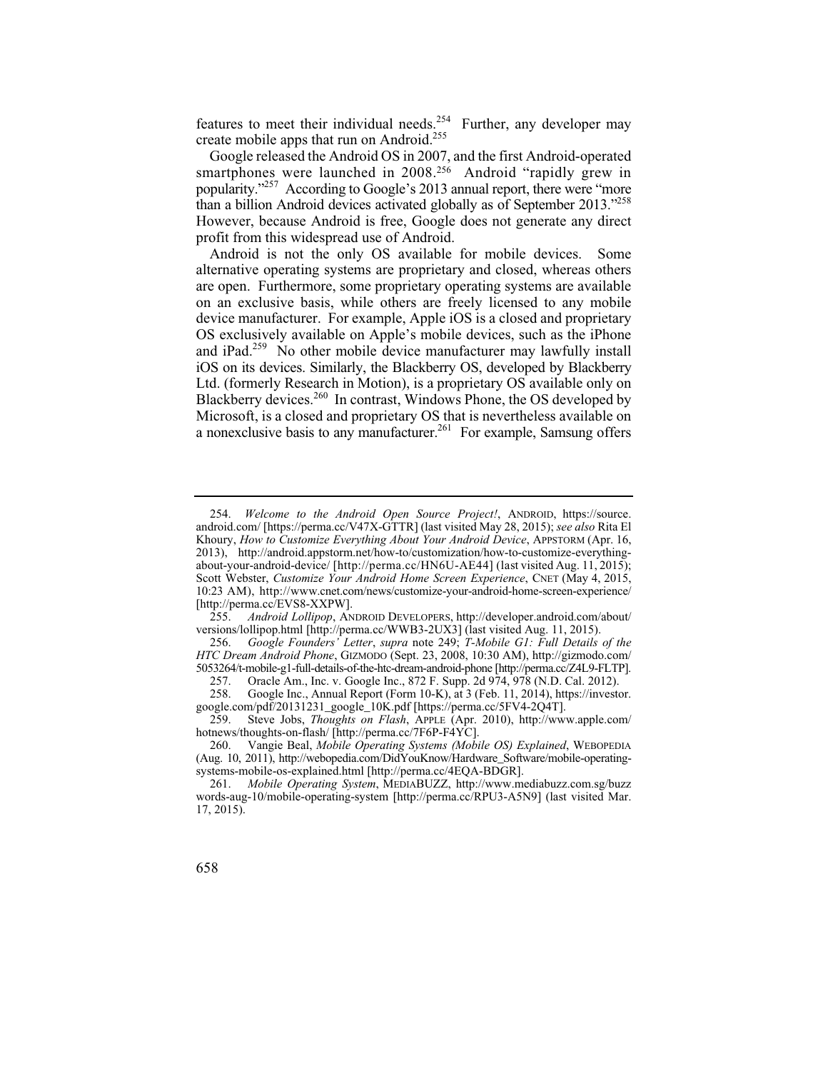features to meet their individual needs.[254] Further, any developer may create mobile apps that run on Android.[255]

Google released the Android OS in 2007, and the first Android-operated smartphones were launched in 2008.[256] Android "rapidly grew in popularity."[257] According to Google's 2013 annual report, there were "more than a billion Android devices activated globally as of September 2013."[258] However, because Android is free, Google does not generate any direct profit from this widespread use of Android.

Android is not the only OS available for mobile devices. Some alternative operating systems are proprietary and closed, whereas others are open. Furthermore, some proprietary operating systems are available on an exclusive basis, while others are freely licensed to any mobile device manufacturer. For example, Apple iOS is a closed and proprietary OS exclusively available on Apple's mobile devices, such as the iPhone and iPad.[259] No other mobile device manufacturer may lawfully install iOS on its devices. Similarly, the Blackberry OS, developed by Blackberry Ltd. (formerly Research in Motion), is a proprietary OS available only on Blackberry devices.[260] In contrast, Windows Phone, the OS developed by Microsoft, is a closed and proprietary OS that is nevertheless available on a nonexclusive basis to any manufacturer.[261] For example, Samsung offers

---

254. *Welcome to the Android Open Source Project!*, ANDROID, https://source.android.com/ [https://perma.cc/V47X-GTTR] (last visited May 28, 2015); *see also* Rita El Khoury, *How to Customize Everything About Your Android Device*, APPSTORM (Apr. 16, 2013), http://android.appstorm.net/how-to/customization/how-to-customize-everything-about-your-android-device/ [http://perma.cc/HN6U-AE44] (last visited Aug. 11, 2015); Scott Webster, *Customize Your Android Home Screen Experience*, CNET (May 4, 2015, 10:23 AM), http://www.cnet.com/news/customize-your-android-home-screen-experience/ [http://perma.cc/EVS8-XXPW].

255. *Android Lollipop*, ANDROID DEVELOPERS, http://developer.android.com/about/versions/lollipop.html [http://perma.cc/WWB3-2UX3] (last visited Aug. 11, 2015).

256. *Google Founders' Letter*, *supra* note 249; *T-Mobile G1: Full Details of the HTC Dream Android Phone*, GIZMODO (Sept. 23, 2008, 10:30 AM), http://gizmodo.com/5053264/t-mobile-g1-full-details-of-the-htc-dream-android-phone [http://perma.cc/Z4L9-FLTP].

257. Oracle Am., Inc. v. Google Inc., 872 F. Supp. 2d 974, 978 (N.D. Cal. 2012).

258. Google Inc., Annual Report (Form 10-K), at 3 (Feb. 11, 2014), https://investor.google.com/pdf/20131231_google_10K.pdf [https://perma.cc/5FV4-2Q4T].

259. Steve Jobs, *Thoughts on Flash*, APPLE (Apr. 2010), http://www.apple.com/hotnews/thoughts-on-flash/ [http://perma.cc/7F6P-F4YC].

260. Vangie Beal, *Mobile Operating Systems (Mobile OS) Explained*, WEBOPEDIA (Aug. 10, 2011), http://webopedia.com/DidYouKnow/Hardware_Software/mobile-operating-systems-mobile-os-explained.html [http://perma.cc/4EQA-BDGR].

261. *Mobile Operating System*, MEDIABUZZ, http://www.mediabuzz.com.sg/buzzwords-aug-10/mobile-operating-system [http://perma.cc/RPU3-A5N9] (last visited Mar. 17, 2015).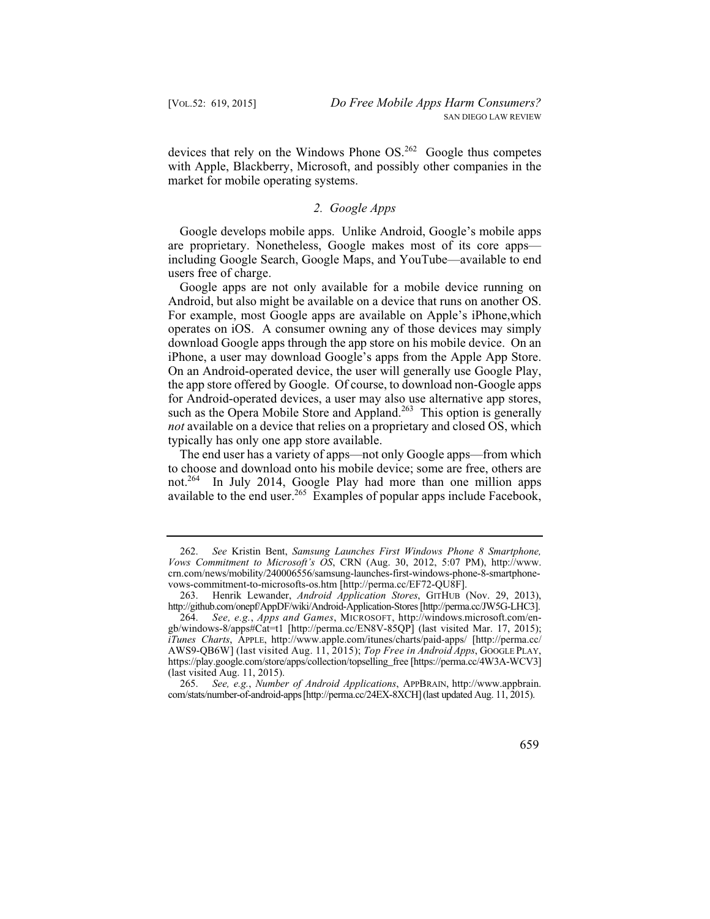devices that rely on the Windows Phone OS.[262] Google thus competes with Apple, Blackberry, Microsoft, and possibly other companies in the market for mobile operating systems.

### *2. Google Apps*

Google develops mobile apps. Unlike Android, Google's mobile apps are proprietary. Nonetheless, Google makes most of its core apps—including Google Search, Google Maps, and YouTube—available to end users free of charge.

Google apps are not only available for a mobile device running on Android, but also might be available on a device that runs on another OS. For example, most Google apps are available on Apple's iPhone,which operates on iOS. A consumer owning any of those devices may simply download Google apps through the app store on his mobile device. On an iPhone, a user may download Google's apps from the Apple App Store. On an Android-operated device, the user will generally use Google Play, the app store offered by Google. Of course, to download non-Google apps for Android-operated devices, a user may also use alternative app stores, such as the Opera Mobile Store and Appland.[263] This option is generally *not* available on a device that relies on a proprietary and closed OS, which typically has only one app store available.

The end user has a variety of apps—not only Google apps—from which to choose and download onto his mobile device; some are free, others are not.[264] In July 2014, Google Play had more than one million apps available to the end user.[265] Examples of popular apps include Facebook,

---

262. *See* Kristin Bent, *Samsung Launches First Windows Phone 8 Smartphone, Vows Commitment to Microsoft's OS*, CRN (Aug. 30, 2012, 5:07 PM), http://www.crn.com/news/mobility/240006556/samsung-launches-first-windows-phone-8-smartphone-vows-commitment-to-microsofts-os.htm [http://perma.cc/EF72-QU8F].

263. Henrik Lewander, *Android Application Stores*, GITHUB (Nov. 29, 2013), http://github.com/onepf/AppDF/wiki/Android-Application-Stores [http://perma.cc/JW5G-LHC3].

264. *See, e.g.*, *Apps and Games*, MICROSOFT, http://windows.microsoft.com/en-gb/windows-8/apps#Cat=t1 [http://perma.cc/EN8V-85QP] (last visited Mar. 17, 2015); *iTunes Charts*, APPLE, http://www.apple.com/itunes/charts/paid-apps/ [http://perma.cc/AWS9-QB6W] (last visited Aug. 11, 2015); *Top Free in Android Apps*, GOOGLE PLAY, https://play.google.com/store/apps/collection/topselling_free [https://perma.cc/4W3A-WCV3] (last visited Aug. 11, 2015).

265. *See, e.g.*, *Number of Android Applications*, APPBRAIN, http://www.appbrain.com/stats/number-of-android-apps [http://perma.cc/24EX-8XCH] (last updated Aug. 11, 2015).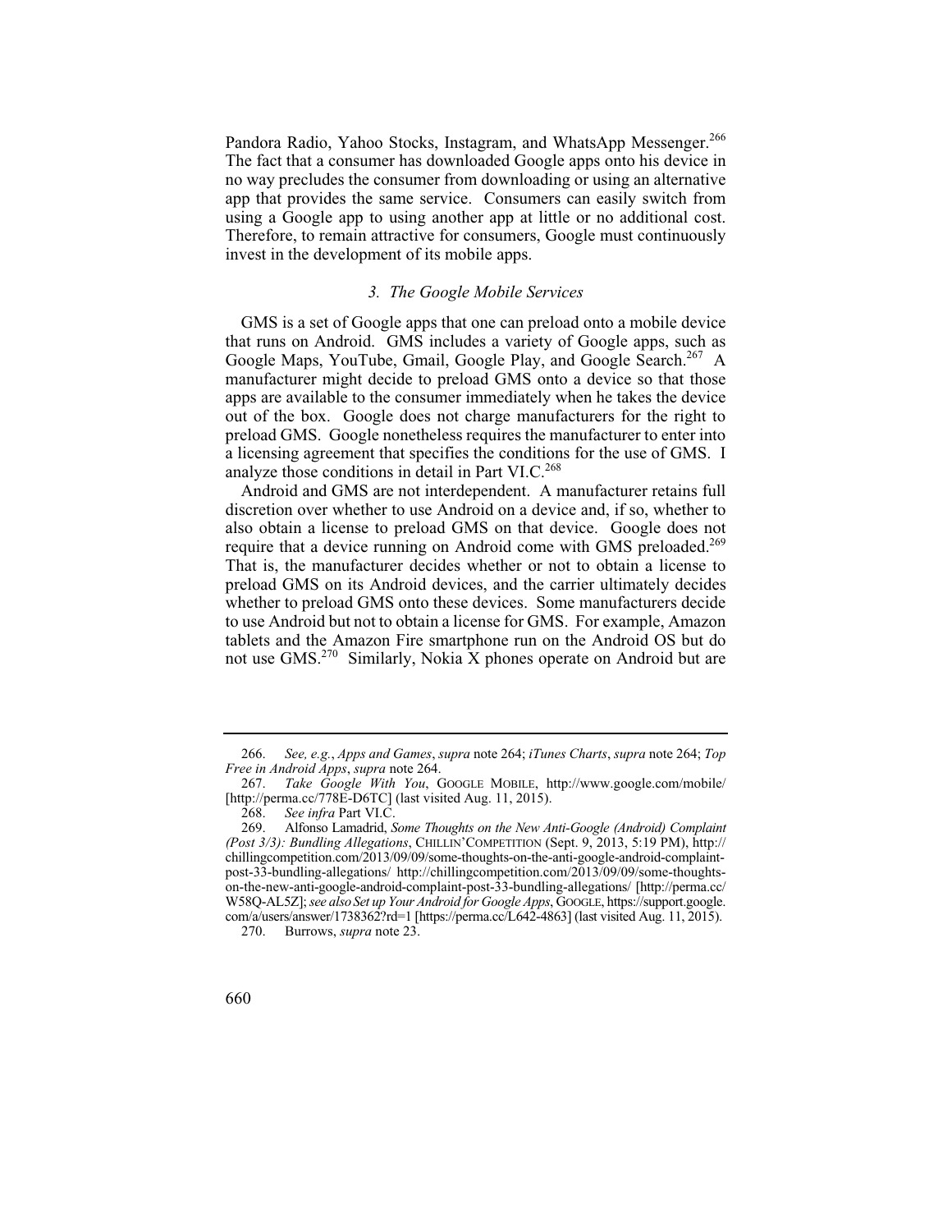Pandora Radio, Yahoo Stocks, Instagram, and WhatsApp Messenger.[266] The fact that a consumer has downloaded Google apps onto his device in no way precludes the consumer from downloading or using an alternative app that provides the same service. Consumers can easily switch from using a Google app to using another app at little or no additional cost. Therefore, to remain attractive for consumers, Google must continuously invest in the development of its mobile apps.

### *3. The Google Mobile Services*

GMS is a set of Google apps that one can preload onto a mobile device that runs on Android. GMS includes a variety of Google apps, such as Google Maps, YouTube, Gmail, Google Play, and Google Search.[267] A manufacturer might decide to preload GMS onto a device so that those apps are available to the consumer immediately when he takes the device out of the box. Google does not charge manufacturers for the right to preload GMS. Google nonetheless requires the manufacturer to enter into a licensing agreement that specifies the conditions for the use of GMS. I analyze those conditions in detail in Part VI.C.[268]

Android and GMS are not interdependent. A manufacturer retains full discretion over whether to use Android on a device and, if so, whether to also obtain a license to preload GMS on that device. Google does not require that a device running on Android come with GMS preloaded.[269] That is, the manufacturer decides whether or not to obtain a license to preload GMS on its Android devices, and the carrier ultimately decides whether to preload GMS onto these devices. Some manufacturers decide to use Android but not to obtain a license for GMS. For example, Amazon tablets and the Amazon Fire smartphone run on the Android OS but do not use GMS.[270] Similarly, Nokia X phones operate on Android but are

---

266. *See, e.g.*, *Apps and Games*, *supra* note 264; *iTunes Charts*, *supra* note 264; *Top Free in Android Apps*, *supra* note 264.

267. *Take Google With You*, GOOGLE MOBILE, http://www.google.com/mobile/ [http://perma.cc/778E-D6TC] (last visited Aug. 11, 2015).

268. *See infra* Part VI.C.

269. Alfonso Lamadrid, *Some Thoughts on the New Anti-Google (Android) Complaint (Post 3/3): Bundling Allegations*, CHILLIN'COMPETITION (Sept. 9, 2013, 5:19 PM), http://chillingcompetition.com/2013/09/09/some-thoughts-on-the-anti-google-android-complaint-post-33-bundling-allegations/ http://chillingcompetition.com/2013/09/09/some-thoughts-on-the-new-anti-google-android-complaint-post-33-bundling-allegations/ [http://perma.cc/W58Q-AL5Z]; *see also Set up Your Android for Google Apps*, GOOGLE, https://support.google.com/a/users/answer/1738362?rd=1 [https://perma.cc/L642-4863] (last visited Aug. 11, 2015).

270. Burrows, *supra* note 23.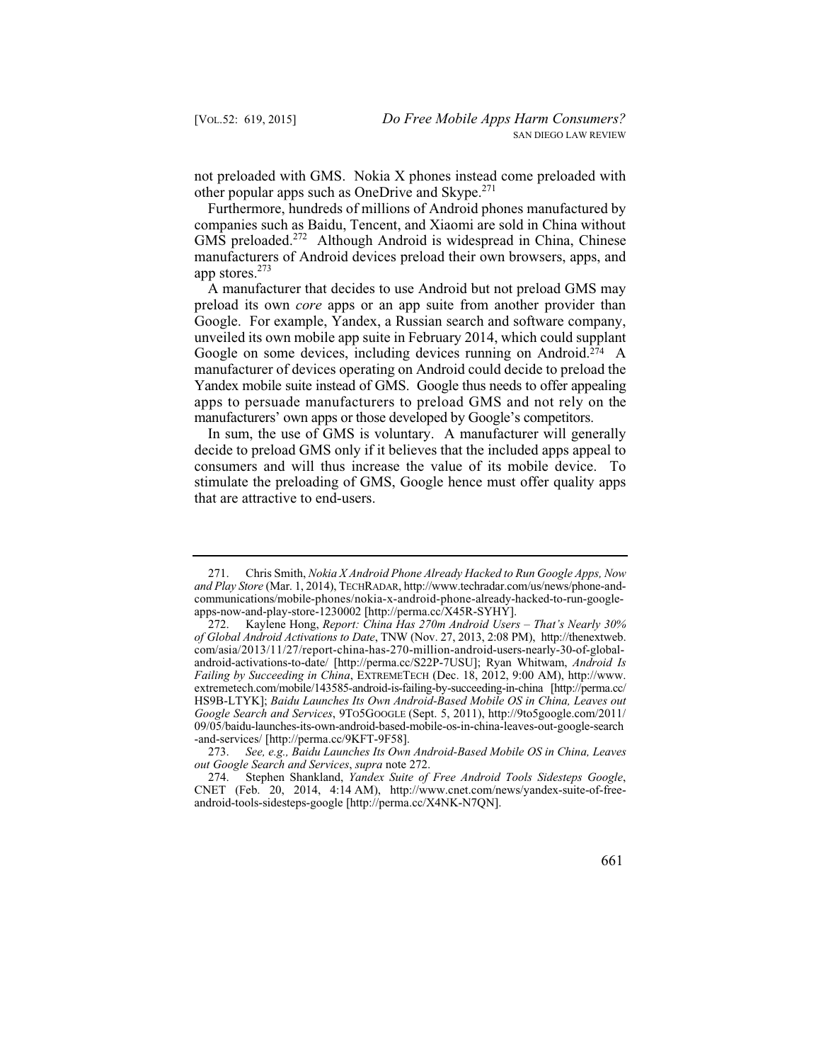not preloaded with GMS. Nokia X phones instead come preloaded with other popular apps such as OneDrive and Skype.[271]

Furthermore, hundreds of millions of Android phones manufactured by companies such as Baidu, Tencent, and Xiaomi are sold in China without GMS preloaded.[272] Although Android is widespread in China, Chinese manufacturers of Android devices preload their own browsers, apps, and app stores.[273]

A manufacturer that decides to use Android but not preload GMS may preload its own *core* apps or an app suite from another provider than Google. For example, Yandex, a Russian search and software company, unveiled its own mobile app suite in February 2014, which could supplant Google on some devices, including devices running on Android.[274] A manufacturer of devices operating on Android could decide to preload the Yandex mobile suite instead of GMS. Google thus needs to offer appealing apps to persuade manufacturers to preload GMS and not rely on the manufacturers' own apps or those developed by Google's competitors.

In sum, the use of GMS is voluntary. A manufacturer will generally decide to preload GMS only if it believes that the included apps appeal to consumers and will thus increase the value of its mobile device. To stimulate the preloading of GMS, Google hence must offer quality apps that are attractive to end-users.

---

271. Chris Smith, *Nokia X Android Phone Already Hacked to Run Google Apps, Now and Play Store* (Mar. 1, 2014), TECHRADAR, http://www.techradar.com/us/news/phone-and-communications/mobile-phones/nokia-x-android-phone-already-hacked-to-run-google-apps-now-and-play-store-1230002 [http://perma.cc/X45R-SYHY].

272. Kaylene Hong, *Report: China Has 270m Android Users – That's Nearly 30% of Global Android Activations to Date*, TNW (Nov. 27, 2013, 2:08 PM), http://thenextweb.com/asia/2013/11/27/report-china-has-270-million-android-users-nearly-30-of-global-android-activations-to-date/ [http://perma.cc/S22P-7USU]; Ryan Whitwam, *Android Is Failing by Succeeding in China*, EXTREMETECH (Dec. 18, 2012, 9:00 AM), http://www.extremetech.com/mobile/143585-android-is-failing-by-succeeding-in-china [http://perma.cc/HS9B-LTYK]; *Baidu Launches Its Own Android-Based Mobile OS in China, Leaves out Google Search and Services*, 9TO5GOOGLE (Sept. 5, 2011), http://9to5google.com/2011/09/05/baidu-launches-its-own-android-based-mobile-os-in-china-leaves-out-google-search-and-services/ [http://perma.cc/9KFT-9F58].

273. *See, e.g., Baidu Launches Its Own Android-Based Mobile OS in China, Leaves out Google Search and Services*, *supra* note 272.

274. Stephen Shankland, *Yandex Suite of Free Android Tools Sidesteps Google*, CNET (Feb. 20, 2014, 4:14 AM), http://www.cnet.com/news/yandex-suite-of-free-android-tools-sidesteps-google [http://perma.cc/X4NK-N7QN].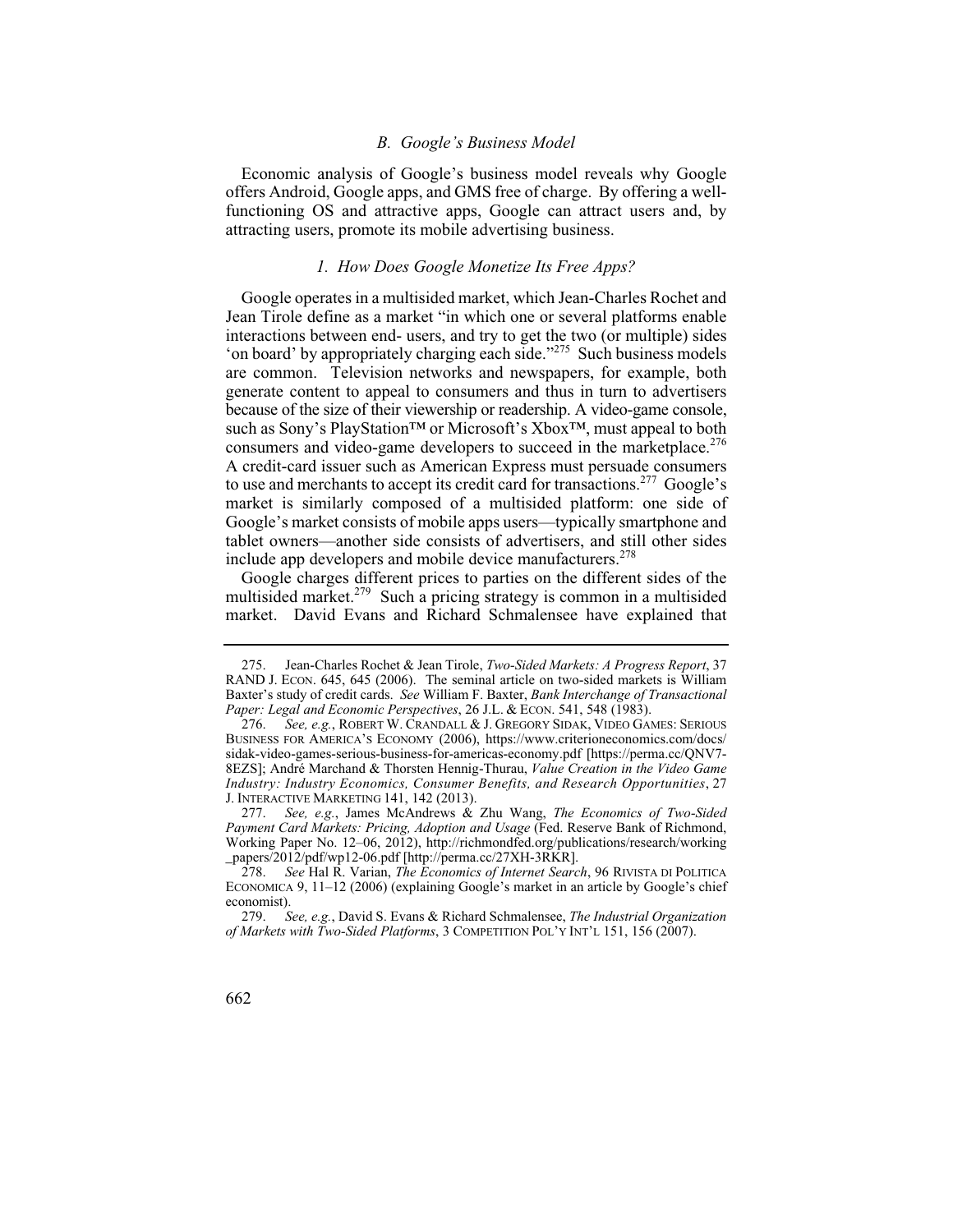### *B. Google's Business Model*

Economic analysis of Google's business model reveals why Google offers Android, Google apps, and GMS free of charge. By offering a well-functioning OS and attractive apps, Google can attract users and, by attracting users, promote its mobile advertising business.

#### *1. How Does Google Monetize Its Free Apps?*

Google operates in a multisided market, which Jean-Charles Rochet and Jean Tirole define as a market "in which one or several platforms enable interactions between end- users, and try to get the two (or multiple) sides 'on board' by appropriately charging each side."[275] Such business models are common. Television networks and newspapers, for example, both generate content to appeal to consumers and thus in turn to advertisers because of the size of their viewership or readership. A video-game console, such as Sony's PlayStation™ or Microsoft's Xbox™, must appeal to both consumers and video-game developers to succeed in the marketplace.[276] A credit-card issuer such as American Express must persuade consumers to use and merchants to accept its credit card for transactions.[277] Google's market is similarly composed of a multisided platform: one side of Google's market consists of mobile apps users—typically smartphone and tablet owners—another side consists of advertisers, and still other sides include app developers and mobile device manufacturers.[278]

Google charges different prices to parties on the different sides of the multisided market.[279] Such a pricing strategy is common in a multisided market. David Evans and Richard Schmalensee have explained that

---

275. Jean-Charles Rochet & Jean Tirole, *Two-Sided Markets: A Progress Report*, 37 RAND J. ECON. 645, 645 (2006). The seminal article on two-sided markets is William Baxter's study of credit cards. *See* William F. Baxter, *Bank Interchange of Transactional Paper: Legal and Economic Perspectives*, 26 J.L. & ECON. 541, 548 (1983).

276. *See, e.g.*, ROBERT W. CRANDALL & J. GREGORY SIDAK, VIDEO GAMES: SERIOUS BUSINESS FOR AMERICA'S ECONOMY (2006), https://www.criterioneconomics.com/docs/sidak-video-games-serious-business-for-americas-economy.pdf [https://perma.cc/QNV7-8EZS]; André Marchand & Thorsten Hennig-Thurau, *Value Creation in the Video Game Industry: Industry Economics, Consumer Benefits, and Research Opportunities*, 27 J. INTERACTIVE MARKETING 141, 142 (2013).

277. *See, e.g.*, James McAndrews & Zhu Wang, *The Economics of Two-Sided Payment Card Markets: Pricing, Adoption and Usage* (Fed. Reserve Bank of Richmond, Working Paper No. 12–06, 2012), http://richmondfed.org/publications/research/working_papers/2012/pdf/wp12-06.pdf [http://perma.cc/27XH-3RKR].

278. *See* Hal R. Varian, *The Economics of Internet Search*, 96 RIVISTA DI POLITICA ECONOMICA 9, 11–12 (2006) (explaining Google's market in an article by Google's chief economist).

279. *See, e.g.*, David S. Evans & Richard Schmalensee, *The Industrial Organization of Markets with Two-Sided Platforms*, 3 COMPETITION POL'Y INT'L 151, 156 (2007).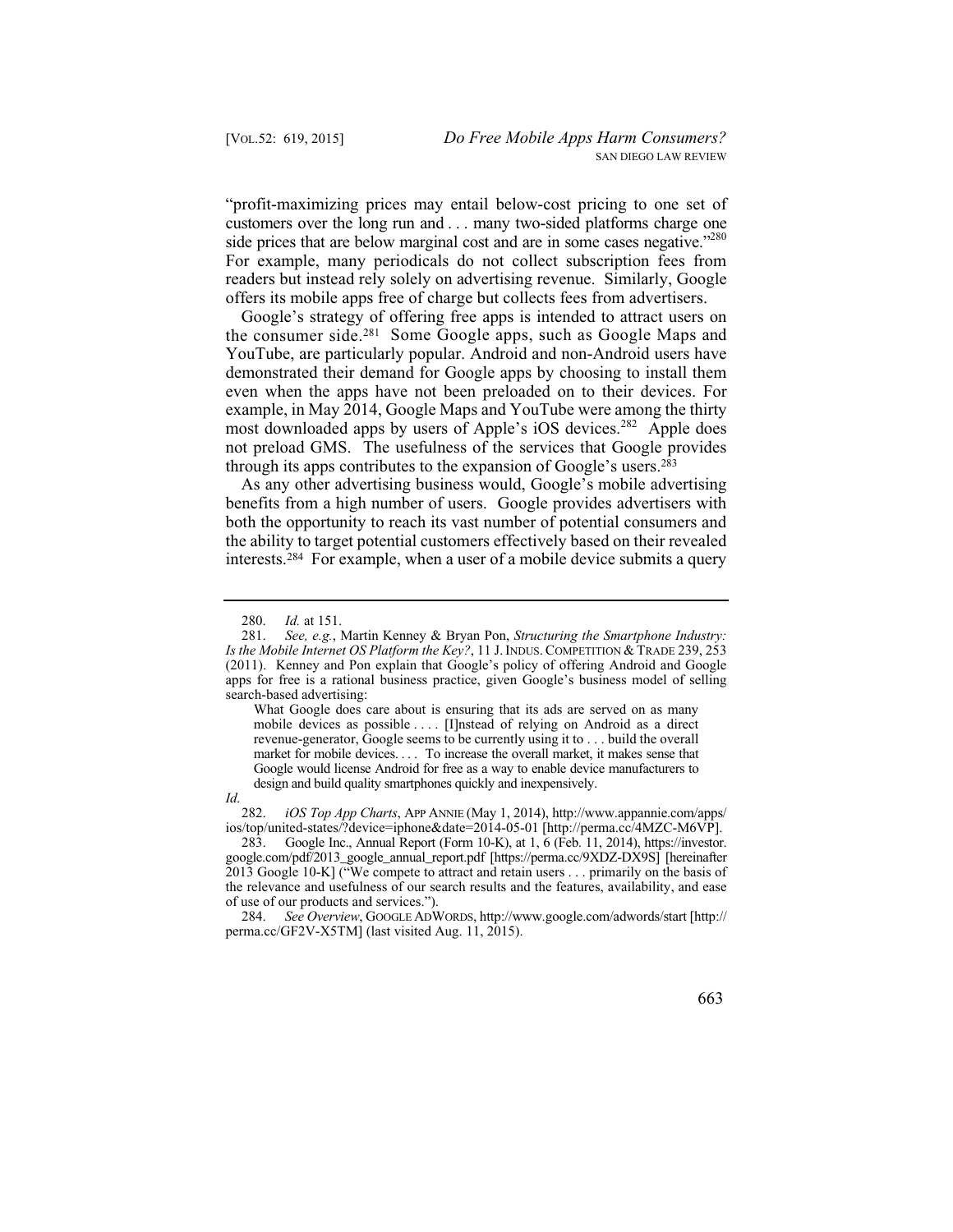"profit-maximizing prices may entail below-cost pricing to one set of customers over the long run and . . . many two-sided platforms charge one side prices that are below marginal cost and are in some cases negative."[280] For example, many periodicals do not collect subscription fees from readers but instead rely solely on advertising revenue. Similarly, Google offers its mobile apps free of charge but collects fees from advertisers.

Google's strategy of offering free apps is intended to attract users on the consumer side.[281] Some Google apps, such as Google Maps and YouTube, are particularly popular. Android and non-Android users have demonstrated their demand for Google apps by choosing to install them even when the apps have not been preloaded on to their devices. For example, in May 2014, Google Maps and YouTube were among the thirty most downloaded apps by users of Apple's iOS devices.[282] Apple does not preload GMS. The usefulness of the services that Google provides through its apps contributes to the expansion of Google's users.[283]

As any other advertising business would, Google's mobile advertising benefits from a high number of users. Google provides advertisers with both the opportunity to reach its vast number of potential consumers and the ability to target potential customers effectively based on their revealed interests.[284] For example, when a user of a mobile device submits a query

---

280. *Id.* at 151.

281. *See, e.g.*, Martin Kenney & Bryan Pon, *Structuring the Smartphone Industry: Is the Mobile Internet OS Platform the Key?*, 11 J. INDUS. COMPETITION & TRADE 239, 253 (2011). Kenney and Pon explain that Google's policy of offering Android and Google apps for free is a rational business practice, given Google's business model of selling search-based advertising:

> What Google does care about is ensuring that its ads are served on as many mobile devices as possible . . . . [I]nstead of relying on Android as a direct revenue-generator, Google seems to be currently using it to . . . build the overall market for mobile devices. . . . To increase the overall market, it makes sense that Google would license Android for free as a way to enable device manufacturers to design and build quality smartphones quickly and inexpensively.

*Id.*

282. *iOS Top App Charts*, APP ANNIE (May 1, 2014), http://www.appannie.com/apps/ios/top/united-states/?device=iphone&date=2014-05-01 [http://perma.cc/4MZC-M6VP].

283. Google Inc., Annual Report (Form 10-K), at 1, 6 (Feb. 11, 2014), https://investor.google.com/pdf/2013_google_annual_report.pdf [https://perma.cc/9XDZ-DX9S] [hereinafter 2013 Google 10-K] ("We compete to attract and retain users . . . primarily on the basis of the relevance and usefulness of our search results and the features, availability, and ease of use of our products and services.").

284. *See Overview*, GOOGLE ADWORDS, http://www.google.com/adwords/start [http://perma.cc/GF2V-X5TM] (last visited Aug. 11, 2015).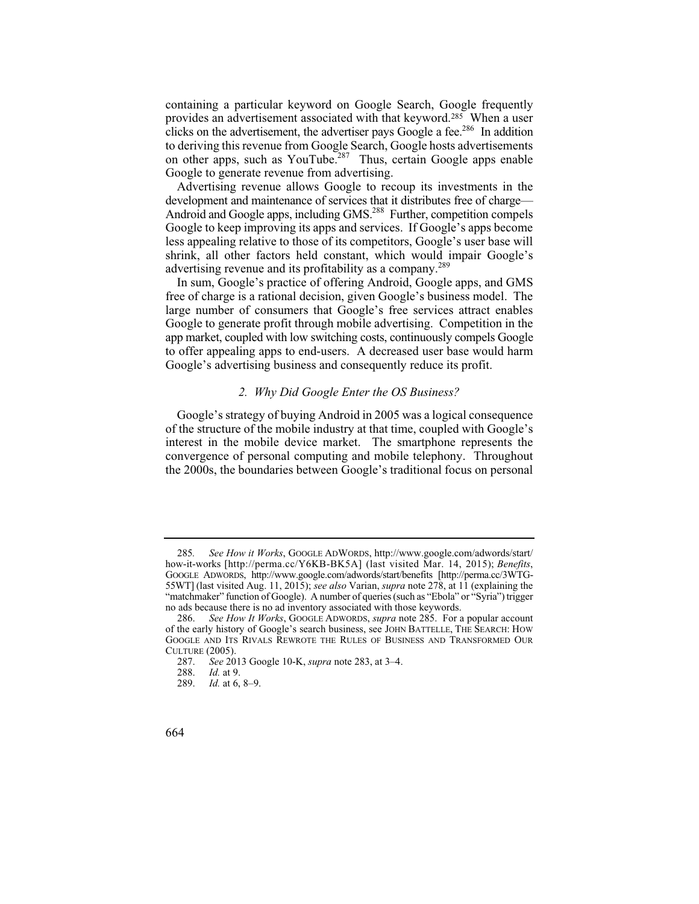containing a particular keyword on Google Search, Google frequently provides an advertisement associated with that keyword.[285] When a user clicks on the advertisement, the advertiser pays Google a fee.[286] In addition to deriving this revenue from Google Search, Google hosts advertisements on other apps, such as YouTube.[287] Thus, certain Google apps enable Google to generate revenue from advertising.

Advertising revenue allows Google to recoup its investments in the development and maintenance of services that it distributes free of charge—Android and Google apps, including GMS.[288] Further, competition compels Google to keep improving its apps and services. If Google's apps become less appealing relative to those of its competitors, Google's user base will shrink, all other factors held constant, which would impair Google's advertising revenue and its profitability as a company.[289]

In sum, Google's practice of offering Android, Google apps, and GMS free of charge is a rational decision, given Google's business model. The large number of consumers that Google's free services attract enables Google to generate profit through mobile advertising. Competition in the app market, coupled with low switching costs, continuously compels Google to offer appealing apps to end-users. A decreased user base would harm Google's advertising business and consequently reduce its profit.

### *2. Why Did Google Enter the OS Business?*

Google's strategy of buying Android in 2005 was a logical consequence of the structure of the mobile industry at that time, coupled with Google's interest in the mobile device market. The smartphone represents the convergence of personal computing and mobile telephony. Throughout the 2000s, the boundaries between Google's traditional focus on personal

---

285. *See How it Works*, GOOGLE ADWORDS, http://www.google.com/adwords/start/how-it-works [http://perma.cc/Y6KB-BK5A] (last visited Mar. 14, 2015); *Benefits*, GOOGLE ADWORDS, http://www.google.com/adwords/start/benefits [http://perma.cc/3WTG-55WT] (last visited Aug. 11, 2015); *see also* Varian, *supra* note 278, at 11 (explaining the "matchmaker" function of Google). A number of queries (such as "Ebola" or "Syria") trigger no ads because there is no ad inventory associated with those keywords.

286. *See How It Works*, GOOGLE ADWORDS, *supra* note 285. For a popular account of the early history of Google's search business, see JOHN BATTELLE, THE SEARCH: HOW GOOGLE AND ITS RIVALS REWROTE THE RULES OF BUSINESS AND TRANSFORMED OUR CULTURE (2005).

287. *See* 2013 Google 10-K, *supra* note 283, at 3–4.

288. *Id.* at 9.

289. *Id.* at 6, 8–9.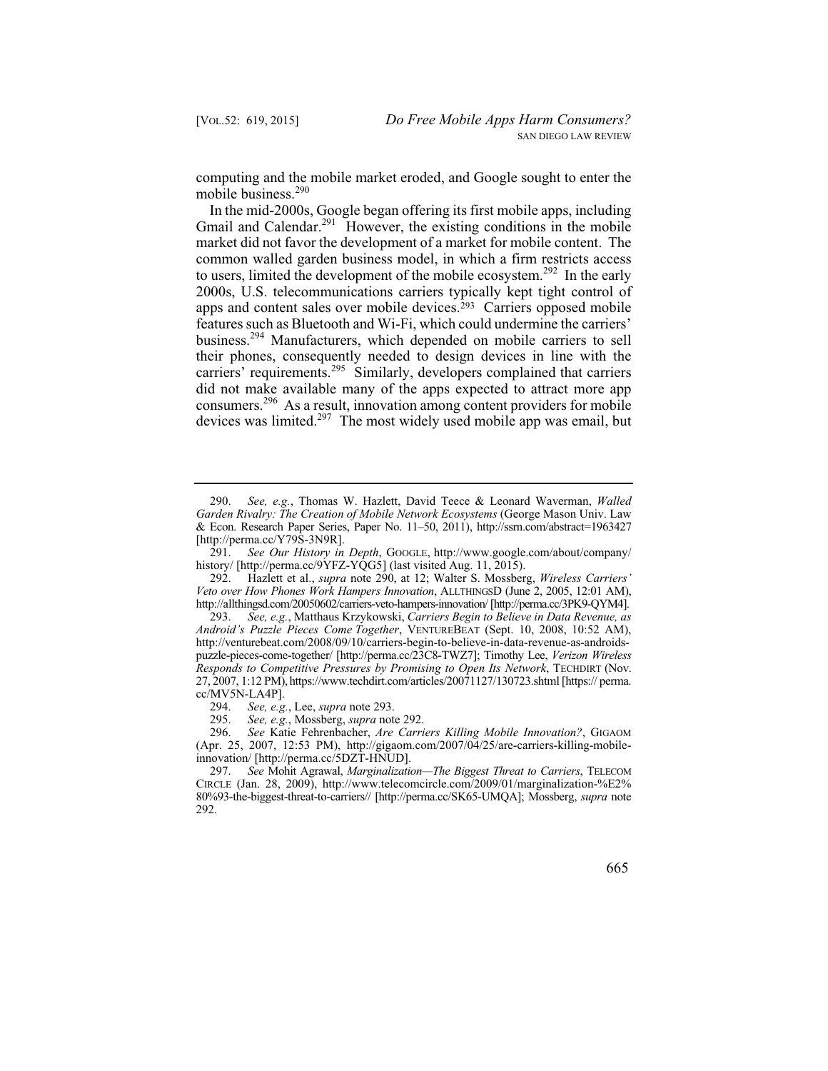computing and the mobile market eroded, and Google sought to enter the mobile business.[290]

In the mid-2000s, Google began offering its first mobile apps, including Gmail and Calendar.[291] However, the existing conditions in the mobile market did not favor the development of a market for mobile content. The common walled garden business model, in which a firm restricts access to users, limited the development of the mobile ecosystem.[292] In the early 2000s, U.S. telecommunications carriers typically kept tight control of apps and content sales over mobile devices.[293] Carriers opposed mobile features such as Bluetooth and Wi-Fi, which could undermine the carriers' business.[294] Manufacturers, which depended on mobile carriers to sell their phones, consequently needed to design devices in line with the carriers' requirements.[295] Similarly, developers complained that carriers did not make available many of the apps expected to attract more app consumers.[296] As a result, innovation among content providers for mobile devices was limited.[297] The most widely used mobile app was email, but

---

290. *See, e.g.*, Thomas W. Hazlett, David Teece & Leonard Waverman, *Walled Garden Rivalry: The Creation of Mobile Network Ecosystems* (George Mason Univ. Law & Econ. Research Paper Series, Paper No. 11–50, 2011), http://ssrn.com/abstract=1963427 [http://perma.cc/Y79S-3N9R].

291. *See Our History in Depth*, GOOGLE, http://www.google.com/about/company/history/ [http://perma.cc/9YFZ-YQG5] (last visited Aug. 11, 2015).

292. Hazlett et al., *supra* note 290, at 12; Walter S. Mossberg, *Wireless Carriers' Veto over How Phones Work Hampers Innovation*, ALLTHINGSD (June 2, 2005, 12:01 AM), http://allthingsd.com/20050602/carriers-veto-hampers-innovation/ [http://perma.cc/3PK9-QYM4].

293. *See, e.g.*, Matthaus Krzykowski, *Carriers Begin to Believe in Data Revenue, as Android's Puzzle Pieces Come Together*, VENTUREBEAT (Sept. 10, 2008, 10:52 AM), http://venturebeat.com/2008/09/10/carriers-begin-to-believe-in-data-revenue-as-androids-puzzle-pieces-come-together/ [http://perma.cc/23C8-TWZ7]; Timothy Lee, *Verizon Wireless Responds to Competitive Pressures by Promising to Open Its Network*, TECHDIRT (Nov. 27, 2007, 1:12 PM), https://www.techdirt.com/articles/20071127/130723.shtml [https:// perma.cc/MV5N-LA4P].

294. *See, e.g.*, Lee, *supra* note 293.

295. *See, e.g.*, Mossberg, *supra* note 292.

296. *See* Katie Fehrenbacher, *Are Carriers Killing Mobile Innovation?*, GIGAOM (Apr. 25, 2007, 12:53 PM), http://gigaom.com/2007/04/25/are-carriers-killing-mobile-innovation/ [http://perma.cc/5DZT-HNUD].

297. *See* Mohit Agrawal, *Marginalization—The Biggest Threat to Carriers*, TELECOM CIRCLE (Jan. 28, 2009), http://www.telecomcircle.com/2009/01/marginalization-%E2%80%93-the-biggest-threat-to-carriers// [http://perma.cc/SK65-UMQA]; Mossberg, *supra* note 292.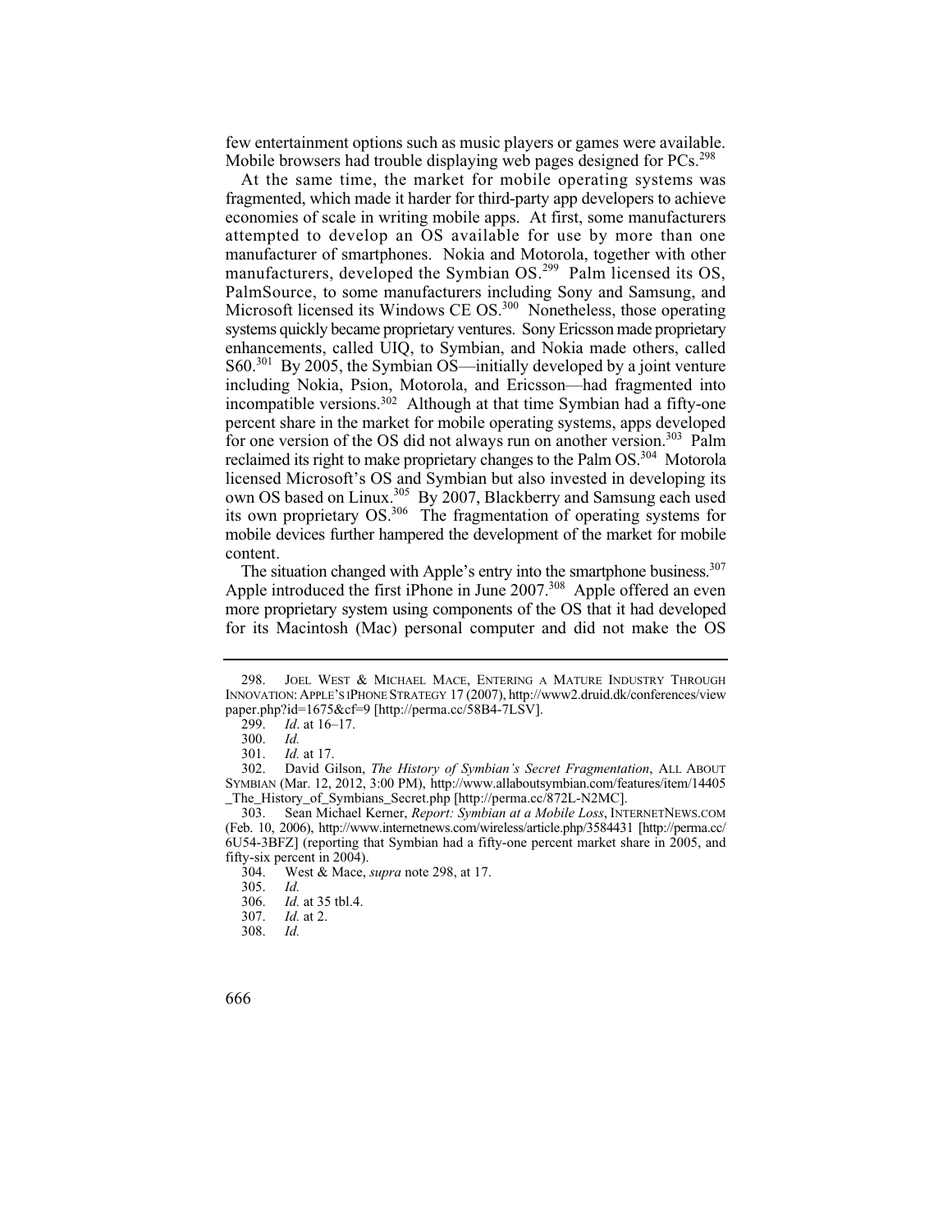few entertainment options such as music players or games were available. Mobile browsers had trouble displaying web pages designed for PCs.[298]

At the same time, the market for mobile operating systems was fragmented, which made it harder for third-party app developers to achieve economies of scale in writing mobile apps. At first, some manufacturers attempted to develop an OS available for use by more than one manufacturer of smartphones. Nokia and Motorola, together with other manufacturers, developed the Symbian OS.[299] Palm licensed its OS, PalmSource, to some manufacturers including Sony and Samsung, and Microsoft licensed its Windows CE OS.[300] Nonetheless, those operating systems quickly became proprietary ventures. Sony Ericsson made proprietary enhancements, called UIQ, to Symbian, and Nokia made others, called S60.[301] By 2005, the Symbian OS—initially developed by a joint venture including Nokia, Psion, Motorola, and Ericsson—had fragmented into incompatible versions.[302] Although at that time Symbian had a fifty-one percent share in the market for mobile operating systems, apps developed for one version of the OS did not always run on another version.[303] Palm reclaimed its right to make proprietary changes to the Palm OS.[304] Motorola licensed Microsoft's OS and Symbian but also invested in developing its own OS based on Linux.[305] By 2007, Blackberry and Samsung each used its own proprietary OS.[306] The fragmentation of operating systems for mobile devices further hampered the development of the market for mobile content.

The situation changed with Apple's entry into the smartphone business.[307] Apple introduced the first iPhone in June 2007.[308] Apple offered an even more proprietary system using components of the OS that it had developed for its Macintosh (Mac) personal computer and did not make the OS

---

298. JOEL WEST & MICHAEL MACE, ENTERING A MATURE INDUSTRY THROUGH INNOVATION: APPLE'S IPHONE STRATEGY 17 (2007), http://www2.druid.dk/conferences/viewpaper.php?id=1675&cf=9 [http://perma.cc/58B4-7LSV].

299. *Id*. at 16–17.

300. *Id.*

301. *Id.* at 17.

302. David Gilson, *The History of Symbian's Secret Fragmentation*, ALL ABOUT SYMBIAN (Mar. 12, 2012, 3:00 PM), http://www.allaboutsymbian.com/features/item/14405_The_History_of_Symbians_Secret.php [http://perma.cc/872L-N2MC].

303. Sean Michael Kerner, *Report: Symbian at a Mobile Loss*, INTERNETNEWS.COM (Feb. 10, 2006), http://www.internetnews.com/wireless/article.php/3584431 [http://perma.cc/6U54-3BFZ] (reporting that Symbian had a fifty-one percent market share in 2005, and fifty-six percent in 2004).

304. West & Mace, *supra* note 298, at 17.

305. *Id.*

306. *Id.* at 35 tbl.4.

307. *Id.* at 2.

308. *Id.*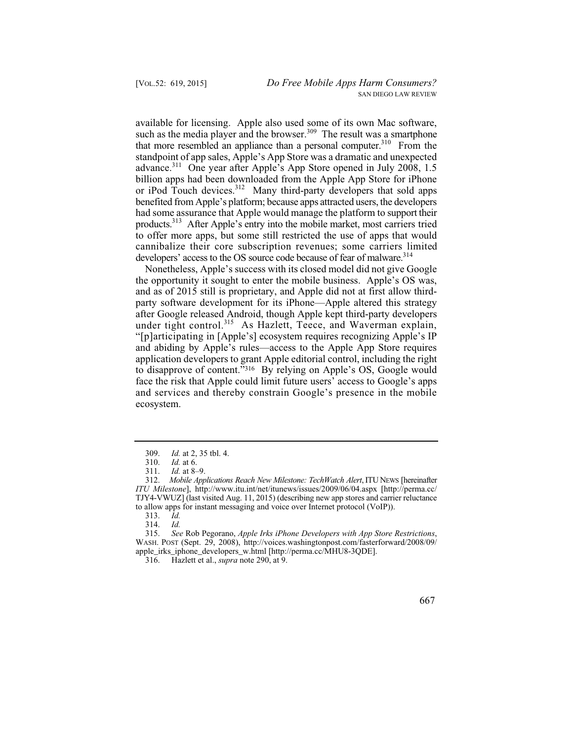available for licensing. Apple also used some of its own Mac software, such as the media player and the browser.[309] The result was a smartphone that more resembled an appliance than a personal computer.[310] From the standpoint of app sales, Apple's App Store was a dramatic and unexpected advance.[311] One year after Apple's App Store opened in July 2008, 1.5 billion apps had been downloaded from the Apple App Store for iPhone or iPod Touch devices.[312] Many third-party developers that sold apps benefited from Apple's platform; because apps attracted users, the developers had some assurance that Apple would manage the platform to support their products.[313] After Apple's entry into the mobile market, most carriers tried to offer more apps, but some still restricted the use of apps that would cannibalize their core subscription revenues; some carriers limited developers' access to the OS source code because of fear of malware.[314]

Nonetheless, Apple's success with its closed model did not give Google the opportunity it sought to enter the mobile business. Apple's OS was, and as of 2015 still is proprietary, and Apple did not at first allow third-party software development for its iPhone—Apple altered this strategy after Google released Android, though Apple kept third-party developers under tight control.[315] As Hazlett, Teece, and Waverman explain, "[p]articipating in [Apple's] ecosystem requires recognizing Apple's IP and abiding by Apple's rules—access to the Apple App Store requires application developers to grant Apple editorial control, including the right to disapprove of content."[316] By relying on Apple's OS, Google would face the risk that Apple could limit future users' access to Google's apps and services and thereby constrain Google's presence in the mobile ecosystem.

---

309. *Id.* at 2, 35 tbl. 4.

310. *Id.* at 6.

311. *Id.* at 8–9.

312. *Mobile Applications Reach New Milestone: TechWatch Alert*, ITU NEWS [hereinafter *ITU Milestone*], http://www.itu.int/net/itunews/issues/2009/06/04.aspx [http://perma.cc/TJY4-VWUZ] (last visited Aug. 11, 2015) (describing new app stores and carrier reluctance to allow apps for instant messaging and voice over Internet protocol (VoIP)).

313. *Id.*

314. *Id.*

315. *See* Rob Pegorano, *Apple Irks iPhone Developers with App Store Restrictions*, WASH. POST (Sept. 29, 2008), http://voices.washingtonpost.com/fasterforward/2008/09/apple_irks_iphone_developers_w.html [http://perma.cc/MHU8-3QDE].

316. Hazlett et al., *supra* note 290, at 9.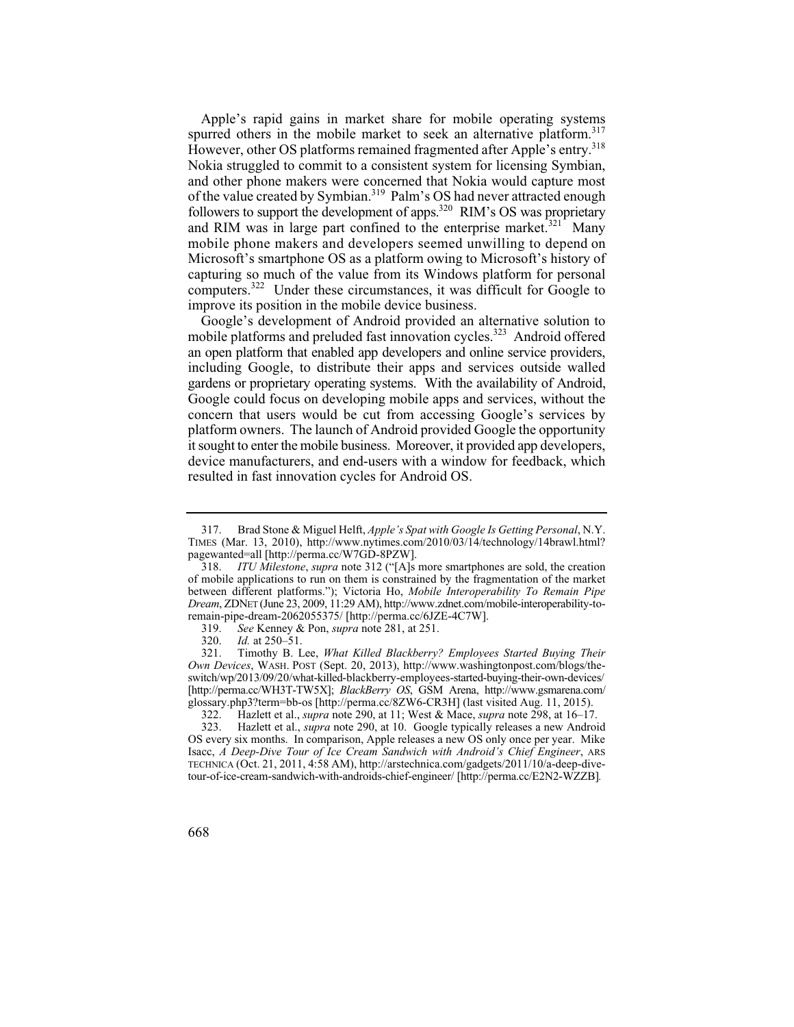Apple's rapid gains in market share for mobile operating systems spurred others in the mobile market to seek an alternative platform.[317] However, other OS platforms remained fragmented after Apple's entry.[318] Nokia struggled to commit to a consistent system for licensing Symbian, and other phone makers were concerned that Nokia would capture most of the value created by Symbian.[319] Palm's OS had never attracted enough followers to support the development of apps.[320] RIM's OS was proprietary and RIM was in large part confined to the enterprise market.[321] Many mobile phone makers and developers seemed unwilling to depend on Microsoft's smartphone OS as a platform owing to Microsoft's history of capturing so much of the value from its Windows platform for personal computers.[322] Under these circumstances, it was difficult for Google to improve its position in the mobile device business.

Google's development of Android provided an alternative solution to mobile platforms and preluded fast innovation cycles.[323] Android offered an open platform that enabled app developers and online service providers, including Google, to distribute their apps and services outside walled gardens or proprietary operating systems. With the availability of Android, Google could focus on developing mobile apps and services, without the concern that users would be cut from accessing Google's services by platform owners. The launch of Android provided Google the opportunity it sought to enter the mobile business. Moreover, it provided app developers, device manufacturers, and end-users with a window for feedback, which resulted in fast innovation cycles for Android OS.

---

317. Brad Stone & Miguel Helft, *Apple's Spat with Google Is Getting Personal*, N.Y. TIMES (Mar. 13, 2010), http://www.nytimes.com/2010/03/14/technology/14brawl.html?pagewanted=all [http://perma.cc/W7GD-8PZW].

318. *ITU Milestone*, *supra* note 312 ("[A]s more smartphones are sold, the creation of mobile applications to run on them is constrained by the fragmentation of the market between different platforms."); Victoria Ho, *Mobile Interoperability To Remain Pipe Dream*, ZDNET (June 23, 2009, 11:29 AM), http://www.zdnet.com/mobile-interoperability-to-remain-pipe-dream-2062055375/ [http://perma.cc/6JZE-4C7W].

319. *See* Kenney & Pon, *supra* note 281, at 251.

320. *Id.* at 250–51.

321. Timothy B. Lee, *What Killed Blackberry? Employees Started Buying Their Own Devices*, WASH. POST (Sept. 20, 2013), http://www.washingtonpost.com/blogs/the-switch/wp/2013/09/20/what-killed-blackberry-employees-started-buying-their-own-devices/ [http://perma.cc/WH3T-TW5X]; *BlackBerry OS*, GSM Arena, http://www.gsmarena.com/glossary.php3?term=bb-os [http://perma.cc/8ZW6-CR3H] (last visited Aug. 11, 2015).

322. Hazlett et al., *supra* note 290, at 11; West & Mace, *supra* note 298, at 16–17.

323. Hazlett et al., *supra* note 290, at 10. Google typically releases a new Android OS every six months. In comparison, Apple releases a new OS only once per year. Mike Isacc, *A Deep-Dive Tour of Ice Cream Sandwich with Android's Chief Engineer*, ARS TECHNICA (Oct. 21, 2011, 4:58 AM), http://arstechnica.com/gadgets/2011/10/a-deep-dive-tour-of-ice-cream-sandwich-with-androids-chief-engineer/ [http://perma.cc/E2N2-WZZB].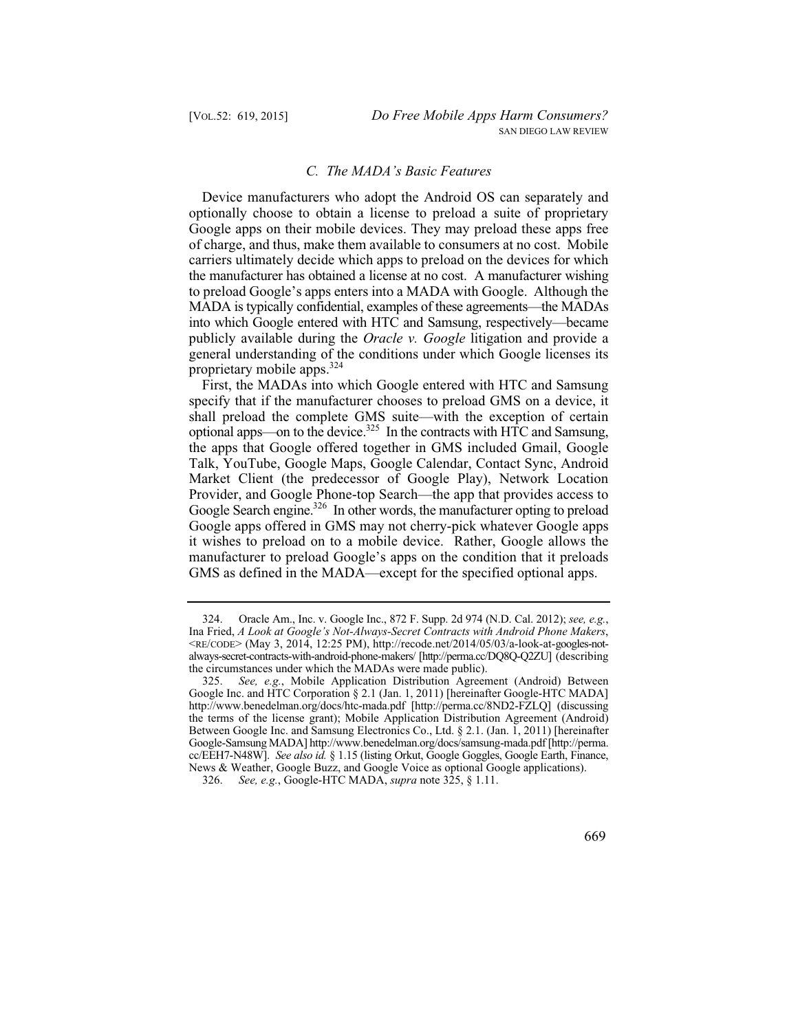### *C. The MADA's Basic Features*

Device manufacturers who adopt the Android OS can separately and optionally choose to obtain a license to preload a suite of proprietary Google apps on their mobile devices. They may preload these apps free of charge, and thus, make them available to consumers at no cost. Mobile carriers ultimately decide which apps to preload on the devices for which the manufacturer has obtained a license at no cost. A manufacturer wishing to preload Google's apps enters into a MADA with Google. Although the MADA is typically confidential, examples of these agreements—the MADAs into which Google entered with HTC and Samsung, respectively—became publicly available during the *Oracle v. Google* litigation and provide a general understanding of the conditions under which Google licenses its proprietary mobile apps.[324]

First, the MADAs into which Google entered with HTC and Samsung specify that if the manufacturer chooses to preload GMS on a device, it shall preload the complete GMS suite—with the exception of certain optional apps—on to the device.[325] In the contracts with HTC and Samsung, the apps that Google offered together in GMS included Gmail, Google Talk, YouTube, Google Maps, Google Calendar, Contact Sync, Android Market Client (the predecessor of Google Play), Network Location Provider, and Google Phone-top Search—the app that provides access to Google Search engine.[326] In other words, the manufacturer opting to preload Google apps offered in GMS may not cherry-pick whatever Google apps it wishes to preload on to a mobile device. Rather, Google allows the manufacturer to preload Google's apps on the condition that it preloads GMS as defined in the MADA—except for the specified optional apps.

---

324. Oracle Am., Inc. v. Google Inc., 872 F. Supp. 2d 974 (N.D. Cal. 2012); *see, e.g.*, Ina Fried, *A Look at Google's Not-Always-Secret Contracts with Android Phone Makers*, <RE/CODE> (May 3, 2014, 12:25 PM), http://recode.net/2014/05/03/a-look-at-googles-not-always-secret-contracts-with-android-phone-makers/ [http://perma.cc/DQ8Q-Q2ZU] (describing the circumstances under which the MADAs were made public).

325. *See, e.g.*, Mobile Application Distribution Agreement (Android) Between Google Inc. and HTC Corporation § 2.1 (Jan. 1, 2011) [hereinafter Google-HTC MADA] http://www.benedelman.org/docs/htc-mada.pdf [http://perma.cc/8ND2-FZLQ] (discussing the terms of the license grant); Mobile Application Distribution Agreement (Android) Between Google Inc. and Samsung Electronics Co., Ltd. § 2.1. (Jan. 1, 2011) [hereinafter Google-Samsung MADA] http://www.benedelman.org/docs/samsung-mada.pdf [http://perma.cc/EEH7-N48W]. *See also id.* § 1.15 (listing Orkut, Google Goggles, Google Earth, Finance, News & Weather, Google Buzz, and Google Voice as optional Google applications).

326. *See, e.g.*, Google-HTC MADA, *supra* note 325, § 1.11.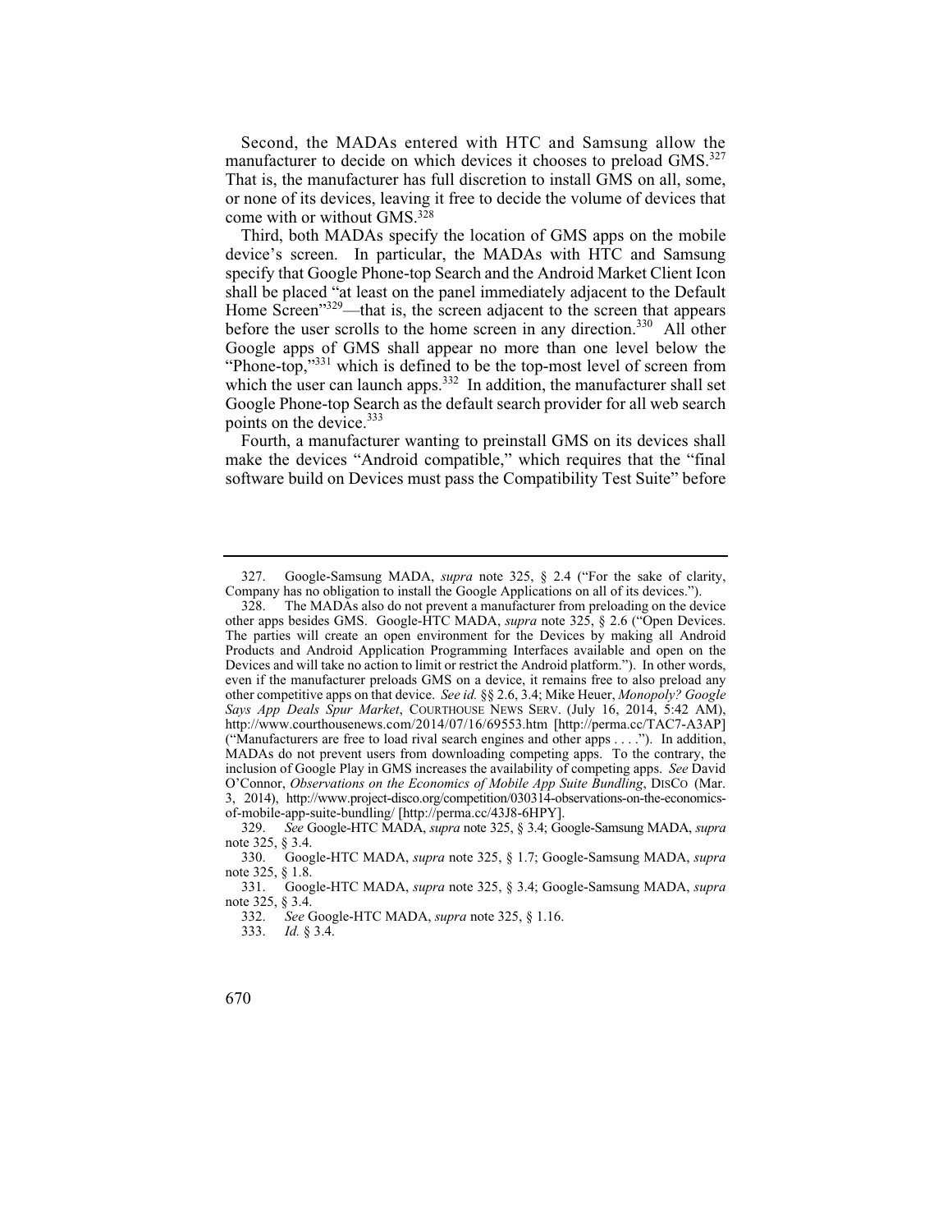Second, the MADAs entered with HTC and Samsung allow the manufacturer to decide on which devices it chooses to preload GMS.[327] That is, the manufacturer has full discretion to install GMS on all, some, or none of its devices, leaving it free to decide the volume of devices that come with or without GMS.[328]

Third, both MADAs specify the location of GMS apps on the mobile device's screen. In particular, the MADAs with HTC and Samsung specify that Google Phone-top Search and the Android Market Client Icon shall be placed "at least on the panel immediately adjacent to the Default Home Screen"[329]—that is, the screen adjacent to the screen that appears before the user scrolls to the home screen in any direction.[330] All other Google apps of GMS shall appear no more than one level below the "Phone-top,"[331] which is defined to be the top-most level of screen from which the user can launch apps.[332] In addition, the manufacturer shall set Google Phone-top Search as the default search provider for all web search points on the device.[333]

Fourth, a manufacturer wanting to preinstall GMS on its devices shall make the devices "Android compatible," which requires that the "final software build on Devices must pass the Compatibility Test Suite" before

---

327. Google-Samsung MADA, *supra* note 325, § 2.4 ("For the sake of clarity, Company has no obligation to install the Google Applications on all of its devices.").

328. The MADAs also do not prevent a manufacturer from preloading on the device other apps besides GMS. Google-HTC MADA, *supra* note 325, § 2.6 ("Open Devices. The parties will create an open environment for the Devices by making all Android Products and Android Application Programming Interfaces available and open on the Devices and will take no action to limit or restrict the Android platform."). In other words, even if the manufacturer preloads GMS on a device, it remains free to also preload any other competitive apps on that device. *See id.* §§ 2.6, 3.4; Mike Heuer, *Monopoly? Google Says App Deals Spur Market*, COURTHOUSE NEWS SERV. (July 16, 2014, 5:42 AM), http://www.courthousenews.com/2014/07/16/69553.htm [http://perma.cc/TAC7-A3AP] ("Manufacturers are free to load rival search engines and other apps . . . ."). In addition, MADAs do not prevent users from downloading competing apps. To the contrary, the inclusion of Google Play in GMS increases the availability of competing apps. *See* David O'Connor, *Observations on the Economics of Mobile App Suite Bundling*, DISCO (Mar. 3, 2014), http://www.project-disco.org/competition/030314-observations-on-the-economics-of-mobile-app-suite-bundling/ [http://perma.cc/43J8-6HPY].

329. *See* Google-HTC MADA, *supra* note 325, § 3.4; Google-Samsung MADA, *supra* note 325, § 3.4.

330. Google-HTC MADA, *supra* note 325, § 1.7; Google-Samsung MADA, *supra* note 325, § 1.8.

331. Google-HTC MADA, *supra* note 325, § 3.4; Google-Samsung MADA, *supra* note 325, § 3.4.

332. *See* Google-HTC MADA, *supra* note 325, § 1.16.

333. *Id.* § 3.4.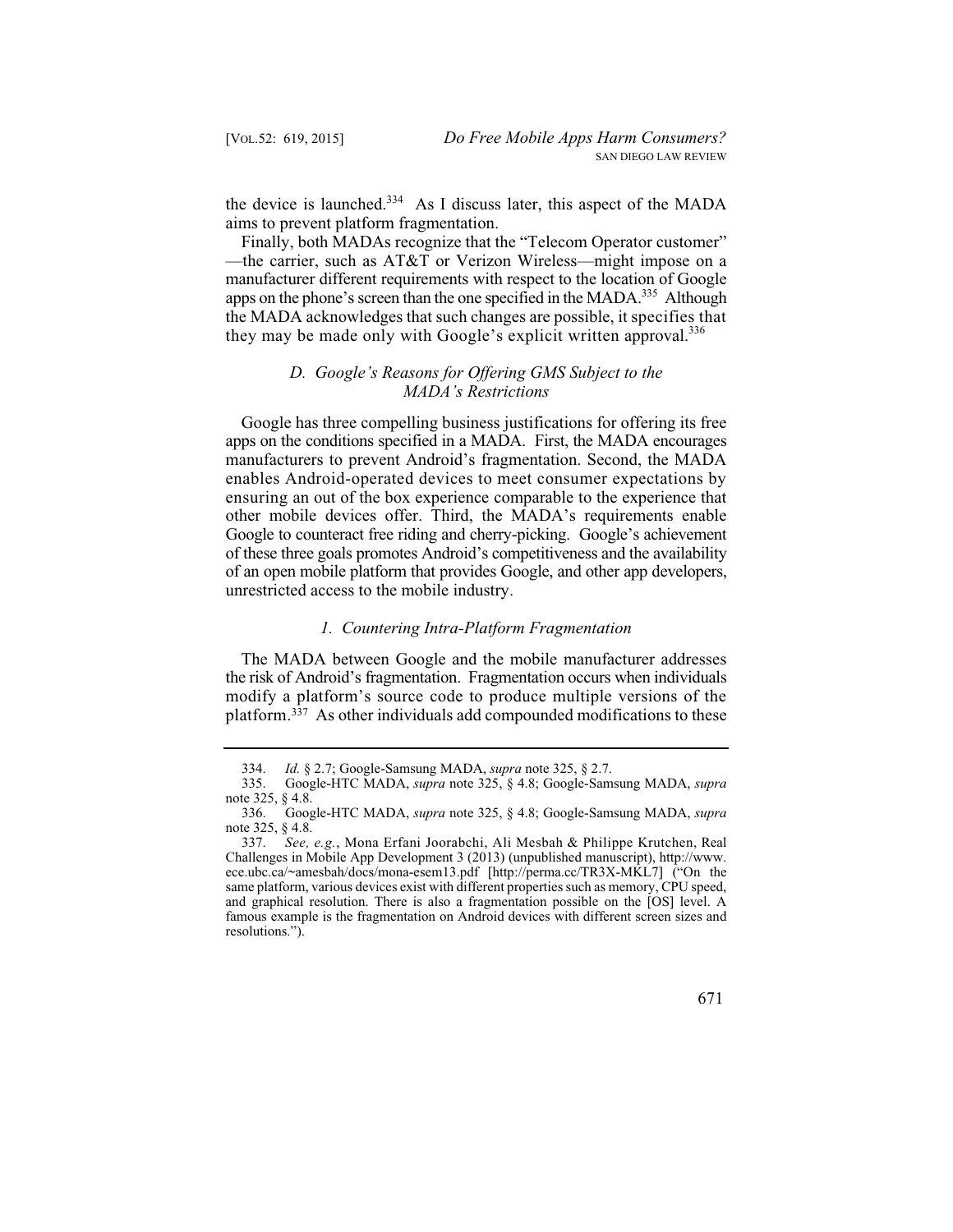the device is launched.[334] As I discuss later, this aspect of the MADA aims to prevent platform fragmentation.

Finally, both MADAs recognize that the "Telecom Operator customer" —the carrier, such as AT&T or Verizon Wireless—might impose on a manufacturer different requirements with respect to the location of Google apps on the phone's screen than the one specified in the MADA.[335] Although the MADA acknowledges that such changes are possible, it specifies that they may be made only with Google's explicit written approval.[336]

### *D. Google's Reasons for Offering GMS Subject to the MADA's Restrictions*

Google has three compelling business justifications for offering its free apps on the conditions specified in a MADA. First, the MADA encourages manufacturers to prevent Android's fragmentation. Second, the MADA enables Android-operated devices to meet consumer expectations by ensuring an out of the box experience comparable to the experience that other mobile devices offer. Third, the MADA's requirements enable Google to counteract free riding and cherry-picking. Google's achievement of these three goals promotes Android's competitiveness and the availability of an open mobile platform that provides Google, and other app developers, unrestricted access to the mobile industry.

#### *1. Countering Intra-Platform Fragmentation*

The MADA between Google and the mobile manufacturer addresses the risk of Android's fragmentation. Fragmentation occurs when individuals modify a platform's source code to produce multiple versions of the platform.[337] As other individuals add compounded modifications to these

---

334. *Id.* § 2.7; Google-Samsung MADA, *supra* note 325, § 2.7.

335. Google-HTC MADA, *supra* note 325, § 4.8; Google-Samsung MADA, *supra* note 325, § 4.8.

336. Google-HTC MADA, *supra* note 325, § 4.8; Google-Samsung MADA, *supra* note 325, § 4.8.

337. *See, e.g.*, Mona Erfani Joorabchi, Ali Mesbah & Philippe Krutchen, Real Challenges in Mobile App Development 3 (2013) (unpublished manuscript), http://www.ece.ubc.ca/~amesbah/docs/mona-esem13.pdf [http://perma.cc/TR3X-MKL7] ("On the same platform, various devices exist with different properties such as memory, CPU speed, and graphical resolution. There is also a fragmentation possible on the [OS] level. A famous example is the fragmentation on Android devices with different screen sizes and resolutions.").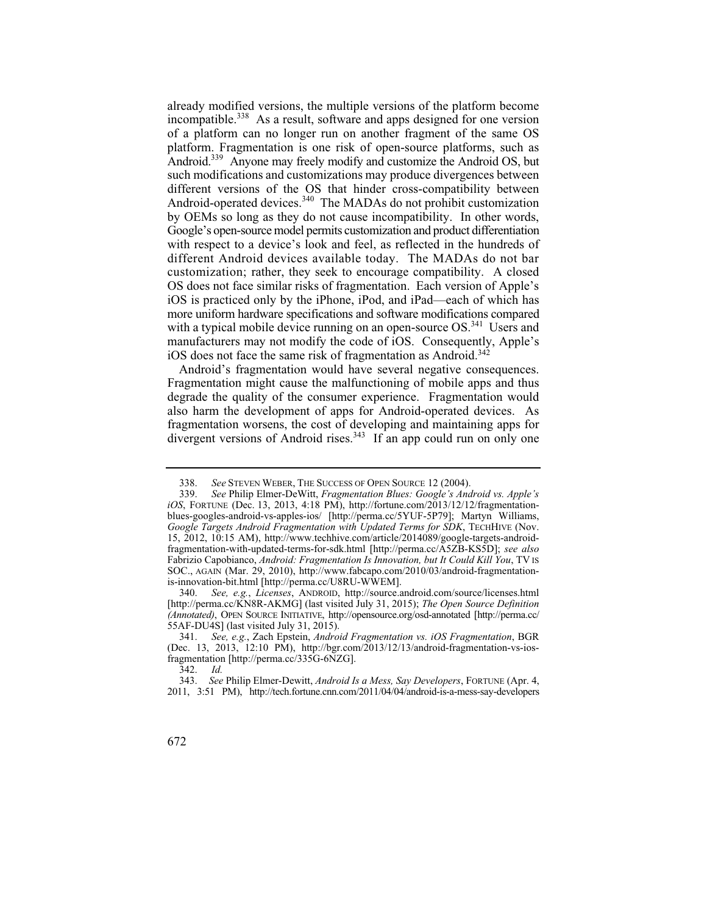already modified versions, the multiple versions of the platform become incompatible.[338] As a result, software and apps designed for one version of a platform can no longer run on another fragment of the same OS platform. Fragmentation is one risk of open-source platforms, such as Android.[339] Anyone may freely modify and customize the Android OS, but such modifications and customizations may produce divergences between different versions of the OS that hinder cross-compatibility between Android-operated devices.[340] The MADAs do not prohibit customization by OEMs so long as they do not cause incompatibility. In other words, Google's open-source model permits customization and product differentiation with respect to a device's look and feel, as reflected in the hundreds of different Android devices available today. The MADAs do not bar customization; rather, they seek to encourage compatibility. A closed OS does not face similar risks of fragmentation. Each version of Apple's iOS is practiced only by the iPhone, iPod, and iPad—each of which has more uniform hardware specifications and software modifications compared with a typical mobile device running on an open-source OS.[341] Users and manufacturers may not modify the code of iOS. Consequently, Apple's iOS does not face the same risk of fragmentation as Android.[342]

Android's fragmentation would have several negative consequences. Fragmentation might cause the malfunctioning of mobile apps and thus degrade the quality of the consumer experience. Fragmentation would also harm the development of apps for Android-operated devices. As fragmentation worsens, the cost of developing and maintaining apps for divergent versions of Android rises.[343] If an app could run on only one

---

338. *See* STEVEN WEBER, THE SUCCESS OF OPEN SOURCE 12 (2004).

339. *See* Philip Elmer-DeWitt, *Fragmentation Blues: Google's Android vs. Apple's iOS*, FORTUNE (Dec. 13, 2013, 4:18 PM), http://fortune.com/2013/12/12/fragmentation-blues-googles-android-vs-apples-ios/ [http://perma.cc/5YUF-5P79]; Martyn Williams, *Google Targets Android Fragmentation with Updated Terms for SDK*, TECHHIVE (Nov. 15, 2012, 10:15 AM), http://www.techhive.com/article/2014089/google-targets-android-fragmentation-with-updated-terms-for-sdk.html [http://perma.cc/A5ZB-KS5D]; *see also* Fabrizio Capobianco, *Android: Fragmentation Is Innovation, but It Could Kill You*, TV IS SOC., AGAIN (Mar. 29, 2010), http://www.fabcapo.com/2010/03/android-fragmentation-is-innovation-bit.html [http://perma.cc/U8RU-WWEM].

340. *See, e.g.*, *Licenses*, ANDROID, http://source.android.com/source/licenses.html [http://perma.cc/KN8R-AKMG] (last visited July 31, 2015); *The Open Source Definition (Annotated)*, OPEN SOURCE INITIATIVE, http://opensource.org/osd-annotated [http://perma.cc/55AF-DU4S] (last visited July 31, 2015).

341. *See, e.g.*, Zach Epstein, *Android Fragmentation vs. iOS Fragmentation*, BGR (Dec. 13, 2013, 12:10 PM), http://bgr.com/2013/12/13/android-fragmentation-vs-ios-fragmentation [http://perma.cc/335G-6NZG].

342. *Id.*

343. *See* Philip Elmer-Dewitt, *Android Is a Mess, Say Developers*, FORTUNE (Apr. 4, 2011, 3:51 PM), http://tech.fortune.cnn.com/2011/04/04/android-is-a-mess-say-developers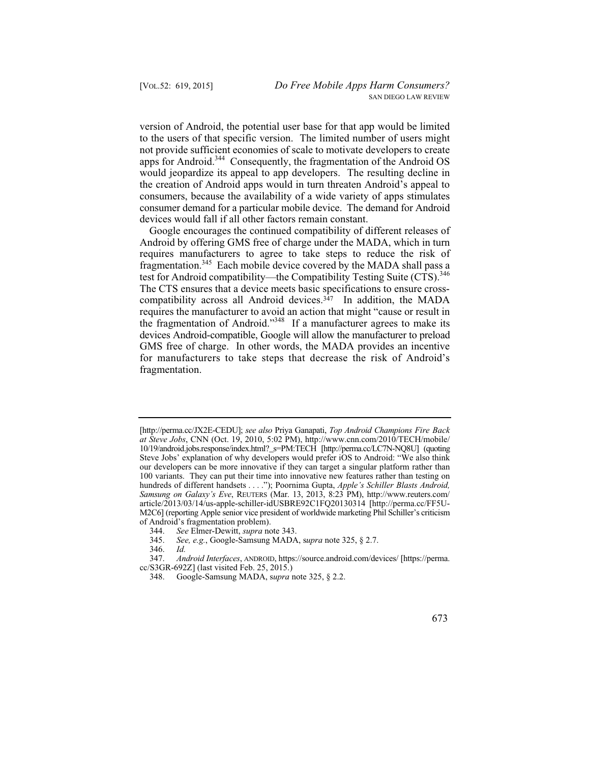version of Android, the potential user base for that app would be limited to the users of that specific version. The limited number of users might not provide sufficient economies of scale to motivate developers to create apps for Android.[344] Consequently, the fragmentation of the Android OS would jeopardize its appeal to app developers. The resulting decline in the creation of Android apps would in turn threaten Android's appeal to consumers, because the availability of a wide variety of apps stimulates consumer demand for a particular mobile device. The demand for Android devices would fall if all other factors remain constant.

Google encourages the continued compatibility of different releases of Android by offering GMS free of charge under the MADA, which in turn requires manufacturers to agree to take steps to reduce the risk of fragmentation.[345] Each mobile device covered by the MADA shall pass a test for Android compatibility—the Compatibility Testing Suite (CTS).[346] The CTS ensures that a device meets basic specifications to ensure cross-compatibility across all Android devices.[347] In addition, the MADA requires the manufacturer to avoid an action that might "cause or result in the fragmentation of Android."[348] If a manufacturer agrees to make its devices Android-compatible, Google will allow the manufacturer to preload GMS free of charge. In other words, the MADA provides an incentive for manufacturers to take steps that decrease the risk of Android's fragmentation.

---

[http://perma.cc/JX2E-CEDU]; *see also* Priya Ganapati, *Top Android Champions Fire Back at Steve Jobs*, CNN (Oct. 19, 2010, 5:02 PM), http://www.cnn.com/2010/TECH/mobile/10/19/android.jobs.response/index.html?_s=PM:TECH [http://perma.cc/LC7N-NQ8U] (quoting Steve Jobs' explanation of why developers would prefer iOS to Android: "We also think our developers can be more innovative if they can target a singular platform rather than 100 variants. They can put their time into innovative new features rather than testing on hundreds of different handsets . . . ."); Poornima Gupta, *Apple's Schiller Blasts Android, Samsung on Galaxy's Eve*, REUTERS (Mar. 13, 2013, 8:23 PM), http://www.reuters.com/article/2013/03/14/us-apple-schiller-idUSBRE92C1FQ20130314 [http://perma.cc/FF5U-M2C6] (reporting Apple senior vice president of worldwide marketing Phil Schiller's criticism of Android's fragmentation problem).

344. *See* Elmer-Dewitt, *supra* note 343.

345. *See, e.g.*, Google-Samsung MADA, s*upra* note 325, § 2.7.

346. *Id.*

347. *Android Interfaces*, ANDROID, https://source.android.com/devices/ [https://perma.cc/S3GR-692Z] (last visited Feb. 25, 2015.)

348. Google-Samsung MADA, s*upra* note 325, § 2.2.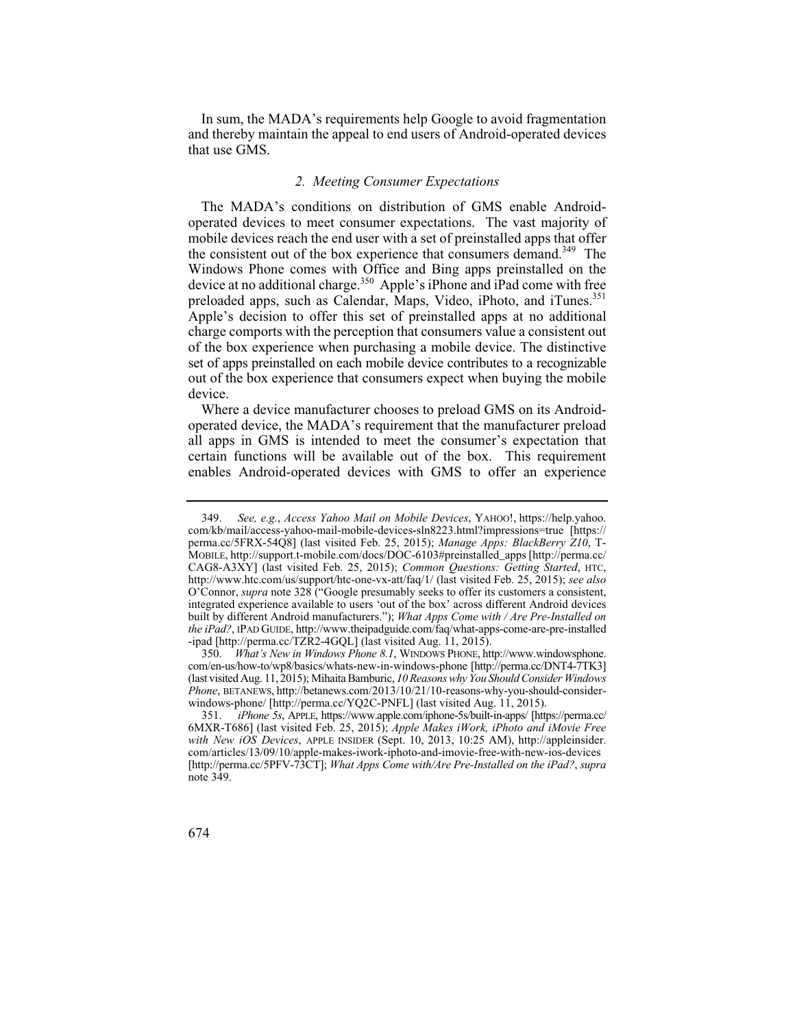In sum, the MADA's requirements help Google to avoid fragmentation and thereby maintain the appeal to end users of Android-operated devices that use GMS.

### *2. Meeting Consumer Expectations*

The MADA's conditions on distribution of GMS enable Android-operated devices to meet consumer expectations. The vast majority of mobile devices reach the end user with a set of preinstalled apps that offer the consistent out of the box experience that consumers demand.[349] The Windows Phone comes with Office and Bing apps preinstalled on the device at no additional charge.[350] Apple's iPhone and iPad come with free preloaded apps, such as Calendar, Maps, Video, iPhoto, and iTunes.[351] Apple's decision to offer this set of preinstalled apps at no additional charge comports with the perception that consumers value a consistent out of the box experience when purchasing a mobile device. The distinctive set of apps preinstalled on each mobile device contributes to a recognizable out of the box experience that consumers expect when buying the mobile device.

Where a device manufacturer chooses to preload GMS on its Android-operated device, the MADA's requirement that the manufacturer preload all apps in GMS is intended to meet the consumer's expectation that certain functions will be available out of the box. This requirement enables Android-operated devices with GMS to offer an experience

---

349. *See, e.g.*, *Access Yahoo Mail on Mobile Devices*, YAHOO!, https://help.yahoo.com/kb/mail/access-yahoo-mail-mobile-devices-sln8223.html?impressions=true [https://perma.cc/5FRX-54Q8] (last visited Feb. 25, 2015); *Manage Apps: BlackBerry Z10*, T-MOBILE, http://support.t-mobile.com/docs/DOC-6103#preinstalled_apps [http://perma.cc/CAG8-A3XY] (last visited Feb. 25, 2015); *Common Questions: Getting Started*, HTC, http://www.htc.com/us/support/htc-one-vx-att/faq/1/ (last visited Feb. 25, 2015); *see also* O'Connor, *supra* note 328 ("Google presumably seeks to offer its customers a consistent, integrated experience available to users 'out of the box' across different Android devices built by different Android manufacturers."); *What Apps Come with / Are Pre-Installed on the iPad?*, IPAD GUIDE, http://www.theipadguide.com/faq/what-apps-come-are-pre-installed-ipad [http://perma.cc/TZR2-4GQL] (last visited Aug. 11, 2015).

350. *What's New in Windows Phone 8.1*, WINDOWS PHONE, http://www.windowsphone.com/en-us/how-to/wp8/basics/whats-new-in-windows-phone [http://perma.cc/DNT4-7TK3] (last visited Aug. 11, 2015); Mihaita Bamburic, *10 Reasons why You Should Consider Windows Phone*, BETANEWS, http://betanews.com/2013/10/21/10-reasons-why-you-should-consider-windows-phone/ [http://perma.cc/YQ2C-PNFL] (last visited Aug. 11, 2015).

351. *iPhone 5s*, APPLE, https://www.apple.com/iphone-5s/built-in-apps/ [https://perma.cc/6MXR-T686] (last visited Feb. 25, 2015); *Apple Makes iWork, iPhoto and iMovie Free with New iOS Devices*, APPLE INSIDER (Sept. 10, 2013, 10:25 AM), http://appleinsider.com/articles/13/09/10/apple-makes-iwork-iphoto-and-imovie-free-with-new-ios-devices [http://perma.cc/5PFV-73CT]; *What Apps Come with/Are Pre-Installed on the iPad?*, *supra* note 349.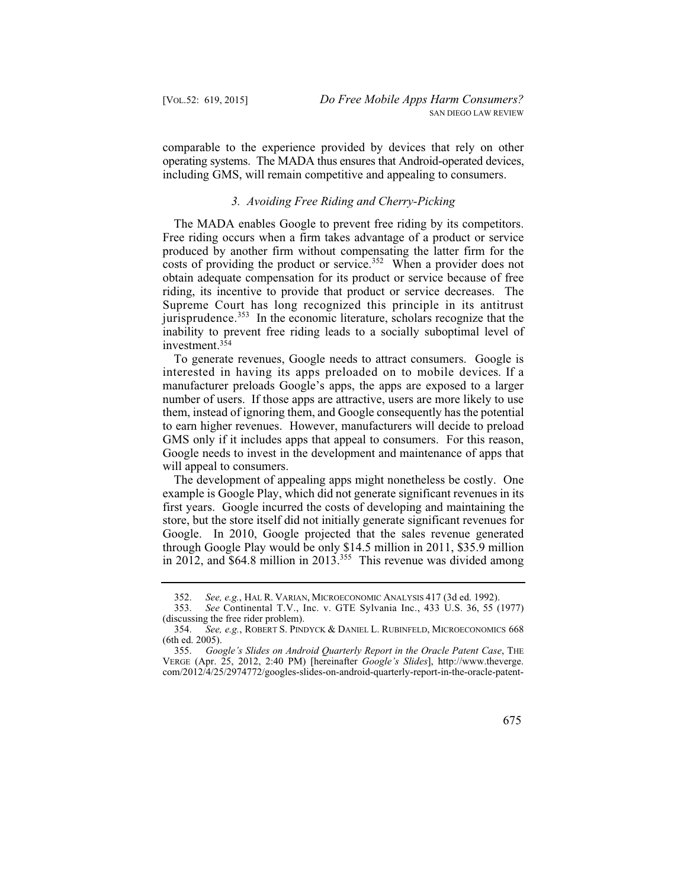comparable to the experience provided by devices that rely on other operating systems. The MADA thus ensures that Android-operated devices, including GMS, will remain competitive and appealing to consumers.

### *3. Avoiding Free Riding and Cherry-Picking*

The MADA enables Google to prevent free riding by its competitors. Free riding occurs when a firm takes advantage of a product or service produced by another firm without compensating the latter firm for the costs of providing the product or service.[352] When a provider does not obtain adequate compensation for its product or service because of free riding, its incentive to provide that product or service decreases. The Supreme Court has long recognized this principle in its antitrust jurisprudence.[353] In the economic literature, scholars recognize that the inability to prevent free riding leads to a socially suboptimal level of investment.[354]

To generate revenues, Google needs to attract consumers. Google is interested in having its apps preloaded on to mobile devices. If a manufacturer preloads Google's apps, the apps are exposed to a larger number of users. If those apps are attractive, users are more likely to use them, instead of ignoring them, and Google consequently has the potential to earn higher revenues. However, manufacturers will decide to preload GMS only if it includes apps that appeal to consumers. For this reason, Google needs to invest in the development and maintenance of apps that will appeal to consumers.

The development of appealing apps might nonetheless be costly. One example is Google Play, which did not generate significant revenues in its first years. Google incurred the costs of developing and maintaining the store, but the store itself did not initially generate significant revenues for Google. In 2010, Google projected that the sales revenue generated through Google Play would be only $14.5 million in 2011, $35.9 million in 2012, and $64.8 million in 2013.[355] This revenue was divided among

---

352. *See, e.g.*, HAL R. VARIAN, MICROECONOMIC ANALYSIS 417 (3d ed. 1992).

353. *See* Continental T.V., Inc. v. GTE Sylvania Inc., 433 U.S. 36, 55 (1977) (discussing the free rider problem).

354. *See, e.g.*, ROBERT S. PINDYCK & DANIEL L. RUBINFELD, MICROECONOMICS 668 (6th ed. 2005).

355. *Google's Slides on Android Quarterly Report in the Oracle Patent Case*, THE VERGE (Apr. 25, 2012, 2:40 PM) [hereinafter *Google's Slides*], http://www.theverge.com/2012/4/25/2974772/googles-slides-on-android-quarterly-report-in-the-oracle-patent-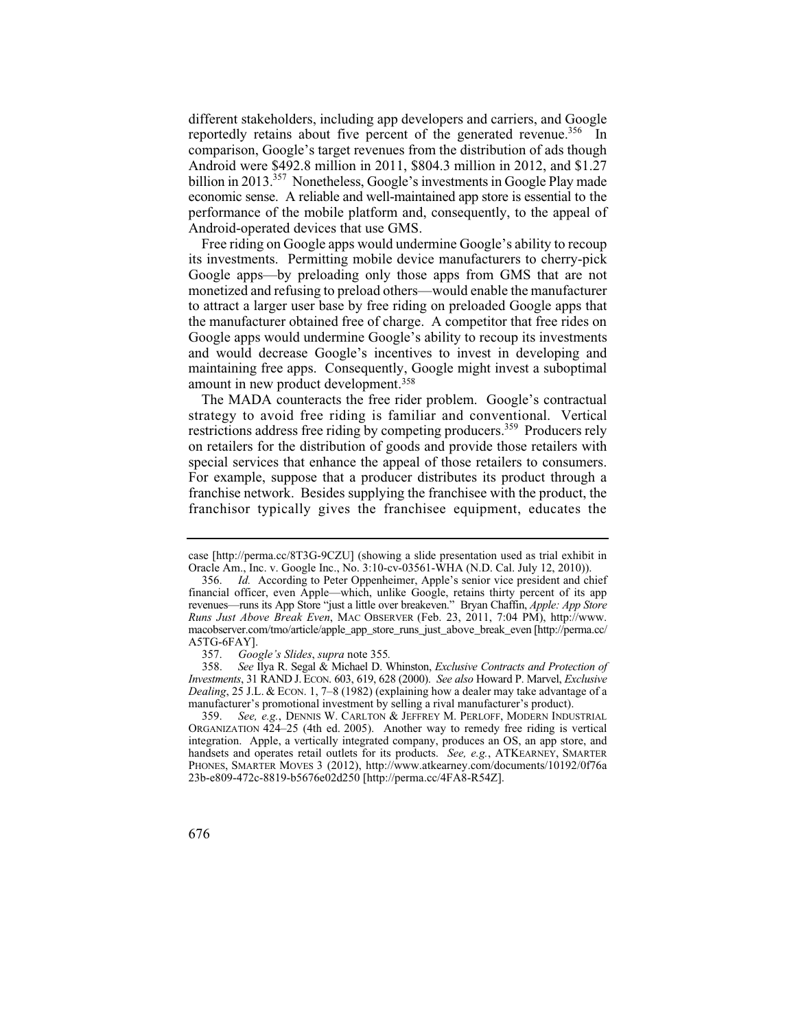different stakeholders, including app developers and carriers, and Google reportedly retains about five percent of the generated revenue.[356] In comparison, Google's target revenues from the distribution of ads though Android were $492.8 million in 2011, $804.3 million in 2012, and $1.27 billion in 2013.[357] Nonetheless, Google's investments in Google Play made economic sense. A reliable and well-maintained app store is essential to the performance of the mobile platform and, consequently, to the appeal of Android-operated devices that use GMS.

Free riding on Google apps would undermine Google's ability to recoup its investments. Permitting mobile device manufacturers to cherry-pick Google apps—by preloading only those apps from GMS that are not monetized and refusing to preload others—would enable the manufacturer to attract a larger user base by free riding on preloaded Google apps that the manufacturer obtained free of charge. A competitor that free rides on Google apps would undermine Google's ability to recoup its investments and would decrease Google's incentives to invest in developing and maintaining free apps. Consequently, Google might invest a suboptimal amount in new product development.[358]

The MADA counteracts the free rider problem. Google's contractual strategy to avoid free riding is familiar and conventional. Vertical restrictions address free riding by competing producers.[359] Producers rely on retailers for the distribution of goods and provide those retailers with special services that enhance the appeal of those retailers to consumers. For example, suppose that a producer distributes its product through a franchise network. Besides supplying the franchisee with the product, the franchisor typically gives the franchisee equipment, educates the

---

case [http://perma.cc/8T3G-9CZU] (showing a slide presentation used as trial exhibit in Oracle Am., Inc. v. Google Inc., No. 3:10-cv-03561-WHA (N.D. Cal. July 12, 2010)).

356. *Id.* According to Peter Oppenheimer, Apple's senior vice president and chief financial officer, even Apple—which, unlike Google, retains thirty percent of its app revenues—runs its App Store "just a little over breakeven." Bryan Chaffin, *Apple: App Store Runs Just Above Break Even*, MAC OBSERVER (Feb. 23, 2011, 7:04 PM), http://www.macobserver.com/tmo/article/apple_app_store_runs_just_above_break_even [http://perma.cc/A5TG-6FAY].

357. *Google's Slides*, *supra* note 355*.*

358. *See* Ilya R. Segal & Michael D. Whinston, *Exclusive Contracts and Protection of Investments*, 31 RAND J. ECON. 603, 619, 628 (2000). *See also* Howard P. Marvel, *Exclusive Dealing*, 25 J.L. & ECON. 1, 7–8 (1982) (explaining how a dealer may take advantage of a manufacturer's promotional investment by selling a rival manufacturer's product).

359. *See, e.g.*, DENNIS W. CARLTON & JEFFREY M. PERLOFF, MODERN INDUSTRIAL ORGANIZATION 424–25 (4th ed. 2005). Another way to remedy free riding is vertical integration. Apple, a vertically integrated company, produces an OS, an app store, and handsets and operates retail outlets for its products. *See, e.g.*, ATKEARNEY, SMARTER PHONES, SMARTER MOVES 3 (2012), http://www.atkearney.com/documents/10192/0f76a23b-e809-472c-8819-b5676e02d250 [http://perma.cc/4FA8-R54Z].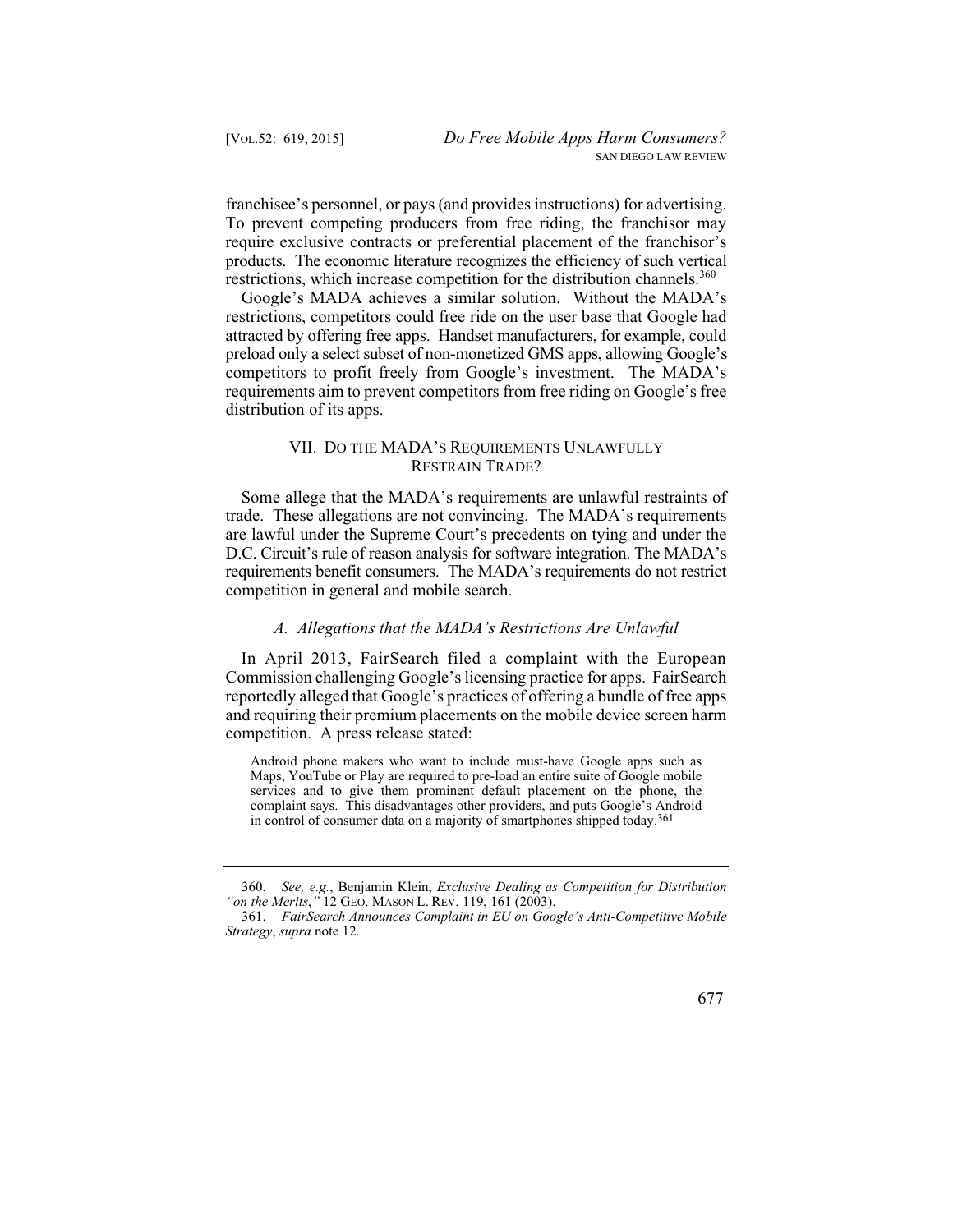franchisee's personnel, or pays (and provides instructions) for advertising. To prevent competing producers from free riding, the franchisor may require exclusive contracts or preferential placement of the franchisor's products. The economic literature recognizes the efficiency of such vertical restrictions, which increase competition for the distribution channels.[360]

Google's MADA achieves a similar solution. Without the MADA's restrictions, competitors could free ride on the user base that Google had attracted by offering free apps. Handset manufacturers, for example, could preload only a select subset of non-monetized GMS apps, allowing Google's competitors to profit freely from Google's investment. The MADA's requirements aim to prevent competitors from free riding on Google's free distribution of its apps.

## VII. DO THE MADA'S REQUIREMENTS UNLAWFULLY RESTRAIN TRADE?

Some allege that the MADA's requirements are unlawful restraints of trade. These allegations are not convincing. The MADA's requirements are lawful under the Supreme Court's precedents on tying and under the D.C. Circuit's rule of reason analysis for software integration. The MADA's requirements benefit consumers. The MADA's requirements do not restrict competition in general and mobile search.

### *A. Allegations that the MADA's Restrictions Are Unlawful*

In April 2013, FairSearch filed a complaint with the European Commission challenging Google's licensing practice for apps. FairSearch reportedly alleged that Google's practices of offering a bundle of free apps and requiring their premium placements on the mobile device screen harm competition. A press release stated:

> Android phone makers who want to include must-have Google apps such as Maps, YouTube or Play are required to pre-load an entire suite of Google mobile services and to give them prominent default placement on the phone, the complaint says. This disadvantages other providers, and puts Google's Android in control of consumer data on a majority of smartphones shipped today.[361]

---

360. *See, e.g.*, Benjamin Klein, *Exclusive Dealing as Competition for Distribution "on the Merits*,*"* 12 GEO. MASON L. REV. 119, 161 (2003).

361. *FairSearch Announces Complaint in EU on Google's Anti-Competitive Mobile Strategy*, *supra* note 12.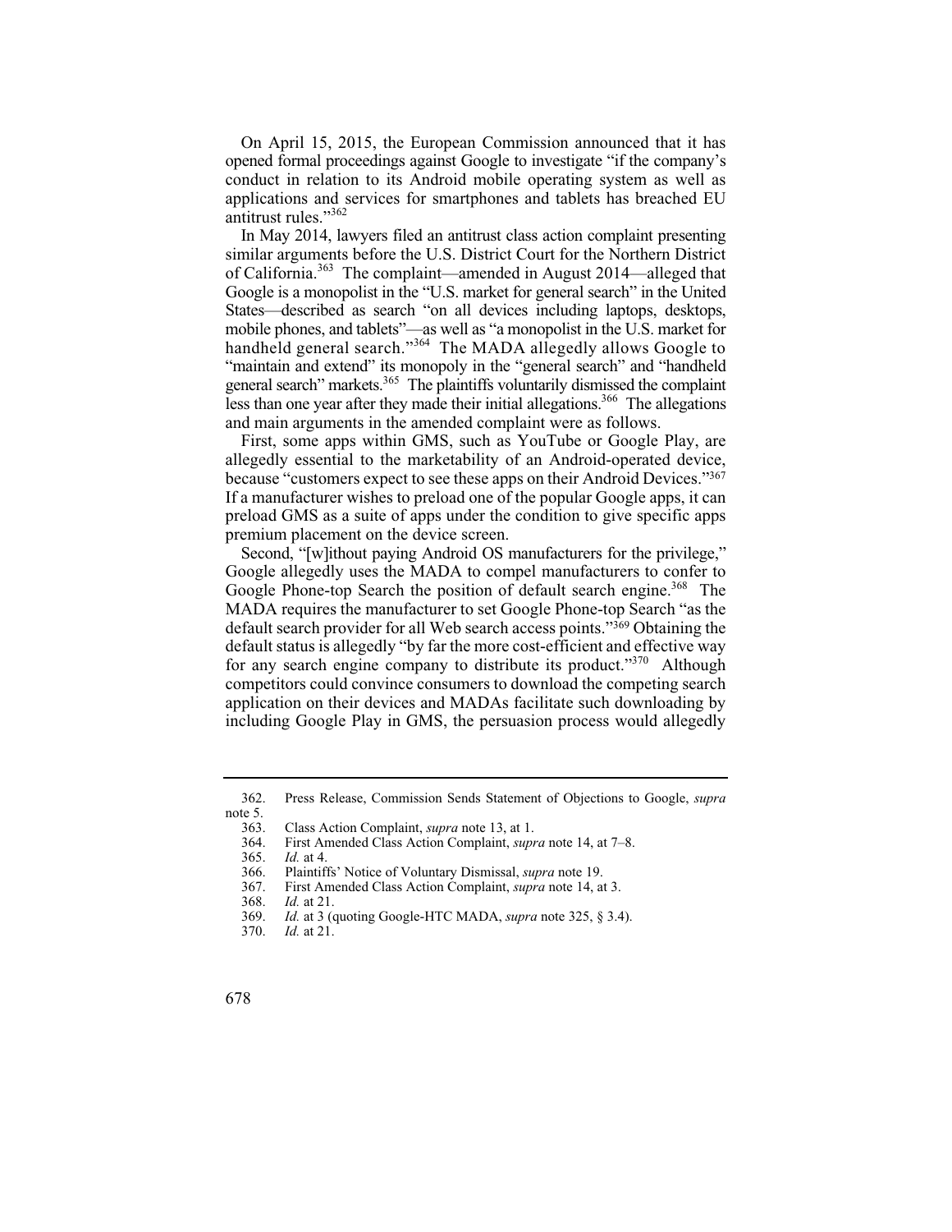On April 15, 2015, the European Commission announced that it has opened formal proceedings against Google to investigate "if the company's conduct in relation to its Android mobile operating system as well as applications and services for smartphones and tablets has breached EU antitrust rules."[362]

In May 2014, lawyers filed an antitrust class action complaint presenting similar arguments before the U.S. District Court for the Northern District of California.[363] The complaint—amended in August 2014—alleged that Google is a monopolist in the "U.S. market for general search" in the United States—described as search "on all devices including laptops, desktops, mobile phones, and tablets"—as well as "a monopolist in the U.S. market for handheld general search."[364] The MADA allegedly allows Google to "maintain and extend" its monopoly in the "general search" and "handheld general search" markets.[365] The plaintiffs voluntarily dismissed the complaint less than one year after they made their initial allegations.[366] The allegations and main arguments in the amended complaint were as follows.

First, some apps within GMS, such as YouTube or Google Play, are allegedly essential to the marketability of an Android-operated device, because "customers expect to see these apps on their Android Devices."[367] If a manufacturer wishes to preload one of the popular Google apps, it can preload GMS as a suite of apps under the condition to give specific apps premium placement on the device screen.

Second, "[w]ithout paying Android OS manufacturers for the privilege," Google allegedly uses the MADA to compel manufacturers to confer to Google Phone-top Search the position of default search engine.[368] The MADA requires the manufacturer to set Google Phone-top Search "as the default search provider for all Web search access points."[369] Obtaining the default status is allegedly "by far the more cost-efficient and effective way for any search engine company to distribute its product."[370] Although competitors could convince consumers to download the competing search application on their devices and MADAs facilitate such downloading by including Google Play in GMS, the persuasion process would allegedly

---

362. Press Release, Commission Sends Statement of Objections to Google, *supra* note 5.

363. Class Action Complaint, *supra* note 13, at 1.

364. First Amended Class Action Complaint, *supra* note 14, at 7–8.

365. *Id.* at 4.

366. Plaintiffs' Notice of Voluntary Dismissal, *supra* note 19.

367. First Amended Class Action Complaint, *supra* note 14, at 3.

368. *Id.* at 21.

369. *Id.* at 3 (quoting Google-HTC MADA, *supra* note 325, § 3.4).

370. *Id.* at 21.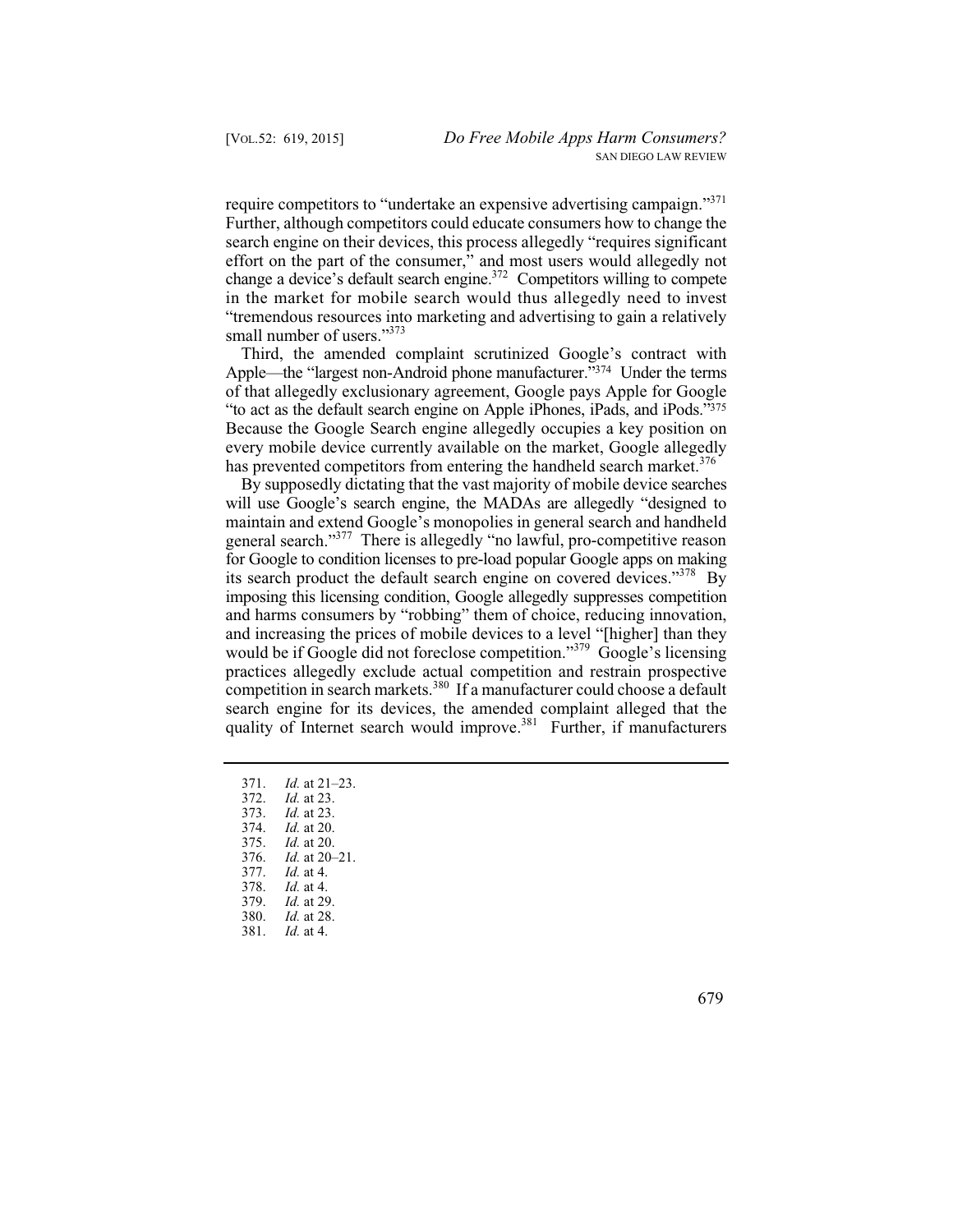require competitors to "undertake an expensive advertising campaign."[371] Further, although competitors could educate consumers how to change the search engine on their devices, this process allegedly "requires significant effort on the part of the consumer," and most users would allegedly not change a device's default search engine.[372] Competitors willing to compete in the market for mobile search would thus allegedly need to invest "tremendous resources into marketing and advertising to gain a relatively small number of users."[373]

Third, the amended complaint scrutinized Google's contract with Apple—the "largest non-Android phone manufacturer."[374] Under the terms of that allegedly exclusionary agreement, Google pays Apple for Google "to act as the default search engine on Apple iPhones, iPads, and iPods."[375] Because the Google Search engine allegedly occupies a key position on every mobile device currently available on the market, Google allegedly has prevented competitors from entering the handheld search market.[376]

By supposedly dictating that the vast majority of mobile device searches will use Google's search engine, the MADAs are allegedly "designed to maintain and extend Google's monopolies in general search and handheld general search."[377] There is allegedly "no lawful, pro-competitive reason for Google to condition licenses to pre-load popular Google apps on making its search product the default search engine on covered devices."[378] By imposing this licensing condition, Google allegedly suppresses competition and harms consumers by "robbing" them of choice, reducing innovation, and increasing the prices of mobile devices to a level "[higher] than they would be if Google did not foreclose competition."[379] Google's licensing practices allegedly exclude actual competition and restrain prospective competition in search markets.[380] If a manufacturer could choose a default search engine for its devices, the amended complaint alleged that the quality of Internet search would improve.[381] Further, if manufacturers

---

371. *Id.* at 21–23.
372. *Id.* at 23.
373. *Id.* at 23.
374. *Id.* at 20.
375. *Id.* at 20.
376. *Id.* at 20–21.
377. *Id.* at 4.
378. *Id.* at 4.
379. *Id.* at 29.
380. *Id.* at 28.
381. *Id.* at 4.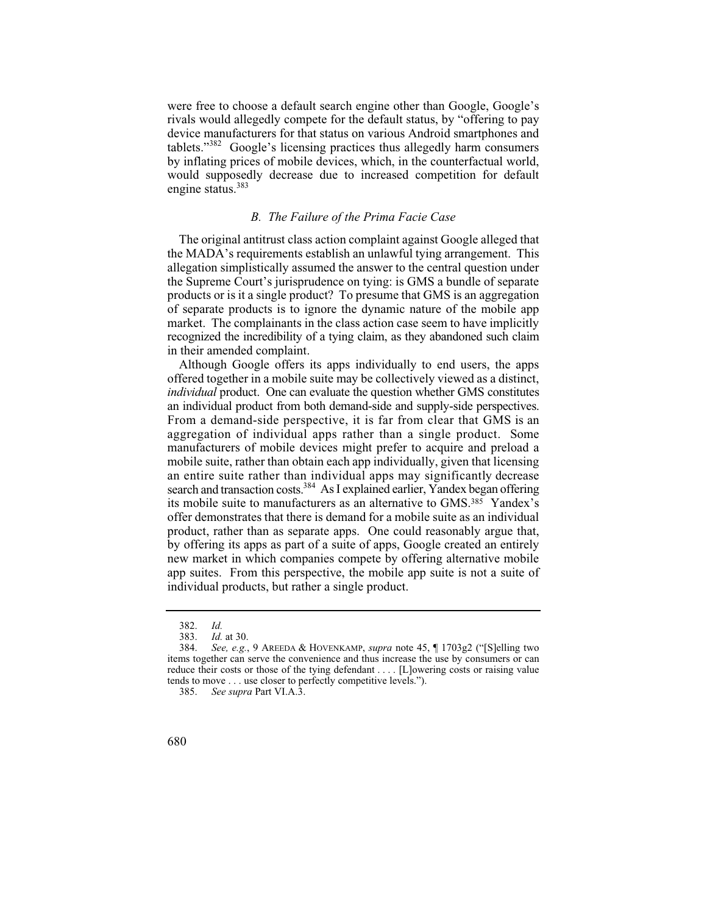were free to choose a default search engine other than Google, Google's rivals would allegedly compete for the default status, by "offering to pay device manufacturers for that status on various Android smartphones and tablets."[382] Google's licensing practices thus allegedly harm consumers by inflating prices of mobile devices, which, in the counterfactual world, would supposedly decrease due to increased competition for default engine status.[383]

### *B. The Failure of the Prima Facie Case*

The original antitrust class action complaint against Google alleged that the MADA's requirements establish an unlawful tying arrangement. This allegation simplistically assumed the answer to the central question under the Supreme Court's jurisprudence on tying: is GMS a bundle of separate products or is it a single product? To presume that GMS is an aggregation of separate products is to ignore the dynamic nature of the mobile app market. The complainants in the class action case seem to have implicitly recognized the incredibility of a tying claim, as they abandoned such claim in their amended complaint.

Although Google offers its apps individually to end users, the apps offered together in a mobile suite may be collectively viewed as a distinct, *individual* product. One can evaluate the question whether GMS constitutes an individual product from both demand-side and supply-side perspectives. From a demand-side perspective, it is far from clear that GMS is an aggregation of individual apps rather than a single product. Some manufacturers of mobile devices might prefer to acquire and preload a mobile suite, rather than obtain each app individually, given that licensing an entire suite rather than individual apps may significantly decrease search and transaction costs.[384] As I explained earlier, Yandex began offering its mobile suite to manufacturers as an alternative to GMS.[385] Yandex's offer demonstrates that there is demand for a mobile suite as an individual product, rather than as separate apps. One could reasonably argue that, by offering its apps as part of a suite of apps, Google created an entirely new market in which companies compete by offering alternative mobile app suites. From this perspective, the mobile app suite is not a suite of individual products, but rather a single product.

---

382. *Id.*

383. *Id.* at 30.

384. *See, e.g.*, 9 AREEDA & HOVENKAMP, *supra* note 45, ¶ 1703g2 ("[S]elling two items together can serve the convenience and thus increase the use by consumers or can reduce their costs or those of the tying defendant . . . . [L]owering costs or raising value tends to move . . . use closer to perfectly competitive levels.").

385. *See supra* Part VI.A.3.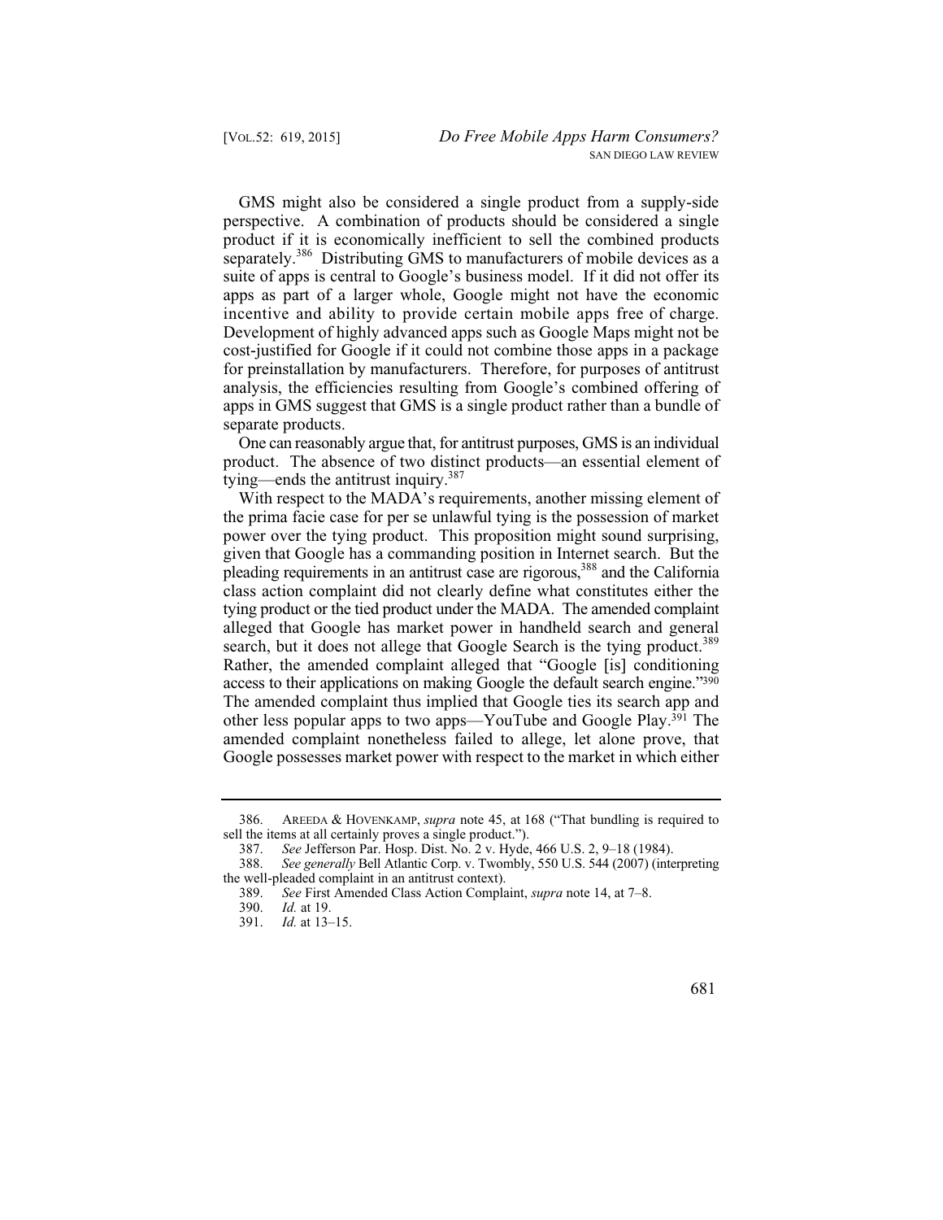GMS might also be considered a single product from a supply-side perspective. A combination of products should be considered a single product if it is economically inefficient to sell the combined products separately.[386] Distributing GMS to manufacturers of mobile devices as a suite of apps is central to Google's business model. If it did not offer its apps as part of a larger whole, Google might not have the economic incentive and ability to provide certain mobile apps free of charge. Development of highly advanced apps such as Google Maps might not be cost-justified for Google if it could not combine those apps in a package for preinstallation by manufacturers. Therefore, for purposes of antitrust analysis, the efficiencies resulting from Google's combined offering of apps in GMS suggest that GMS is a single product rather than a bundle of separate products.

One can reasonably argue that, for antitrust purposes, GMS is an individual product. The absence of two distinct products—an essential element of tying—ends the antitrust inquiry.[387]

With respect to the MADA's requirements, another missing element of the prima facie case for per se unlawful tying is the possession of market power over the tying product. This proposition might sound surprising, given that Google has a commanding position in Internet search. But the pleading requirements in an antitrust case are rigorous,[388] and the California class action complaint did not clearly define what constitutes either the tying product or the tied product under the MADA. The amended complaint alleged that Google has market power in handheld search and general search, but it does not allege that Google Search is the tying product.[389] Rather, the amended complaint alleged that "Google [is] conditioning access to their applications on making Google the default search engine."[390] The amended complaint thus implied that Google ties its search app and other less popular apps to two apps—YouTube and Google Play.[391] The amended complaint nonetheless failed to allege, let alone prove, that Google possesses market power with respect to the market in which either

---

386. AREEDA & HOVENKAMP, *supra* note 45, at 168 ("That bundling is required to sell the items at all certainly proves a single product.").

387. *See* Jefferson Par. Hosp. Dist. No. 2 v. Hyde, 466 U.S. 2, 9–18 (1984).

388. *See generally* Bell Atlantic Corp. v. Twombly, 550 U.S. 544 (2007) (interpreting the well-pleaded complaint in an antitrust context).

389. *See* First Amended Class Action Complaint, *supra* note 14, at 7–8.

390. *Id.* at 19.

391. *Id.* at 13–15.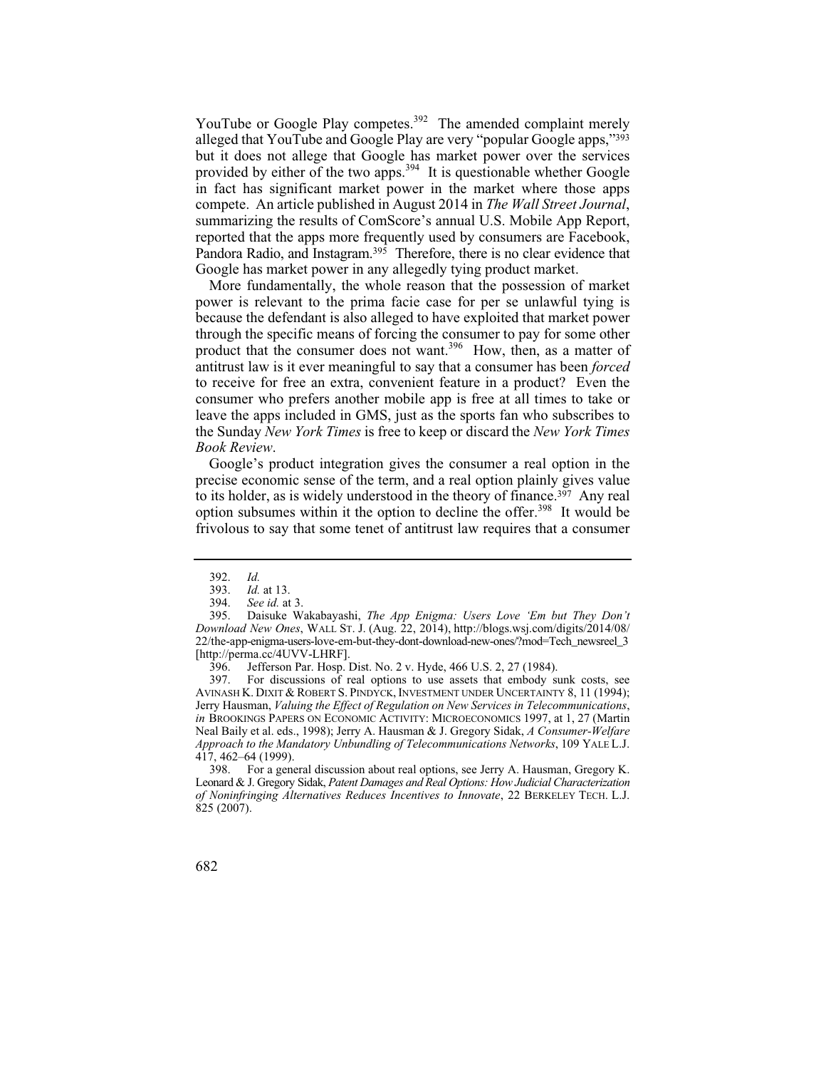YouTube or Google Play competes.[392] The amended complaint merely alleged that YouTube and Google Play are very "popular Google apps,"[393] but it does not allege that Google has market power over the services provided by either of the two apps.[394] It is questionable whether Google in fact has significant market power in the market where those apps compete. An article published in August 2014 in *The Wall Street Journal*, summarizing the results of ComScore's annual U.S. Mobile App Report, reported that the apps more frequently used by consumers are Facebook, Pandora Radio, and Instagram.[395] Therefore, there is no clear evidence that Google has market power in any allegedly tying product market.

More fundamentally, the whole reason that the possession of market power is relevant to the prima facie case for per se unlawful tying is because the defendant is also alleged to have exploited that market power through the specific means of forcing the consumer to pay for some other product that the consumer does not want.[396] How, then, as a matter of antitrust law is it ever meaningful to say that a consumer has been *forced* to receive for free an extra, convenient feature in a product? Even the consumer who prefers another mobile app is free at all times to take or leave the apps included in GMS, just as the sports fan who subscribes to the Sunday *New York Times* is free to keep or discard the *New York Times Book Review*.

Google's product integration gives the consumer a real option in the precise economic sense of the term, and a real option plainly gives value to its holder, as is widely understood in the theory of finance.[397] Any real option subsumes within it the option to decline the offer.[398] It would be frivolous to say that some tenet of antitrust law requires that a consumer

---

392. *Id.*

393. *Id.* at 13.

394. *See id.* at 3.

395. Daisuke Wakabayashi, *The App Enigma: Users Love 'Em but They Don't Download New Ones*, WALL ST. J. (Aug. 22, 2014), http://blogs.wsj.com/digits/2014/08/22/the-app-enigma-users-love-em-but-they-dont-download-new-ones/?mod=Tech_newsreel_3 [http://perma.cc/4UVV-LHRF].

396. Jefferson Par. Hosp. Dist. No. 2 v. Hyde, 466 U.S. 2, 27 (1984).

397. For discussions of real options to use assets that embody sunk costs, see AVINASH K. DIXIT & ROBERT S. PINDYCK, INVESTMENT UNDER UNCERTAINTY 8, 11 (1994); Jerry Hausman, *Valuing the Effect of Regulation on New Services in Telecommunications*, *in* BROOKINGS PAPERS ON ECONOMIC ACTIVITY: MICROECONOMICS 1997, at 1, 27 (Martin Neal Baily et al. eds., 1998); Jerry A. Hausman & J. Gregory Sidak, *A Consumer-Welfare Approach to the Mandatory Unbundling of Telecommunications Networks*, 109 YALE L.J. 417, 462–64 (1999).

398. For a general discussion about real options, see Jerry A. Hausman, Gregory K. Leonard & J. Gregory Sidak, *Patent Damages and Real Options: How Judicial Characterization of Noninfringing Alternatives Reduces Incentives to Innovate*, 22 BERKELEY TECH. L.J. 825 (2007).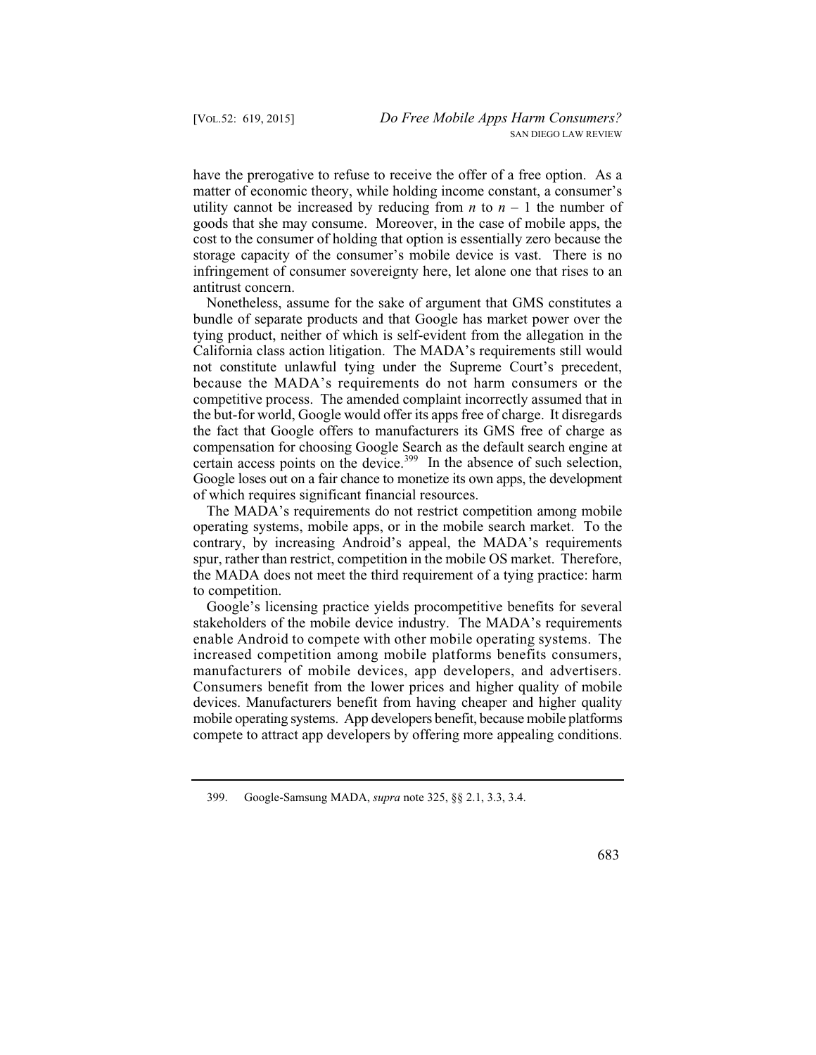have the prerogative to refuse to receive the offer of a free option. As a matter of economic theory, while holding income constant, a consumer's utility cannot be increased by reducing from $n$ to $n - 1$ the number of goods that she may consume. Moreover, in the case of mobile apps, the cost to the consumer of holding that option is essentially zero because the storage capacity of the consumer's mobile device is vast. There is no infringement of consumer sovereignty here, let alone one that rises to an antitrust concern.

Nonetheless, assume for the sake of argument that GMS constitutes a bundle of separate products and that Google has market power over the tying product, neither of which is self-evident from the allegation in the California class action litigation. The MADA's requirements still would not constitute unlawful tying under the Supreme Court's precedent, because the MADA's requirements do not harm consumers or the competitive process. The amended complaint incorrectly assumed that in the but-for world, Google would offer its apps free of charge. It disregards the fact that Google offers to manufacturers its GMS free of charge as compensation for choosing Google Search as the default search engine at certain access points on the device.[399] In the absence of such selection, Google loses out on a fair chance to monetize its own apps, the development of which requires significant financial resources.

The MADA's requirements do not restrict competition among mobile operating systems, mobile apps, or in the mobile search market. To the contrary, by increasing Android's appeal, the MADA's requirements spur, rather than restrict, competition in the mobile OS market. Therefore, the MADA does not meet the third requirement of a tying practice: harm to competition.

Google's licensing practice yields procompetitive benefits for several stakeholders of the mobile device industry. The MADA's requirements enable Android to compete with other mobile operating systems. The increased competition among mobile platforms benefits consumers, manufacturers of mobile devices, app developers, and advertisers. Consumers benefit from the lower prices and higher quality of mobile devices. Manufacturers benefit from having cheaper and higher quality mobile operating systems. App developers benefit, because mobile platforms compete to attract app developers by offering more appealing conditions.

---

399. Google-Samsung MADA, *supra* note 325, §§ 2.1, 3.3, 3.4.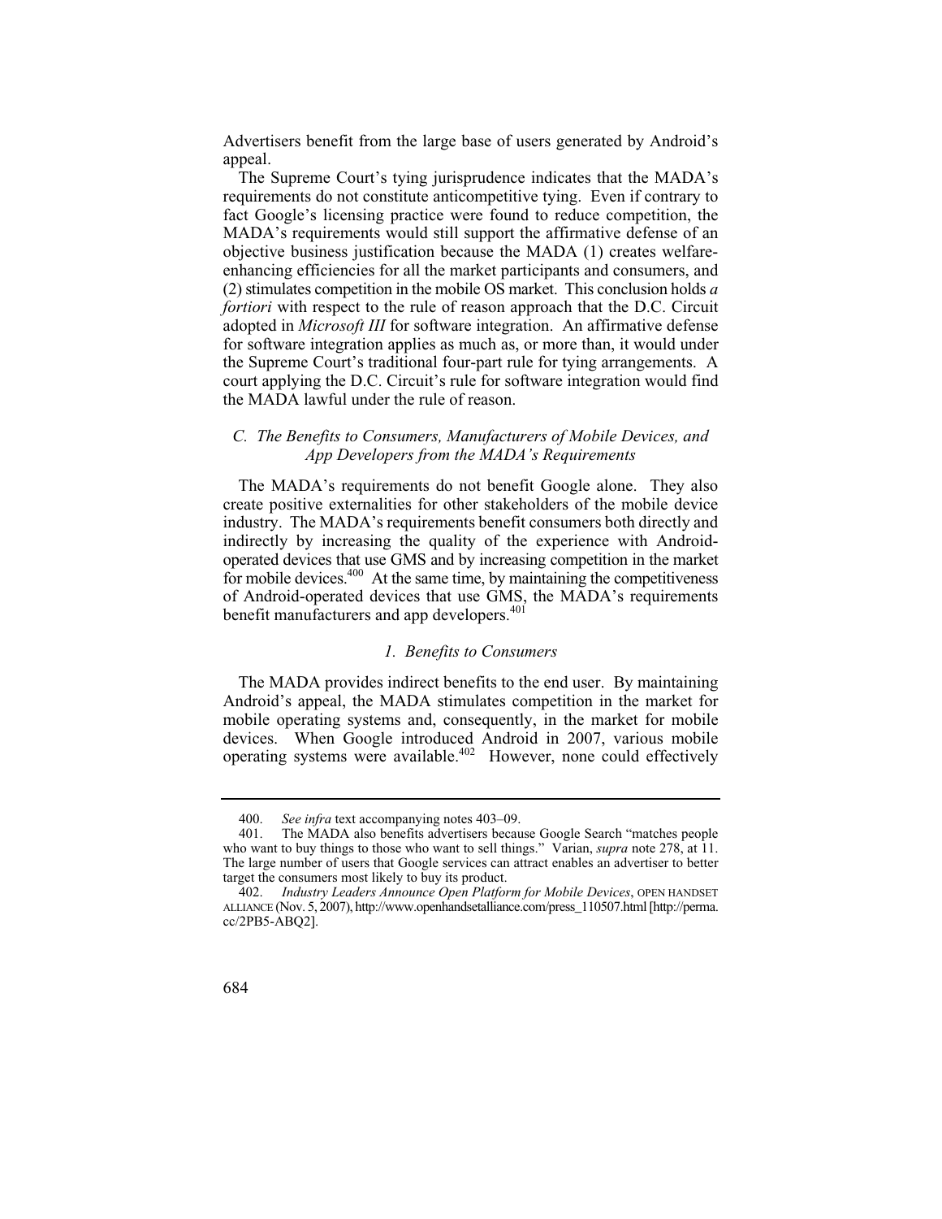Advertisers benefit from the large base of users generated by Android's appeal.

The Supreme Court's tying jurisprudence indicates that the MADA's requirements do not constitute anticompetitive tying. Even if contrary to fact Google's licensing practice were found to reduce competition, the MADA's requirements would still support the affirmative defense of an objective business justification because the MADA (1) creates welfare-enhancing efficiencies for all the market participants and consumers, and (2) stimulates competition in the mobile OS market. This conclusion holds *a fortiori* with respect to the rule of reason approach that the D.C. Circuit adopted in *Microsoft III* for software integration. An affirmative defense for software integration applies as much as, or more than, it would under the Supreme Court's traditional four-part rule for tying arrangements. A court applying the D.C. Circuit's rule for software integration would find the MADA lawful under the rule of reason.

### *C. The Benefits to Consumers, Manufacturers of Mobile Devices, and App Developers from the MADA's Requirements*

The MADA's requirements do not benefit Google alone. They also create positive externalities for other stakeholders of the mobile device industry. The MADA's requirements benefit consumers both directly and indirectly by increasing the quality of the experience with Android-operated devices that use GMS and by increasing competition in the market for mobile devices.[400] At the same time, by maintaining the competitiveness of Android-operated devices that use GMS, the MADA's requirements benefit manufacturers and app developers.[401]

#### *1. Benefits to Consumers*

The MADA provides indirect benefits to the end user. By maintaining Android's appeal, the MADA stimulates competition in the market for mobile operating systems and, consequently, in the market for mobile devices. When Google introduced Android in 2007, various mobile operating systems were available.[402] However, none could effectively

---

400. *See infra* text accompanying notes 403–09.

401. The MADA also benefits advertisers because Google Search "matches people who want to buy things to those who want to sell things." Varian, *supra* note 278, at 11. The large number of users that Google services can attract enables an advertiser to better target the consumers most likely to buy its product.

402. *Industry Leaders Announce Open Platform for Mobile Devices*, OPEN HANDSET ALLIANCE (Nov. 5, 2007), http://www.openhandsetalliance.com/press_110507.html [http://perma.cc/2PB5-ABQ2].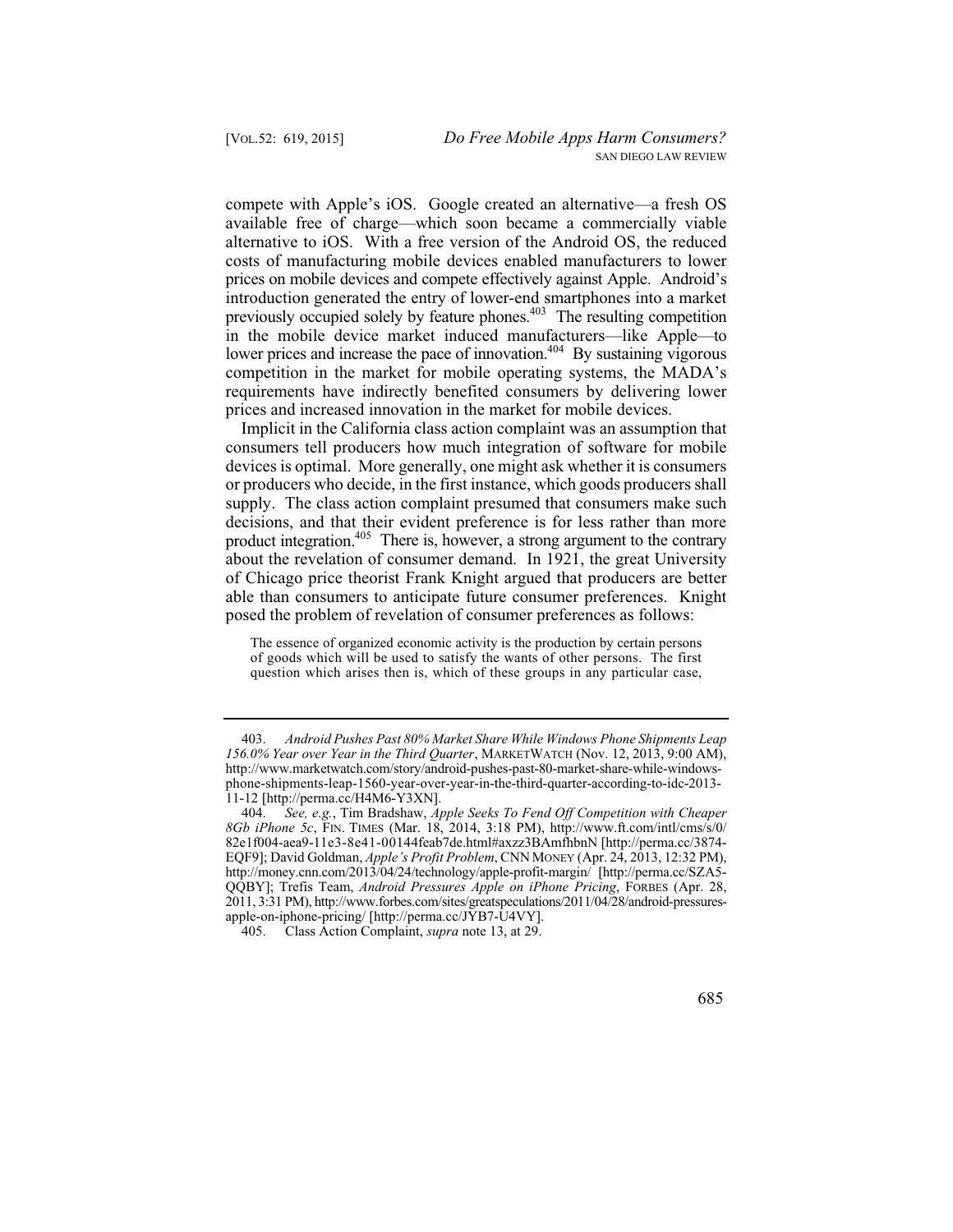compete with Apple's iOS. Google created an alternative—a fresh OS available free of charge—which soon became a commercially viable alternative to iOS. With a free version of the Android OS, the reduced costs of manufacturing mobile devices enabled manufacturers to lower prices on mobile devices and compete effectively against Apple. Android's introduction generated the entry of lower-end smartphones into a market previously occupied solely by feature phones.[403] The resulting competition in the mobile device market induced manufacturers—like Apple—to lower prices and increase the pace of innovation.[404] By sustaining vigorous competition in the market for mobile operating systems, the MADA's requirements have indirectly benefited consumers by delivering lower prices and increased innovation in the market for mobile devices.

Implicit in the California class action complaint was an assumption that consumers tell producers how much integration of software for mobile devices is optimal. More generally, one might ask whether it is consumers or producers who decide, in the first instance, which goods producers shall supply. The class action complaint presumed that consumers make such decisions, and that their evident preference is for less rather than more product integration.[405] There is, however, a strong argument to the contrary about the revelation of consumer demand. In 1921, the great University of Chicago price theorist Frank Knight argued that producers are better able than consumers to anticipate future consumer preferences. Knight posed the problem of revelation of consumer preferences as follows:

> The essence of organized economic activity is the production by certain persons of goods which will be used to satisfy the wants of other persons. The first question which arises then is, which of these groups in any particular case,

---

403. *Android Pushes Past 80% Market Share While Windows Phone Shipments Leap 156.0% Year over Year in the Third Quarter*, MARKETWATCH (Nov. 12, 2013, 9:00 AM), http://www.marketwatch.com/story/android-pushes-past-80-market-share-while-windows-phone-shipments-leap-1560-year-over-year-in-the-third-quarter-according-to-idc-2013-11-12 [http://perma.cc/H4M6-Y3XN].

404. *See, e.g.*, Tim Bradshaw, *Apple Seeks To Fend Off Competition with Cheaper 8Gb iPhone 5c*, FIN. TIMES (Mar. 18, 2014, 3:18 PM), http://www.ft.com/intl/cms/s/0/82e1f004-aea9-11e3-8e41-00144feab7de.html#axzz3BAmfhbnN [http://perma.cc/3874-EQF9]; David Goldman, *Apple's Profit Problem*, CNN MONEY (Apr. 24, 2013, 12:32 PM), http://money.cnn.com/2013/04/24/technology/apple-profit-margin/ [http://perma.cc/SZA5-QQBY]; Trefis Team, *Android Pressures Apple on iPhone Pricing*, FORBES (Apr. 28, 2011, 3:31 PM), http://www.forbes.com/sites/greatspeculations/2011/04/28/android-pressures-apple-on-iphone-pricing/ [http://perma.cc/JYB7-U4VY].

405. Class Action Complaint, *supra* note 13, at 29.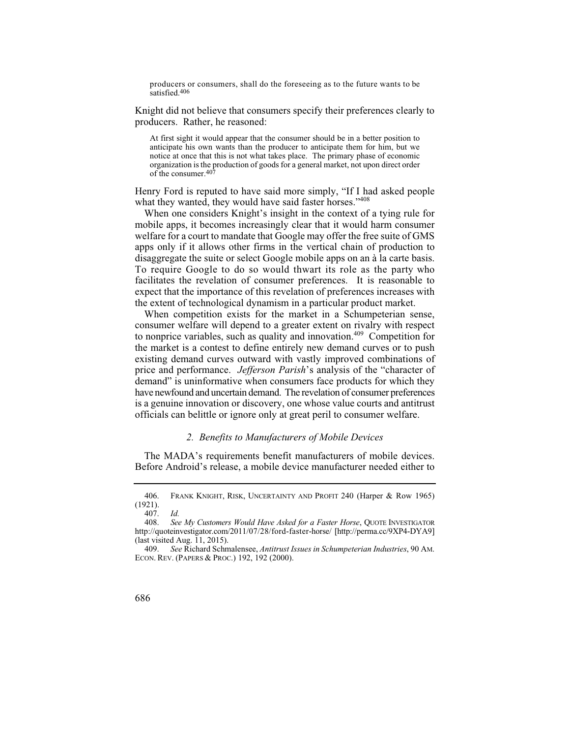> producers or consumers, shall do the foreseeing as to the future wants to be satisfied.[406]

Knight did not believe that consumers specify their preferences clearly to producers. Rather, he reasoned:

> At first sight it would appear that the consumer should be in a better position to anticipate his own wants than the producer to anticipate them for him, but we notice at once that this is not what takes place. The primary phase of economic organization is the production of goods for a general market, not upon direct order of the consumer.[407]

Henry Ford is reputed to have said more simply, "If I had asked people what they wanted, they would have said faster horses."[408]

When one considers Knight's insight in the context of a tying rule for mobile apps, it becomes increasingly clear that it would harm consumer welfare for a court to mandate that Google may offer the free suite of GMS apps only if it allows other firms in the vertical chain of production to disaggregate the suite or select Google mobile apps on an à la carte basis. To require Google to do so would thwart its role as the party who facilitates the revelation of consumer preferences. It is reasonable to expect that the importance of this revelation of preferences increases with the extent of technological dynamism in a particular product market.

When competition exists for the market in a Schumpeterian sense, consumer welfare will depend to a greater extent on rivalry with respect to nonprice variables, such as quality and innovation.[409] Competition for the market is a contest to define entirely new demand curves or to push existing demand curves outward with vastly improved combinations of price and performance. *Jefferson Parish*'s analysis of the "character of demand" is uninformative when consumers face products for which they have newfound and uncertain demand. The revelation of consumer preferences is a genuine innovation or discovery, one whose value courts and antitrust officials can belittle or ignore only at great peril to consumer welfare.

### *2. Benefits to Manufacturers of Mobile Devices*

The MADA's requirements benefit manufacturers of mobile devices. Before Android's release, a mobile device manufacturer needed either to

---

406. FRANK KNIGHT, RISK, UNCERTAINTY AND PROFIT 240 (Harper & Row 1965) (1921).

407. *Id.*

408. *See My Customers Would Have Asked for a Faster Horse*, QUOTE INVESTIGATOR http://quoteinvestigator.com/2011/07/28/ford-faster-horse/ [http://perma.cc/9XP4-DYA9] (last visited Aug. 11, 2015).

409. *See* Richard Schmalensee, *Antitrust Issues in Schumpeterian Industries*, 90 AM. ECON. REV. (PAPERS & PROC.) 192, 192 (2000).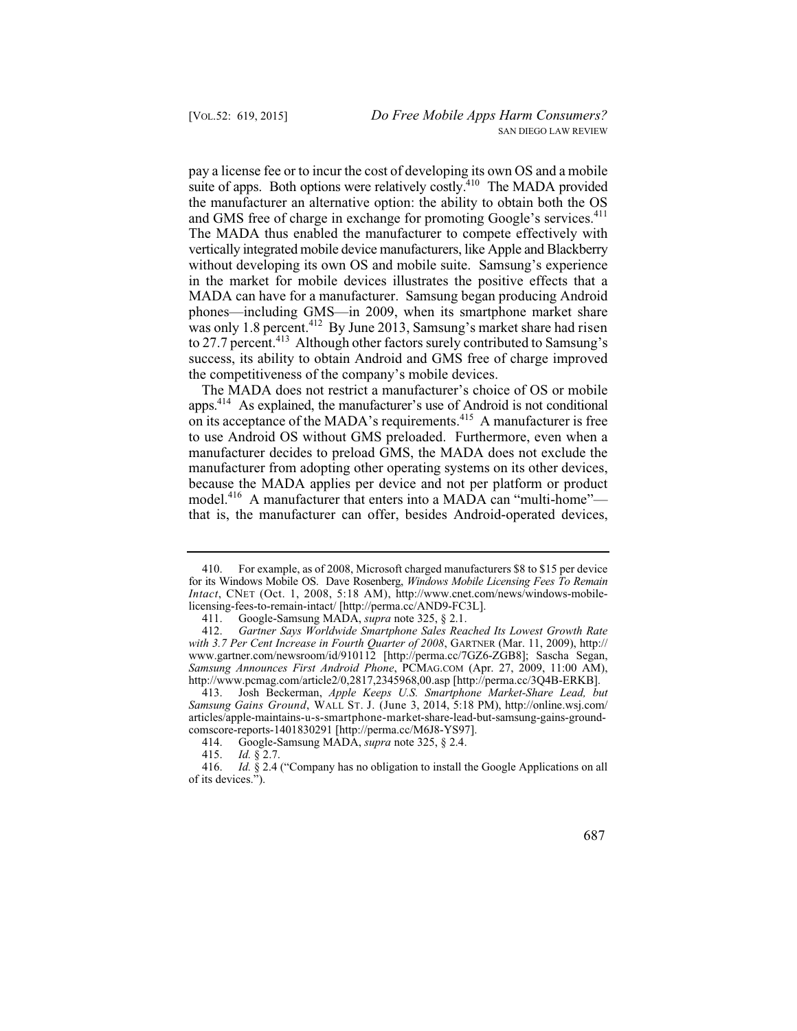pay a license fee or to incur the cost of developing its own OS and a mobile suite of apps. Both options were relatively costly.[410] The MADA provided the manufacturer an alternative option: the ability to obtain both the OS and GMS free of charge in exchange for promoting Google's services.[411] The MADA thus enabled the manufacturer to compete effectively with vertically integrated mobile device manufacturers, like Apple and Blackberry without developing its own OS and mobile suite. Samsung's experience in the market for mobile devices illustrates the positive effects that a MADA can have for a manufacturer. Samsung began producing Android phones—including GMS—in 2009, when its smartphone market share was only 1.8 percent.[412] By June 2013, Samsung's market share had risen to 27.7 percent.[413] Although other factors surely contributed to Samsung's success, its ability to obtain Android and GMS free of charge improved the competitiveness of the company's mobile devices.

The MADA does not restrict a manufacturer's choice of OS or mobile apps.[414] As explained, the manufacturer's use of Android is not conditional on its acceptance of the MADA's requirements.[415] A manufacturer is free to use Android OS without GMS preloaded. Furthermore, even when a manufacturer decides to preload GMS, the MADA does not exclude the manufacturer from adopting other operating systems on its other devices, because the MADA applies per device and not per platform or product model.[416] A manufacturer that enters into a MADA can "multi-home"—that is, the manufacturer can offer, besides Android-operated devices,

---

410. For example, as of 2008, Microsoft charged manufacturers $8 to $15 per device for its Windows Mobile OS. Dave Rosenberg, *Windows Mobile Licensing Fees To Remain Intact*, CNET (Oct. 1, 2008, 5:18 AM), http://www.cnet.com/news/windows-mobile-licensing-fees-to-remain-intact/ [http://perma.cc/AND9-FC3L].

411. Google-Samsung MADA, *supra* note 325, § 2.1.

412. *Gartner Says Worldwide Smartphone Sales Reached Its Lowest Growth Rate with 3.7 Per Cent Increase in Fourth Quarter of 2008*, GARTNER (Mar. 11, 2009), http://www.gartner.com/newsroom/id/910112 [http://perma.cc/7GZ6-ZGB8]; Sascha Segan, *Samsung Announces First Android Phone*, PCMAG.COM (Apr. 27, 2009, 11:00 AM), http://www.pcmag.com/article2/0,2817,2345968,00.asp [http://perma.cc/3Q4B-ERKB].

413. Josh Beckerman, *Apple Keeps U.S. Smartphone Market-Share Lead, but Samsung Gains Ground*, WALL ST. J. (June 3, 2014, 5:18 PM), http://online.wsj.com/articles/apple-maintains-u-s-smartphone-market-share-lead-but-samsung-gains-ground-comscore-reports-1401830291 [http://perma.cc/M6J8-YS97].

414. Google-Samsung MADA, *supra* note 325, § 2.4.

415. *Id.* § 2.7.

416. *Id.* § 2.4 ("Company has no obligation to install the Google Applications on all of its devices.").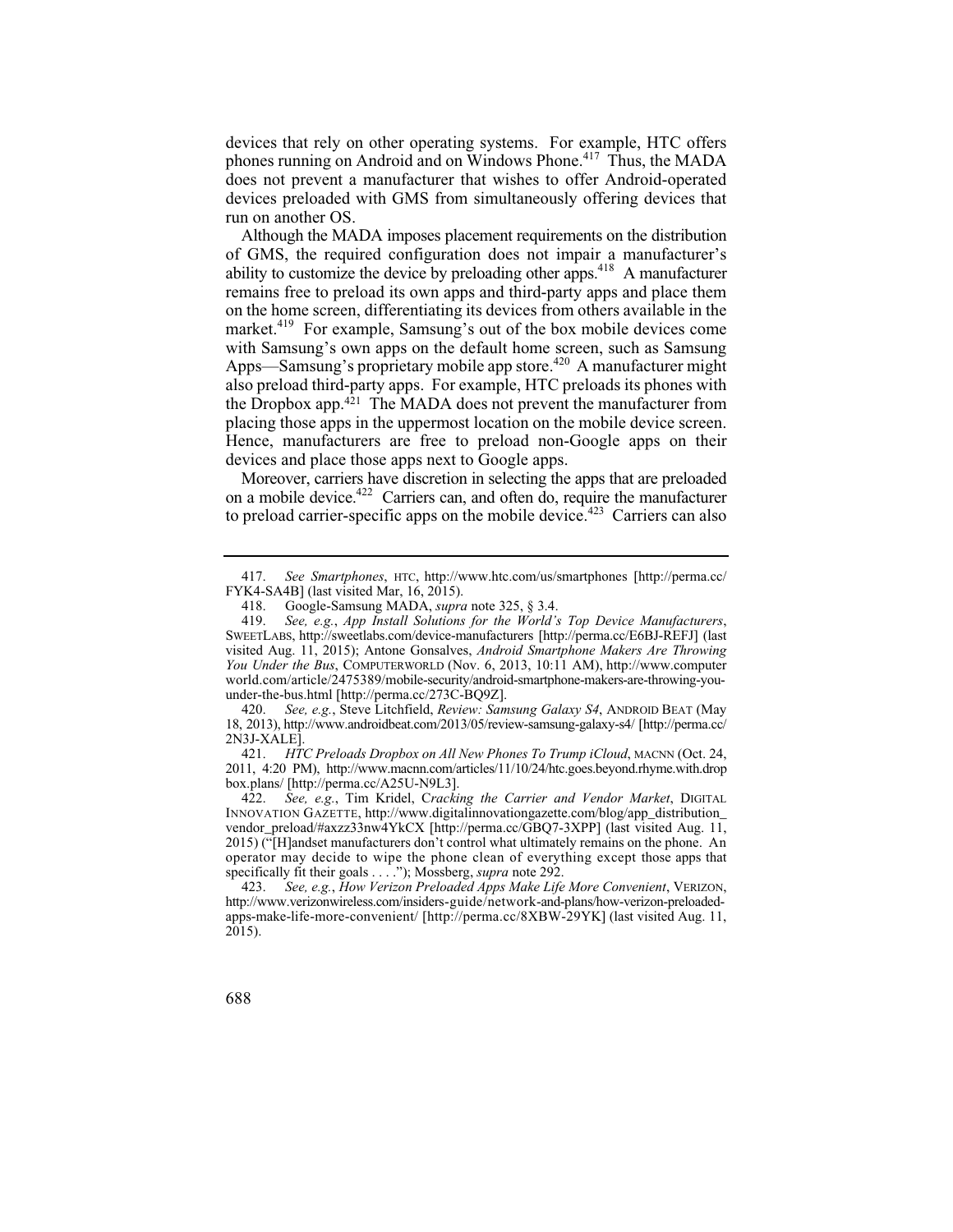devices that rely on other operating systems. For example, HTC offers phones running on Android and on Windows Phone.[417] Thus, the MADA does not prevent a manufacturer that wishes to offer Android-operated devices preloaded with GMS from simultaneously offering devices that run on another OS.

Although the MADA imposes placement requirements on the distribution of GMS, the required configuration does not impair a manufacturer's ability to customize the device by preloading other apps.[418] A manufacturer remains free to preload its own apps and third-party apps and place them on the home screen, differentiating its devices from others available in the market.[419] For example, Samsung's out of the box mobile devices come with Samsung's own apps on the default home screen, such as Samsung Apps—Samsung's proprietary mobile app store.[420] A manufacturer might also preload third-party apps. For example, HTC preloads its phones with the Dropbox app.[421] The MADA does not prevent the manufacturer from placing those apps in the uppermost location on the mobile device screen. Hence, manufacturers are free to preload non-Google apps on their devices and place those apps next to Google apps.

Moreover, carriers have discretion in selecting the apps that are preloaded on a mobile device.[422] Carriers can, and often do, require the manufacturer to preload carrier-specific apps on the mobile device.[423] Carriers can also

---

417. *See Smartphones*, HTC, http://www.htc.com/us/smartphones [http://perma.cc/FYK4-SA4B] (last visited Mar, 16, 2015).

418. Google-Samsung MADA, *supra* note 325, § 3.4.

419. *See, e.g.*, *App Install Solutions for the World's Top Device Manufacturers*, SWEETLABS, http://sweetlabs.com/device-manufacturers [http://perma.cc/E6BJ-REFJ] (last visited Aug. 11, 2015); Antone Gonsalves, *Android Smartphone Makers Are Throwing You Under the Bus*, COMPUTERWORLD (Nov. 6, 2013, 10:11 AM), http://www.computerworld.com/article/2475389/mobile-security/android-smartphone-makers-are-throwing-you-under-the-bus.html [http://perma.cc/273C-BQ9Z].

420. *See, e.g.*, Steve Litchfield, *Review: Samsung Galaxy S4*, ANDROID BEAT (May 18, 2013), http://www.androidbeat.com/2013/05/review-samsung-galaxy-s4/ [http://perma.cc/2N3J-XALE].

421. *HTC Preloads Dropbox on All New Phones To Trump iCloud*, MACNN (Oct. 24, 2011, 4:20 PM), http://www.macnn.com/articles/11/10/24/htc.goes.beyond.rhyme.with.dropbox.plans/ [http://perma.cc/A25U-N9L3].

422. *See, e.g.*, Tim Kridel, *Cracking the Carrier and Vendor Market*, DIGITAL INNOVATION GAZETTE, http://www.digitalinnovationgazette.com/blog/app_distribution_vendor_preload/#axzz33nw4YkCX [http://perma.cc/GBQ7-3XPP] (last visited Aug. 11, 2015) ("[H]andset manufacturers don't control what ultimately remains on the phone. An operator may decide to wipe the phone clean of everything except those apps that specifically fit their goals . . . ."); Mossberg, *supra* note 292.

423. *See, e.g.*, *How Verizon Preloaded Apps Make Life More Convenient*, VERIZON, http://www.verizonwireless.com/insiders-guide/network-and-plans/how-verizon-preloaded-apps-make-life-more-convenient/ [http://perma.cc/8XBW-29YK] (last visited Aug. 11, 2015).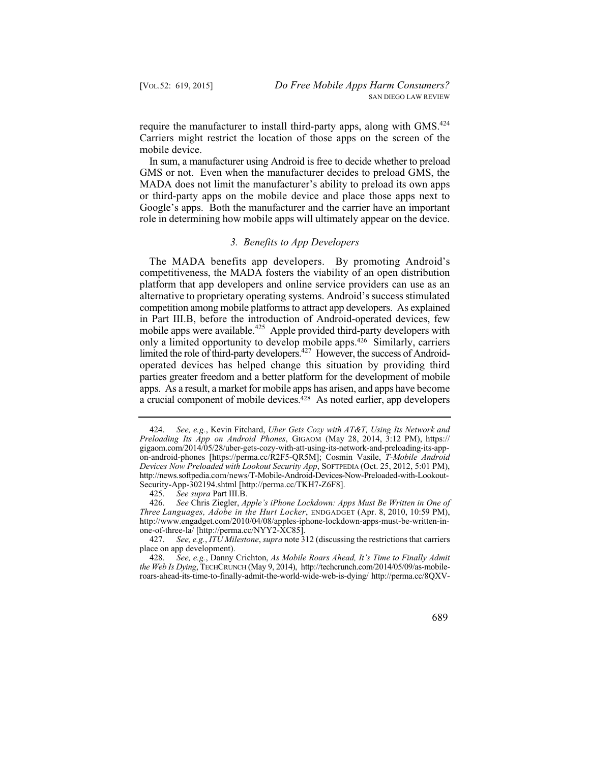require the manufacturer to install third-party apps, along with GMS.[424] Carriers might restrict the location of those apps on the screen of the mobile device.

In sum, a manufacturer using Android is free to decide whether to preload GMS or not. Even when the manufacturer decides to preload GMS, the MADA does not limit the manufacturer's ability to preload its own apps or third-party apps on the mobile device and place those apps next to Google's apps. Both the manufacturer and the carrier have an important role in determining how mobile apps will ultimately appear on the device.

### *3. Benefits to App Developers*

The MADA benefits app developers. By promoting Android's competitiveness, the MADA fosters the viability of an open distribution platform that app developers and online service providers can use as an alternative to proprietary operating systems. Android's success stimulated competition among mobile platforms to attract app developers. As explained in Part III.B, before the introduction of Android-operated devices, few mobile apps were available.[425] Apple provided third-party developers with only a limited opportunity to develop mobile apps.[426] Similarly, carriers limited the role of third-party developers.[427] However, the success of Android-operated devices has helped change this situation by providing third parties greater freedom and a better platform for the development of mobile apps. As a result, a market for mobile apps has arisen, and apps have become a crucial component of mobile devices.[428] As noted earlier, app developers

---

424. *See, e.g.*, Kevin Fitchard, *Uber Gets Cozy with AT&T, Using Its Network and Preloading Its App on Android Phones*, GIGAOM (May 28, 2014, 3:12 PM), https://gigaom.com/2014/05/28/uber-gets-cozy-with-att-using-its-network-and-preloading-its-app-on-android-phones [https://perma.cc/R2F5-QR5M]; Cosmin Vasile, *T-Mobile Android Devices Now Preloaded with Lookout Security App*, SOFTPEDIA (Oct. 25, 2012, 5:01 PM), http://news.softpedia.com/news/T-Mobile-Android-Devices-Now-Preloaded-with-Lookout-Security-App-302194.shtml [http://perma.cc/TKH7-Z6F8].

425. *See supra* Part III.B.

426. *See* Chris Ziegler, *Apple's iPhone Lockdown: Apps Must Be Written in One of Three Languages, Adobe in the Hurt Locker*, ENDGADGET (Apr. 8, 2010, 10:59 PM), http://www.engadget.com/2010/04/08/apples-iphone-lockdown-apps-must-be-written-in-one-of-three-la/ [http://perma.cc/NYY2-XC85].

427. *See, e.g.*, *ITU Milestone*, *supra* note 312 (discussing the restrictions that carriers place on app development).

428. *See, e.g.*, Danny Crichton, *As Mobile Roars Ahead, It's Time to Finally Admit the Web Is Dying*, TECHCRUNCH (May 9, 2014), http://techcrunch.com/2014/05/09/as-mobile-roars-ahead-its-time-to-finally-admit-the-world-wide-web-is-dying/ http://perma.cc/8QXV-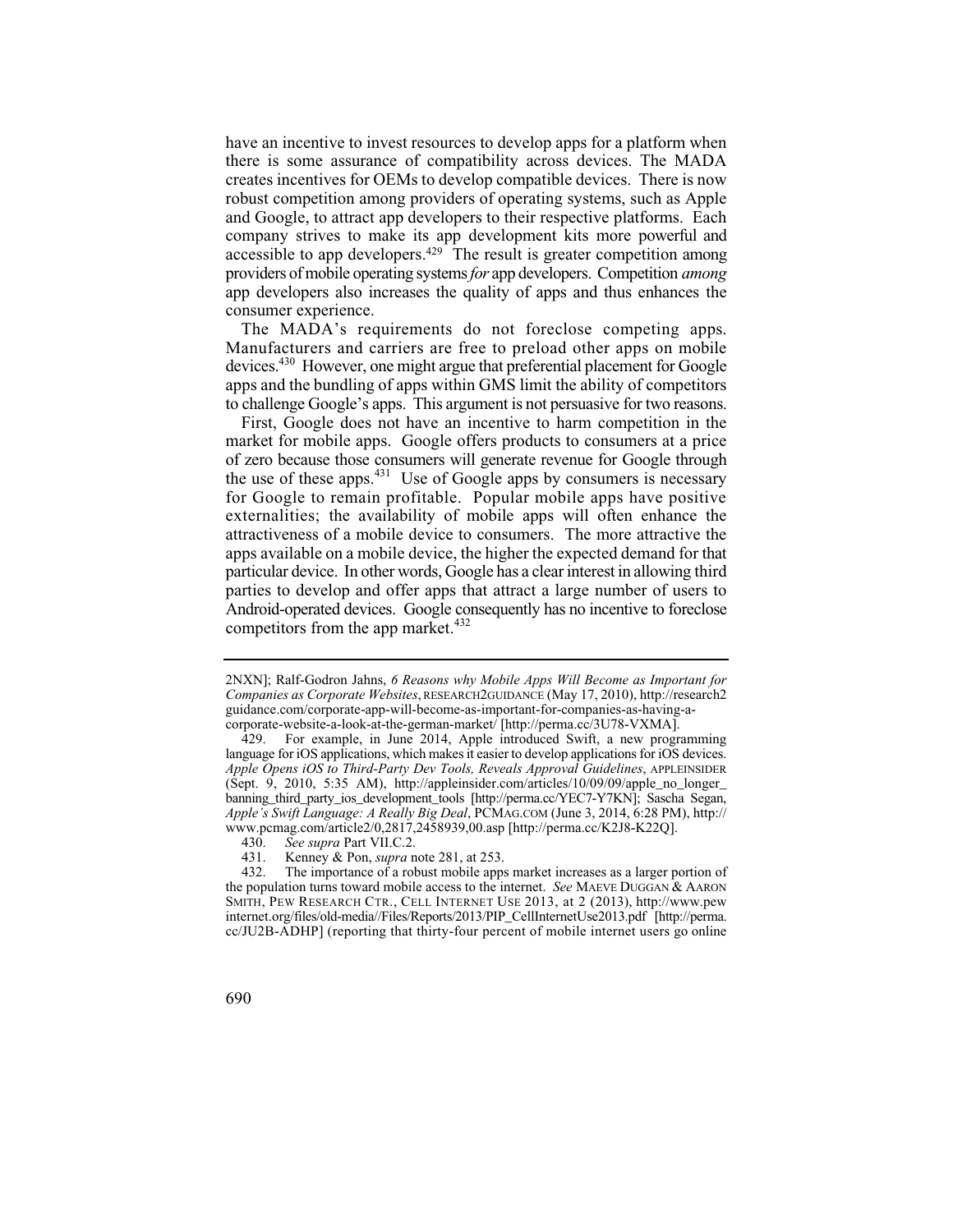have an incentive to invest resources to develop apps for a platform when there is some assurance of compatibility across devices. The MADA creates incentives for OEMs to develop compatible devices. There is now robust competition among providers of operating systems, such as Apple and Google, to attract app developers to their respective platforms. Each company strives to make its app development kits more powerful and accessible to app developers.[429] The result is greater competition among providers of mobile operating systems *for* app developers. Competition *among* app developers also increases the quality of apps and thus enhances the consumer experience.

The MADA's requirements do not foreclose competing apps. Manufacturers and carriers are free to preload other apps on mobile devices.[430] However, one might argue that preferential placement for Google apps and the bundling of apps within GMS limit the ability of competitors to challenge Google's apps. This argument is not persuasive for two reasons.

First, Google does not have an incentive to harm competition in the market for mobile apps. Google offers products to consumers at a price of zero because those consumers will generate revenue for Google through the use of these apps.[431] Use of Google apps by consumers is necessary for Google to remain profitable. Popular mobile apps have positive externalities; the availability of mobile apps will often enhance the attractiveness of a mobile device to consumers. The more attractive the apps available on a mobile device, the higher the expected demand for that particular device. In other words, Google has a clear interest in allowing third parties to develop and offer apps that attract a large number of users to Android-operated devices. Google consequently has no incentive to foreclose competitors from the app market.[432]

---

2NXN]; Ralf-Godron Jahns, *6 Reasons why Mobile Apps Will Become as Important for Companies as Corporate Websites*, RESEARCH2GUIDANCE (May 17, 2010), http://research2guidance.com/corporate-app-will-become-as-important-for-companies-as-having-a-corporate-website-a-look-at-the-german-market/ [http://perma.cc/3U78-VXMA].

429. For example, in June 2014, Apple introduced Swift, a new programming language for iOS applications, which makes it easier to develop applications for iOS devices. *Apple Opens iOS to Third-Party Dev Tools, Reveals Approval Guidelines*, APPLEINSIDER (Sept. 9, 2010, 5:35 AM), http://appleinsider.com/articles/10/09/09/apple_no_longer_banning_third_party_ios_development_tools [http://perma.cc/YEC7-Y7KN]; Sascha Segan, *Apple's Swift Language: A Really Big Deal*, PCMAG.COM (June 3, 2014, 6:28 PM), http://www.pcmag.com/article2/0,2817,2458939,00.asp [http://perma.cc/K2J8-K22Q].

430. *See supra* Part VII.C.2.

431. Kenney & Pon, *supra* note 281, at 253.

432. The importance of a robust mobile apps market increases as a larger portion of the population turns toward mobile access to the internet. *See* MAEVE DUGGAN & AARON SMITH, PEW RESEARCH CTR., CELL INTERNET USE 2013, at 2 (2013), http://www.pewinternet.org/files/old-media//Files/Reports/2013/PIP_CellInternetUse2013.pdf [http://perma.cc/JU2B-ADHP] (reporting that thirty-four percent of mobile internet users go online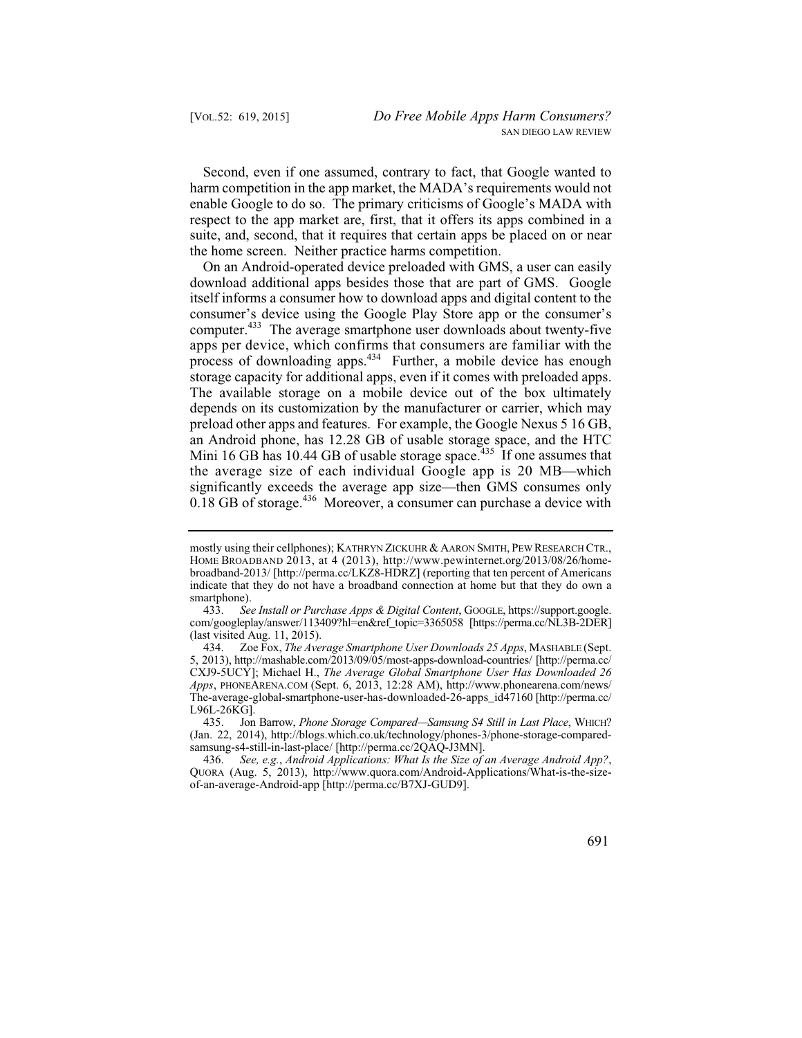Second, even if one assumed, contrary to fact, that Google wanted to harm competition in the app market, the MADA's requirements would not enable Google to do so. The primary criticisms of Google's MADA with respect to the app market are, first, that it offers its apps combined in a suite, and, second, that it requires that certain apps be placed on or near the home screen. Neither practice harms competition.

On an Android-operated device preloaded with GMS, a user can easily download additional apps besides those that are part of GMS. Google itself informs a consumer how to download apps and digital content to the consumer's device using the Google Play Store app or the consumer's computer.[433] The average smartphone user downloads about twenty-five apps per device, which confirms that consumers are familiar with the process of downloading apps.[434] Further, a mobile device has enough storage capacity for additional apps, even if it comes with preloaded apps. The available storage on a mobile device out of the box ultimately depends on its customization by the manufacturer or carrier, which may preload other apps and features. For example, the Google Nexus 5 16 GB, an Android phone, has 12.28 GB of usable storage space, and the HTC Mini 16 GB has 10.44 GB of usable storage space.[435] If one assumes that the average size of each individual Google app is 20 MB—which significantly exceeds the average app size—then GMS consumes only 0.18 GB of storage.[436] Moreover, a consumer can purchase a device with

---

mostly using their cellphones); KATHRYN ZICKUHR & AARON SMITH, PEW RESEARCH CTR., HOME BROADBAND 2013, at 4 (2013), http://www.pewinternet.org/2013/08/26/home-broadband-2013/ [http://perma.cc/LKZ8-HDRZ] (reporting that ten percent of Americans indicate that they do not have a broadband connection at home but that they do own a smartphone).

433. *See Install or Purchase Apps & Digital Content*, GOOGLE, https://support.google.com/googleplay/answer/113409?hl=en&ref_topic=3365058 [https://perma.cc/NL3B-2DER] (last visited Aug. 11, 2015).

434. Zoe Fox, *The Average Smartphone User Downloads 25 Apps*, MASHABLE (Sept. 5, 2013), http://mashable.com/2013/09/05/most-apps-download-countries/ [http://perma.cc/CXJ9-5UCY]; Michael H., *The Average Global Smartphone User Has Downloaded 26 Apps*, PHONEARENA.COM (Sept. 6, 2013, 12:28 AM), http://www.phonearena.com/news/The-average-global-smartphone-user-has-downloaded-26-apps_id47160 [http://perma.cc/L96L-26KG].

435. Jon Barrow, *Phone Storage Compared—Samsung S4 Still in Last Place*, WHICH? (Jan. 22, 2014), http://blogs.which.co.uk/technology/phones-3/phone-storage-compared-samsung-s4-still-in-last-place/ [http://perma.cc/2QAQ-J3MN].

436. *See, e.g.*, *Android Applications: What Is the Size of an Average Android App?*, QUORA (Aug. 5, 2013), http://www.quora.com/Android-Applications/What-is-the-size-of-an-average-Android-app [http://perma.cc/B7XJ-GUD9].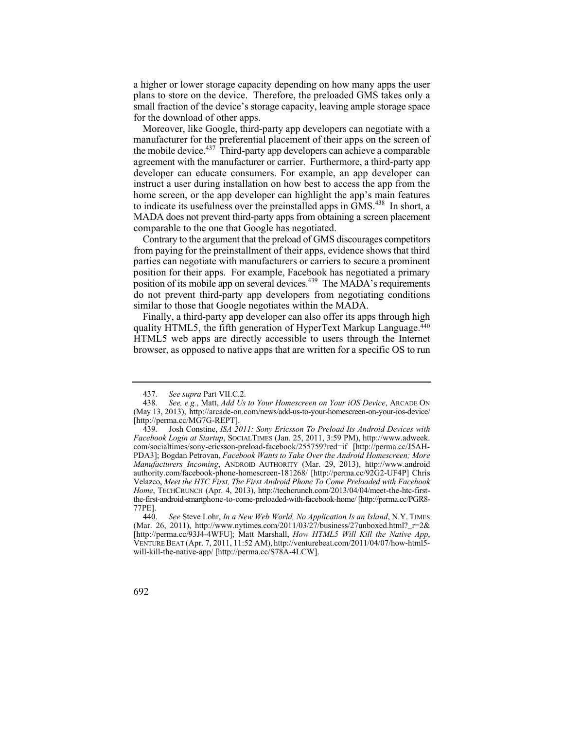a higher or lower storage capacity depending on how many apps the user plans to store on the device. Therefore, the preloaded GMS takes only a small fraction of the device's storage capacity, leaving ample storage space for the download of other apps.

Moreover, like Google, third-party app developers can negotiate with a manufacturer for the preferential placement of their apps on the screen of the mobile device.[437] Third-party app developers can achieve a comparable agreement with the manufacturer or carrier. Furthermore, a third-party app developer can educate consumers. For example, an app developer can instruct a user during installation on how best to access the app from the home screen, or the app developer can highlight the app's main features to indicate its usefulness over the preinstalled apps in GMS.[438] In short, a MADA does not prevent third-party apps from obtaining a screen placement comparable to the one that Google has negotiated.

Contrary to the argument that the preload of GMS discourages competitors from paying for the preinstallment of their apps, evidence shows that third parties can negotiate with manufacturers or carriers to secure a prominent position for their apps. For example, Facebook has negotiated a primary position of its mobile app on several devices.[439] The MADA's requirements do not prevent third-party app developers from negotiating conditions similar to those that Google negotiates within the MADA.

Finally, a third-party app developer can also offer its apps through high quality HTML5, the fifth generation of HyperText Markup Language.[440] HTML5 web apps are directly accessible to users through the Internet browser, as opposed to native apps that are written for a specific OS to run

---

437. *See supra* Part VII.C.2.

438. *See, e.g.*, Matt, *Add Us to Your Homescreen on Your iOS Device*, ARCADE ON (May 13, 2013), http://arcade-on.com/news/add-us-to-your-homescreen-on-your-ios-device/ [http://perma.cc/MG7G-REPT].

439. Josh Constine, *ISA 2011: Sony Ericsson To Preload Its Android Devices with Facebook Login at Startup*, SOCIALTIMES (Jan. 25, 2011, 3:59 PM), http://www.adweek.com/socialtimes/sony-ericsson-preload-facebook/255759?red=if [http://perma.cc/J5AH-PDA3]; Bogdan Petrovan, *Facebook Wants to Take Over the Android Homescreen; More Manufacturers Incoming*, ANDROID AUTHORITY (Mar. 29, 2013), http://www.androidauthority.com/facebook-phone-homescreen-181268/ [http://perma.cc/92G2-UF4P] Chris Velazco, *Meet the HTC First, The First Android Phone To Come Preloaded with Facebook Home*, TECHCRUNCH (Apr. 4, 2013), http://techcrunch.com/2013/04/04/meet-the-htc-first-the-first-android-smartphone-to-come-preloaded-with-facebook-home/ [http://perma.cc/PGR8-77PE].

440. *See* Steve Lohr, *In a New Web World, No Application Is an Island*, N.Y. TIMES (Mar. 26, 2011), http://www.nytimes.com/2011/03/27/business/27unboxed.html?_r=2& [http://perma.cc/93J4-4WFU]; Matt Marshall, *How HTML5 Will Kill the Native App*, VENTURE BEAT (Apr. 7, 2011, 11:52 AM), http://venturebeat.com/2011/04/07/how-html5-will-kill-the-native-app/ [http://perma.cc/S78A-4LCW].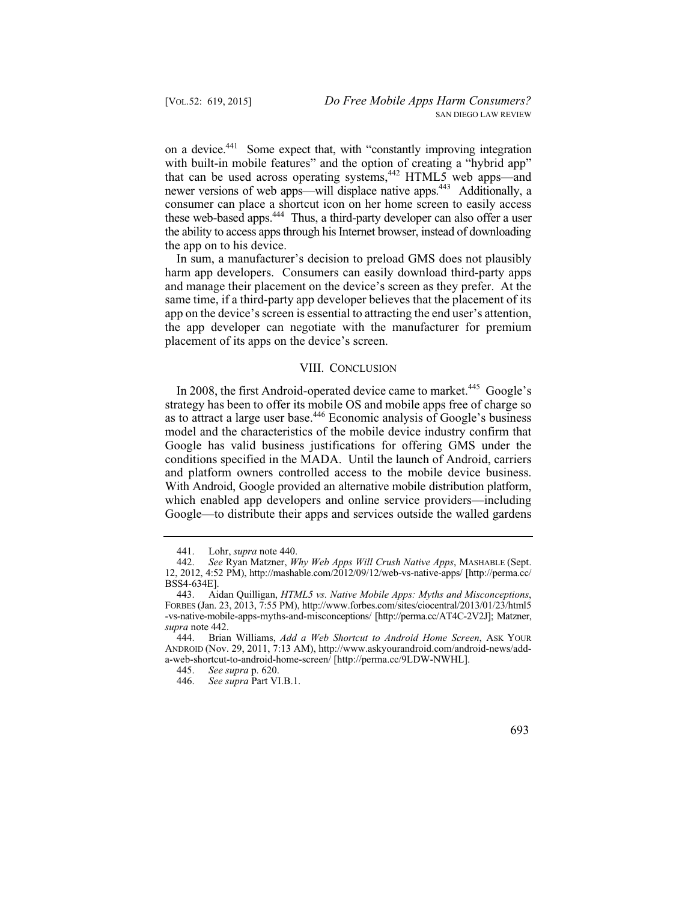on a device.[441] Some expect that, with "constantly improving integration with built-in mobile features" and the option of creating a "hybrid app" that can be used across operating systems,[442] HTML5 web apps—and newer versions of web apps—will displace native apps.[443] Additionally, a consumer can place a shortcut icon on her home screen to easily access these web-based apps.[444] Thus, a third-party developer can also offer a user the ability to access apps through his Internet browser, instead of downloading the app on to his device.

In sum, a manufacturer's decision to preload GMS does not plausibly harm app developers. Consumers can easily download third-party apps and manage their placement on the device's screen as they prefer. At the same time, if a third-party app developer believes that the placement of its app on the device's screen is essential to attracting the end user's attention, the app developer can negotiate with the manufacturer for premium placement of its apps on the device's screen.

## VIII. CONCLUSION

In 2008, the first Android-operated device came to market.[445] Google's strategy has been to offer its mobile OS and mobile apps free of charge so as to attract a large user base.[446] Economic analysis of Google's business model and the characteristics of the mobile device industry confirm that Google has valid business justifications for offering GMS under the conditions specified in the MADA. Until the launch of Android, carriers and platform owners controlled access to the mobile device business. With Android, Google provided an alternative mobile distribution platform, which enabled app developers and online service providers—including Google—to distribute their apps and services outside the walled gardens

---

441. Lohr, *supra* note 440.

442. *See* Ryan Matzner, *Why Web Apps Will Crush Native Apps*, MASHABLE (Sept. 12, 2012, 4:52 PM), http://mashable.com/2012/09/12/web-vs-native-apps/ [http://perma.cc/BSS4-634E].

443. Aidan Quilligan, *HTML5 vs. Native Mobile Apps: Myths and Misconceptions*, FORBES (Jan. 23, 2013, 7:55 PM), http://www.forbes.com/sites/ciocentral/2013/01/23/html5-vs-native-mobile-apps-myths-and-misconceptions/ [http://perma.cc/AT4C-2V2J]; Matzner, *supra* note 442.

444. Brian Williams, *Add a Web Shortcut to Android Home Screen*, ASK YOUR ANDROID (Nov. 29, 2011, 7:13 AM), http://www.askyourandroid.com/android-news/add-a-web-shortcut-to-android-home-screen/ [http://perma.cc/9LDW-NWHL].

445. *See supra* p. 620.

446. *See supra* Part VI.B.1.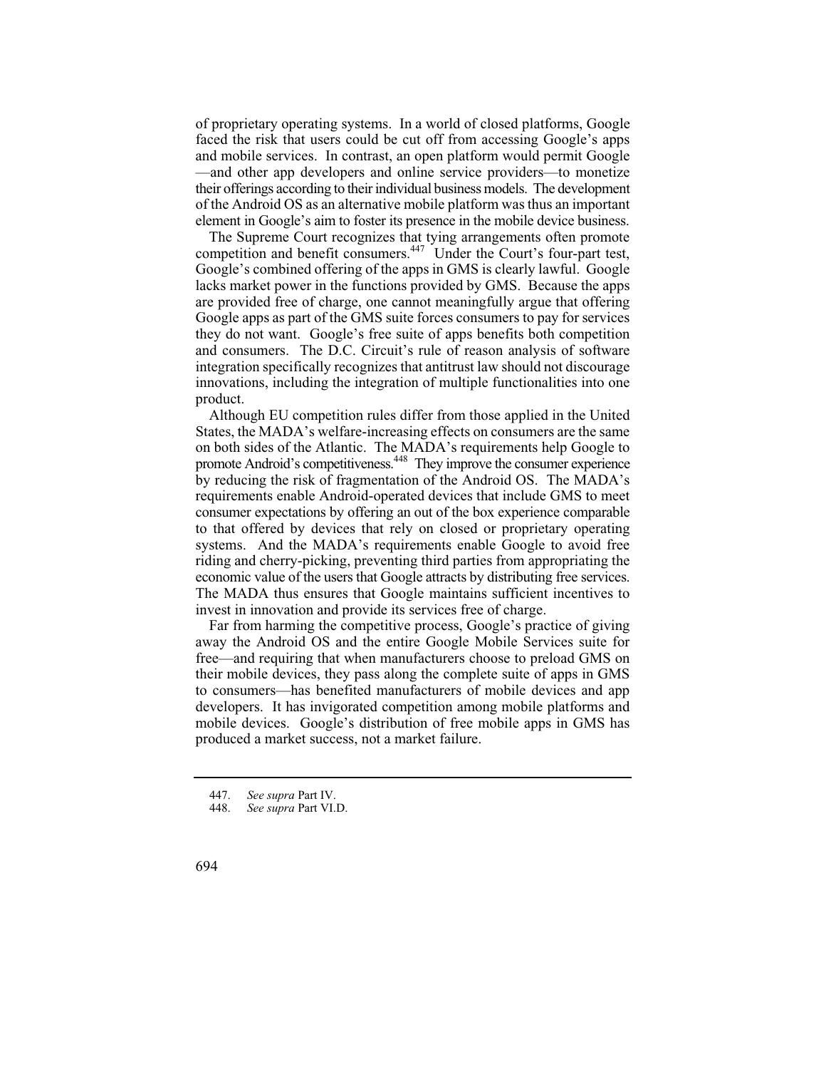of proprietary operating systems. In a world of closed platforms, Google faced the risk that users could be cut off from accessing Google's apps and mobile services. In contrast, an open platform would permit Google —and other app developers and online service providers—to monetize their offerings according to their individual business models. The development of the Android OS as an alternative mobile platform was thus an important element in Google's aim to foster its presence in the mobile device business.

The Supreme Court recognizes that tying arrangements often promote competition and benefit consumers.[447] Under the Court's four-part test, Google's combined offering of the apps in GMS is clearly lawful. Google lacks market power in the functions provided by GMS. Because the apps are provided free of charge, one cannot meaningfully argue that offering Google apps as part of the GMS suite forces consumers to pay for services they do not want. Google's free suite of apps benefits both competition and consumers. The D.C. Circuit's rule of reason analysis of software integration specifically recognizes that antitrust law should not discourage innovations, including the integration of multiple functionalities into one product.

Although EU competition rules differ from those applied in the United States, the MADA's welfare-increasing effects on consumers are the same on both sides of the Atlantic. The MADA's requirements help Google to promote Android's competitiveness.[448] They improve the consumer experience by reducing the risk of fragmentation of the Android OS. The MADA's requirements enable Android-operated devices that include GMS to meet consumer expectations by offering an out of the box experience comparable to that offered by devices that rely on closed or proprietary operating systems. And the MADA's requirements enable Google to avoid free riding and cherry-picking, preventing third parties from appropriating the economic value of the users that Google attracts by distributing free services. The MADA thus ensures that Google maintains sufficient incentives to invest in innovation and provide its services free of charge.

Far from harming the competitive process, Google's practice of giving away the Android OS and the entire Google Mobile Services suite for free—and requiring that when manufacturers choose to preload GMS on their mobile devices, they pass along the complete suite of apps in GMS to consumers—has benefited manufacturers of mobile devices and app developers. It has invigorated competition among mobile platforms and mobile devices. Google's distribution of free mobile apps in GMS has produced a market success, not a market failure.

---

447. *See supra* Part IV.

448. *See supra* Part VI.D.